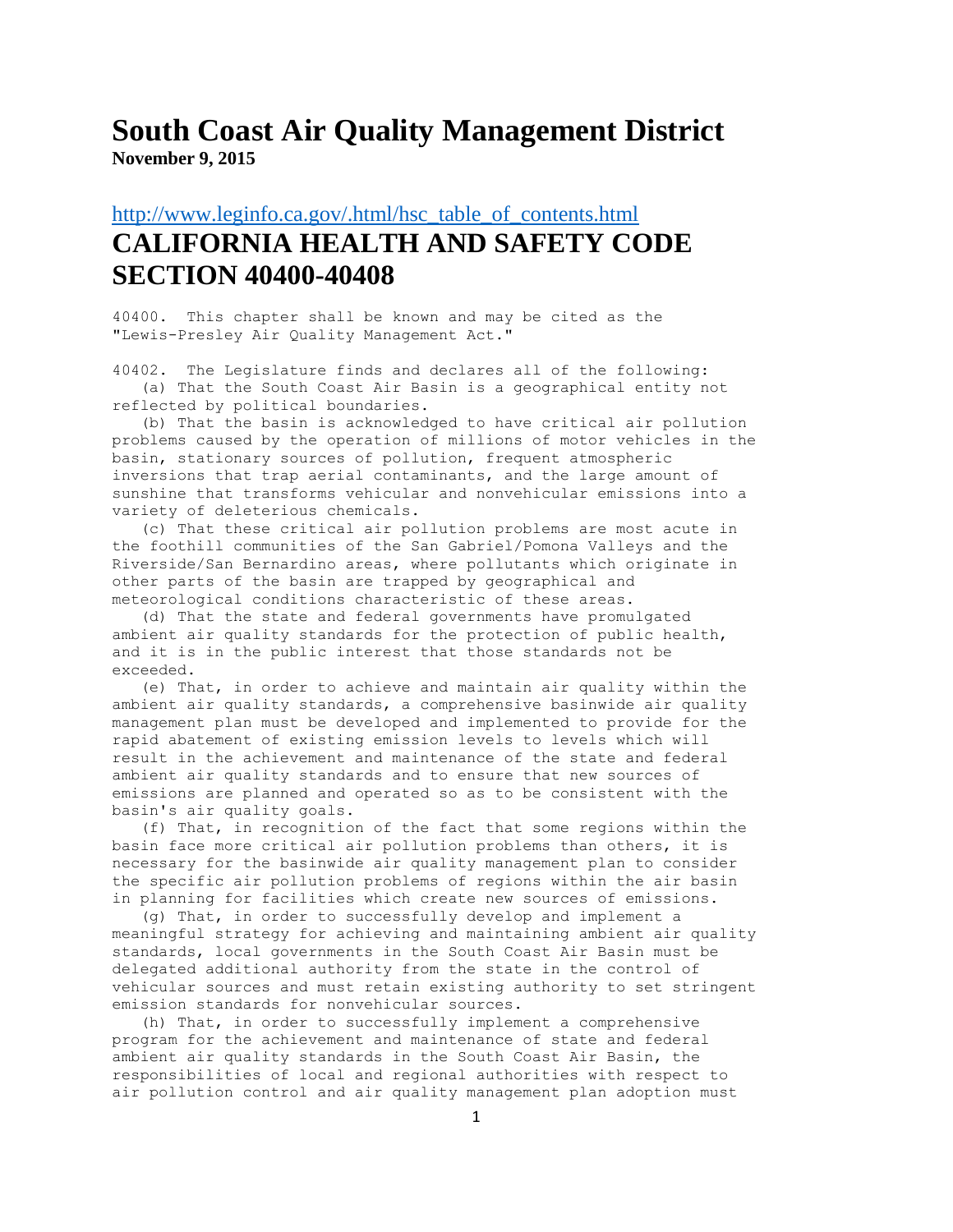# South Coast Air Quality Management District

**November 9, 2015**

## [http://www.leginfo.ca.gov/.html/hsc_table_of_contents.html](http://www.leginfo.ca.gov/.html/hsc_table_of_contents.html)

# CALIFORNIA HEALTH AND SAFETY CODE SECTION 40400-40408

40400. This chapter shall be known and may be cited as the "Lewis-Presley Air Quality Management Act."

40402. The Legislature finds and declares all of the following:

(a) That the South Coast Air Basin is a geographical entity not reflected by political boundaries.

(b) That the basin is acknowledged to have critical air pollution problems caused by the operation of millions of motor vehicles in the basin, stationary sources of pollution, frequent atmospheric inversions that trap aerial contaminants, and the large amount of sunshine that transforms vehicular and nonvehicular emissions into a variety of deleterious chemicals.

(c) That these critical air pollution problems are most acute in the foothill communities of the San Gabriel/Pomona Valleys and the Riverside/San Bernardino areas, where pollutants which originate in other parts of the basin are trapped by geographical and meteorological conditions characteristic of these areas.

(d) That the state and federal governments have promulgated ambient air quality standards for the protection of public health, and it is in the public interest that those standards not be exceeded.

(e) That, in order to achieve and maintain air quality within the ambient air quality standards, a comprehensive basinwide air quality management plan must be developed and implemented to provide for the rapid abatement of existing emission levels to levels which will result in the achievement and maintenance of the state and federal ambient air quality standards and to ensure that new sources of emissions are planned and operated so as to be consistent with the basin's air quality goals.

(f) That, in recognition of the fact that some regions within the basin face more critical air pollution problems than others, it is necessary for the basinwide air quality management plan to consider the specific air pollution problems of regions within the air basin in planning for facilities which create new sources of emissions.

(g) That, in order to successfully develop and implement a meaningful strategy for achieving and maintaining ambient air quality standards, local governments in the South Coast Air Basin must be delegated additional authority from the state in the control of vehicular sources and must retain existing authority to set stringent emission standards for nonvehicular sources.

(h) That, in order to successfully implement a comprehensive program for the achievement and maintenance of state and federal ambient air quality standards in the South Coast Air Basin, the responsibilities of local and regional authorities with respect to air pollution control and air quality management plan adoption must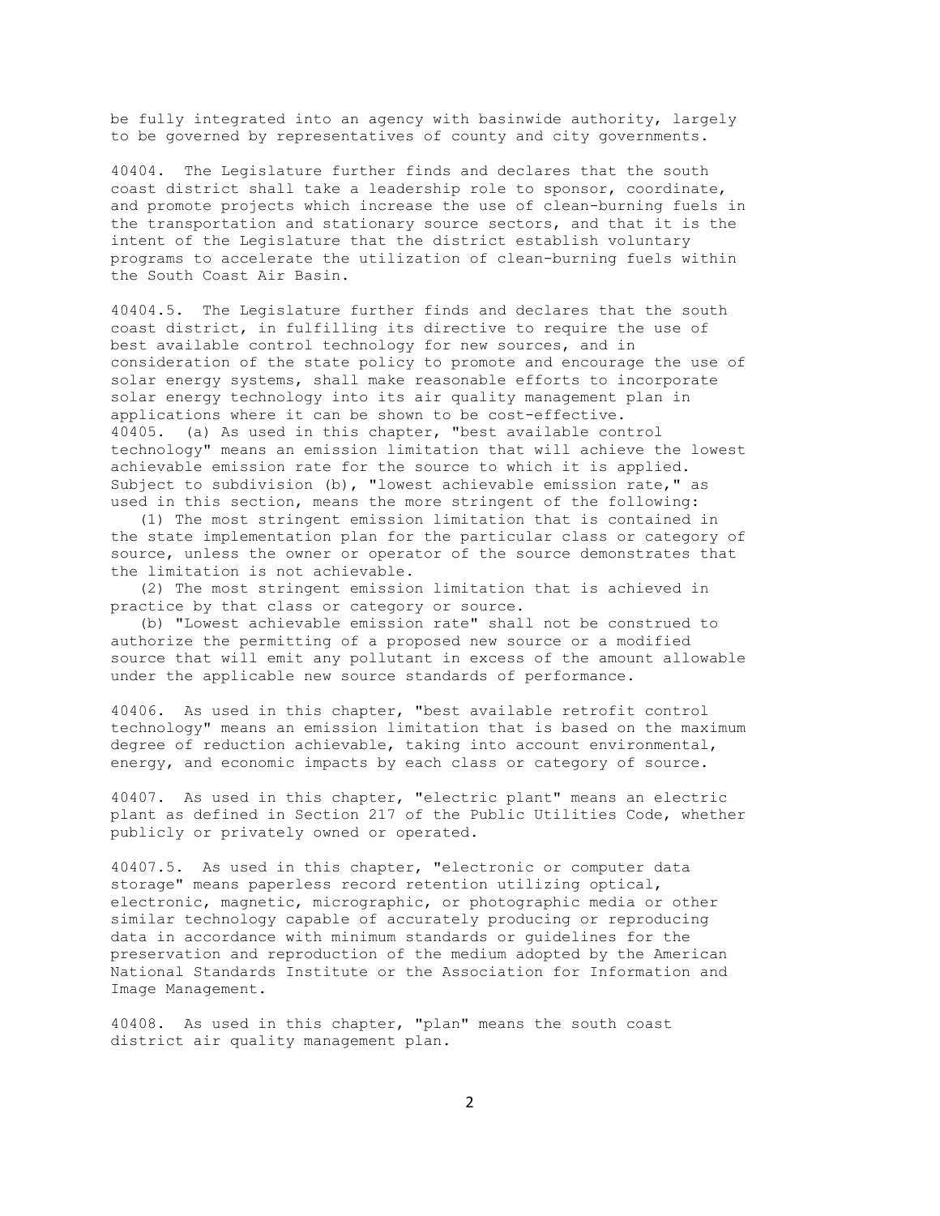be fully integrated into an agency with basinwide authority, largely to be governed by representatives of county and city governments.

40404. The Legislature further finds and declares that the south coast district shall take a leadership role to sponsor, coordinate, and promote projects which increase the use of clean-burning fuels in the transportation and stationary source sectors, and that it is the intent of the Legislature that the district establish voluntary programs to accelerate the utilization of clean-burning fuels within the South Coast Air Basin.

40404.5. The Legislature further finds and declares that the south coast district, in fulfilling its directive to require the use of best available control technology for new sources, and in consideration of the state policy to promote and encourage the use of solar energy systems, shall make reasonable efforts to incorporate solar energy technology into its air quality management plan in applications where it can be shown to be cost-effective.

40405. (a) As used in this chapter, "best available control technology" means an emission limitation that will achieve the lowest achievable emission rate for the source to which it is applied. Subject to subdivision (b), "lowest achievable emission rate," as used in this section, means the more stringent of the following:

(1) The most stringent emission limitation that is contained in the state implementation plan for the particular class or category of source, unless the owner or operator of the source demonstrates that the limitation is not achievable.

(2) The most stringent emission limitation that is achieved in practice by that class or category or source.

(b) "Lowest achievable emission rate" shall not be construed to authorize the permitting of a proposed new source or a modified source that will emit any pollutant in excess of the amount allowable under the applicable new source standards of performance.

40406. As used in this chapter, "best available retrofit control technology" means an emission limitation that is based on the maximum degree of reduction achievable, taking into account environmental, energy, and economic impacts by each class or category of source.

40407. As used in this chapter, "electric plant" means an electric plant as defined in Section 217 of the Public Utilities Code, whether publicly or privately owned or operated.

40407.5. As used in this chapter, "electronic or computer data storage" means paperless record retention utilizing optical, electronic, magnetic, micrographic, or photographic media or other similar technology capable of accurately producing or reproducing data in accordance with minimum standards or guidelines for the preservation and reproduction of the medium adopted by the American National Standards Institute or the Association for Information and Image Management.

40408. As used in this chapter, "plan" means the south coast district air quality management plan.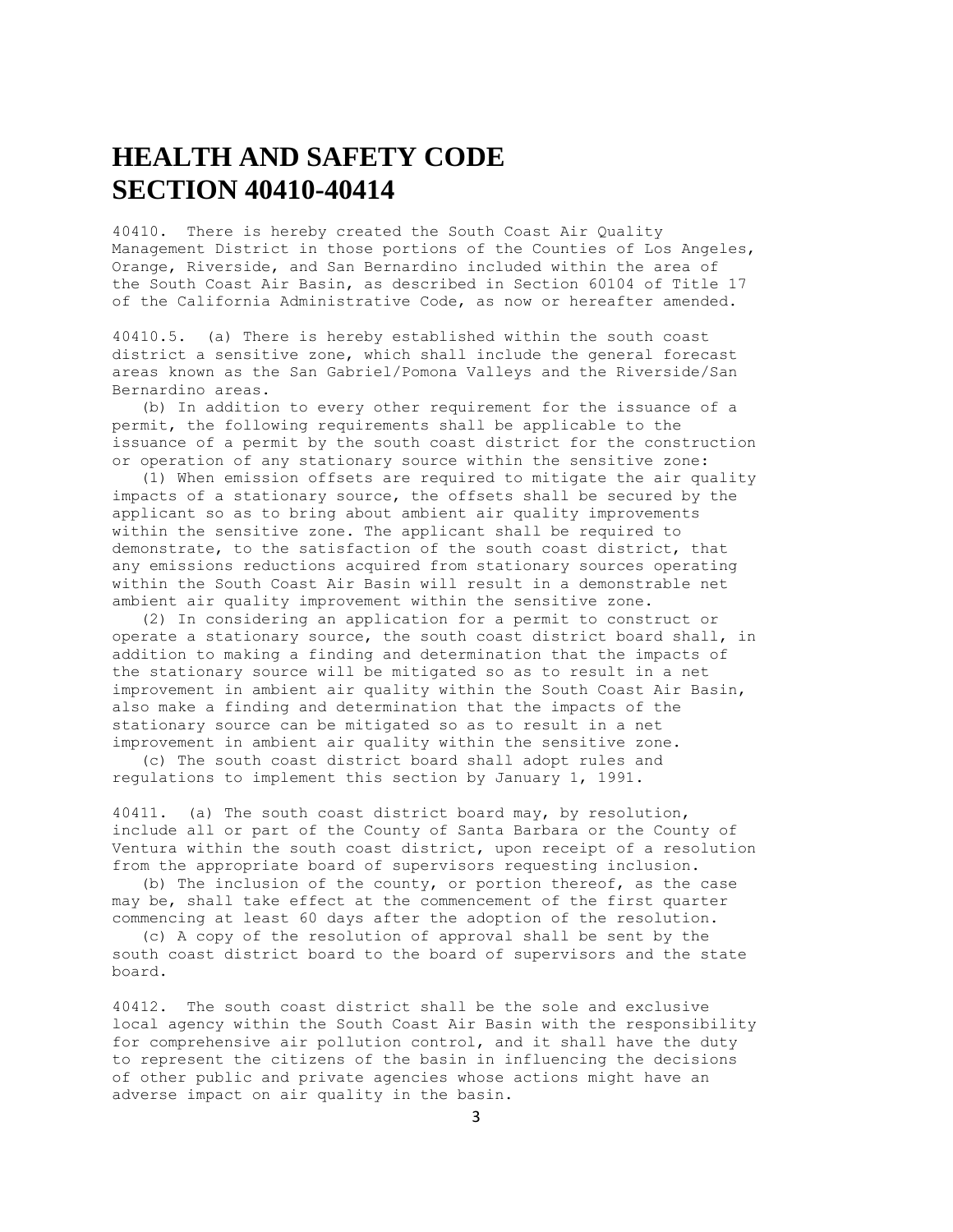# HEALTH AND SAFETY CODE SECTION 40410-40414

40410. There is hereby created the South Coast Air Quality Management District in those portions of the Counties of Los Angeles, Orange, Riverside, and San Bernardino included within the area of the South Coast Air Basin, as described in Section 60104 of Title 17 of the California Administrative Code, as now or hereafter amended.

40410.5. (a) There is hereby established within the south coast district a sensitive zone, which shall include the general forecast areas known as the San Gabriel/Pomona Valleys and the Riverside/San Bernardino areas.

(b) In addition to every other requirement for the issuance of a permit, the following requirements shall be applicable to the issuance of a permit by the south coast district for the construction or operation of any stationary source within the sensitive zone:

(1) When emission offsets are required to mitigate the air quality impacts of a stationary source, the offsets shall be secured by the applicant so as to bring about ambient air quality improvements within the sensitive zone. The applicant shall be required to demonstrate, to the satisfaction of the south coast district, that any emissions reductions acquired from stationary sources operating within the South Coast Air Basin will result in a demonstrable net ambient air quality improvement within the sensitive zone.

(2) In considering an application for a permit to construct or operate a stationary source, the south coast district board shall, in addition to making a finding and determination that the impacts of the stationary source will be mitigated so as to result in a net improvement in ambient air quality within the South Coast Air Basin, also make a finding and determination that the impacts of the stationary source can be mitigated so as to result in a net improvement in ambient air quality within the sensitive zone.

(c) The south coast district board shall adopt rules and regulations to implement this section by January 1, 1991.

40411. (a) The south coast district board may, by resolution, include all or part of the County of Santa Barbara or the County of Ventura within the south coast district, upon receipt of a resolution from the appropriate board of supervisors requesting inclusion.

(b) The inclusion of the county, or portion thereof, as the case may be, shall take effect at the commencement of the first quarter commencing at least 60 days after the adoption of the resolution.

(c) A copy of the resolution of approval shall be sent by the south coast district board to the board of supervisors and the state board.

40412. The south coast district shall be the sole and exclusive local agency within the South Coast Air Basin with the responsibility for comprehensive air pollution control, and it shall have the duty to represent the citizens of the basin in influencing the decisions of other public and private agencies whose actions might have an adverse impact on air quality in the basin.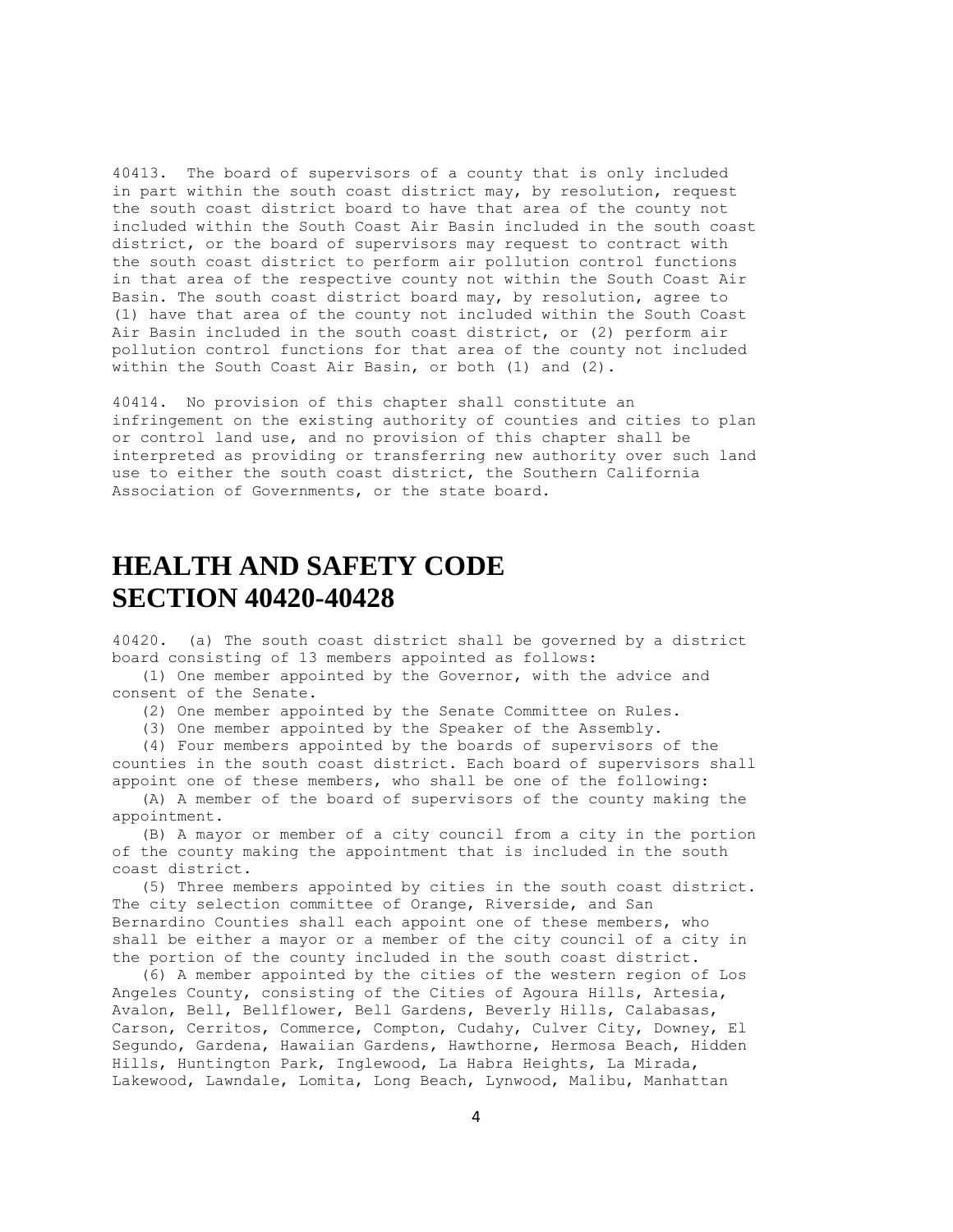40413. The board of supervisors of a county that is only included in part within the south coast district may, by resolution, request the south coast district board to have that area of the county not included within the South Coast Air Basin included in the south coast district, or the board of supervisors may request to contract with the south coast district to perform air pollution control functions in that area of the respective county not within the South Coast Air Basin. The south coast district board may, by resolution, agree to (1) have that area of the county not included within the South Coast Air Basin included in the south coast district, or (2) perform air pollution control functions for that area of the county not included within the South Coast Air Basin, or both (1) and (2).

40414. No provision of this chapter shall constitute an infringement on the existing authority of counties and cities to plan or control land use, and no provision of this chapter shall be interpreted as providing or transferring new authority over such land use to either the south coast district, the Southern California Association of Governments, or the state board.

# HEALTH AND SAFETY CODE SECTION 40420-40428

40420. (a) The south coast district shall be governed by a district board consisting of 13 members appointed as follows:

(1) One member appointed by the Governor, with the advice and consent of the Senate.

(2) One member appointed by the Senate Committee on Rules.

(3) One member appointed by the Speaker of the Assembly.

(4) Four members appointed by the boards of supervisors of the counties in the south coast district. Each board of supervisors shall appoint one of these members, who shall be one of the following:

(A) A member of the board of supervisors of the county making the appointment.

(B) A mayor or member of a city council from a city in the portion of the county making the appointment that is included in the south coast district.

(5) Three members appointed by cities in the south coast district. The city selection committee of Orange, Riverside, and San Bernardino Counties shall each appoint one of these members, who shall be either a mayor or a member of the city council of a city in the portion of the county included in the south coast district.

(6) A member appointed by the cities of the western region of Los Angeles County, consisting of the Cities of Agoura Hills, Artesia, Avalon, Bell, Bellflower, Bell Gardens, Beverly Hills, Calabasas, Carson, Cerritos, Commerce, Compton, Cudahy, Culver City, Downey, El Segundo, Gardena, Hawaiian Gardens, Hawthorne, Hermosa Beach, Hidden Hills, Huntington Park, Inglewood, La Habra Heights, La Mirada, Lakewood, Lawndale, Lomita, Long Beach, Lynwood, Malibu, Manhattan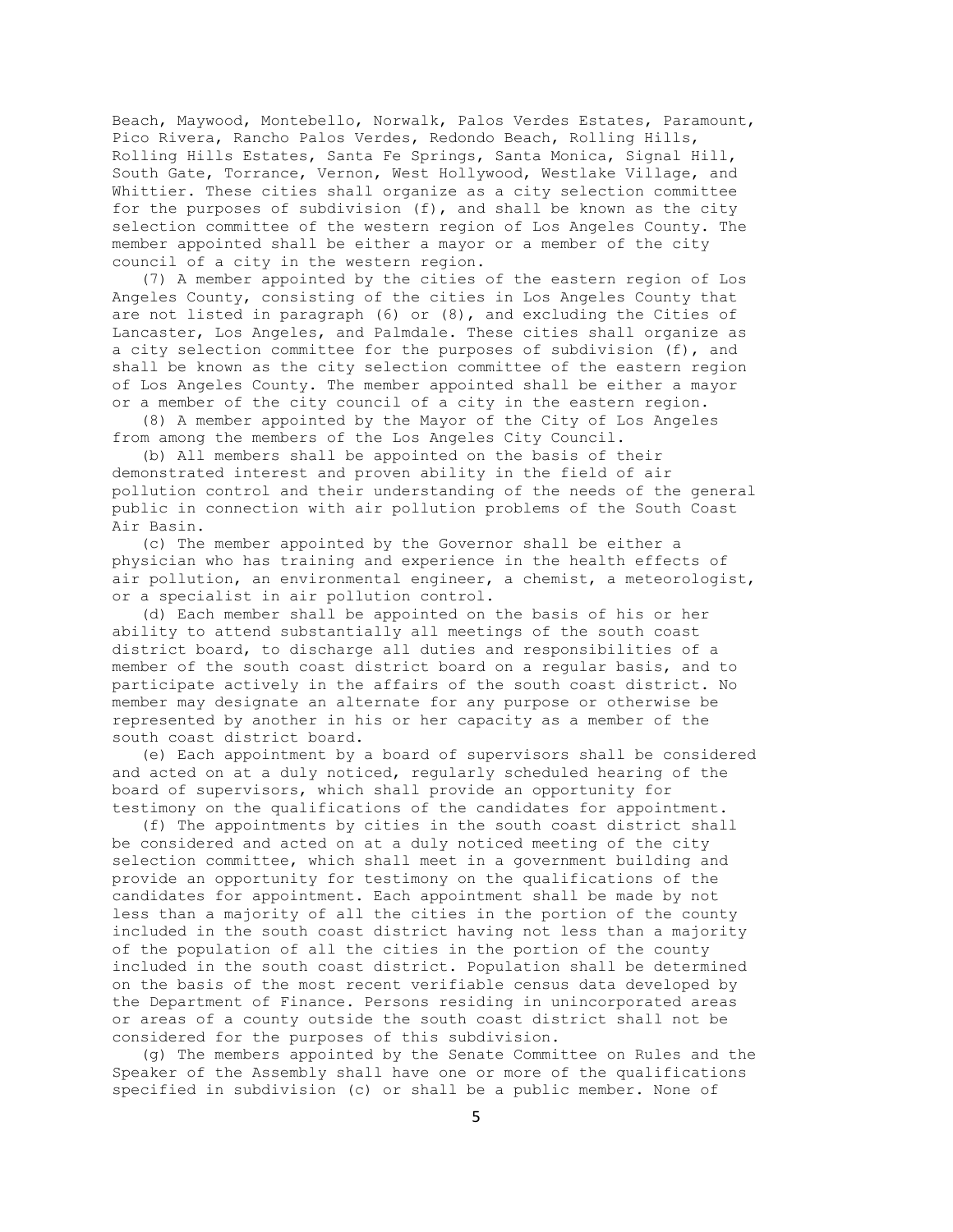Beach, Maywood, Montebello, Norwalk, Palos Verdes Estates, Paramount, Pico Rivera, Rancho Palos Verdes, Redondo Beach, Rolling Hills, Rolling Hills Estates, Santa Fe Springs, Santa Monica, Signal Hill, South Gate, Torrance, Vernon, West Hollywood, Westlake Village, and Whittier. These cities shall organize as a city selection committee for the purposes of subdivision (f), and shall be known as the city selection committee of the western region of Los Angeles County. The member appointed shall be either a mayor or a member of the city council of a city in the western region.

(7) A member appointed by the cities of the eastern region of Los Angeles County, consisting of the cities in Los Angeles County that are not listed in paragraph (6) or (8), and excluding the Cities of Lancaster, Los Angeles, and Palmdale. These cities shall organize as a city selection committee for the purposes of subdivision (f), and shall be known as the city selection committee of the eastern region of Los Angeles County. The member appointed shall be either a mayor or a member of the city council of a city in the eastern region.

(8) A member appointed by the Mayor of the City of Los Angeles from among the members of the Los Angeles City Council.

(b) All members shall be appointed on the basis of their demonstrated interest and proven ability in the field of air pollution control and their understanding of the needs of the general public in connection with air pollution problems of the South Coast Air Basin.

(c) The member appointed by the Governor shall be either a physician who has training and experience in the health effects of air pollution, an environmental engineer, a chemist, a meteorologist, or a specialist in air pollution control.

(d) Each member shall be appointed on the basis of his or her ability to attend substantially all meetings of the south coast district board, to discharge all duties and responsibilities of a member of the south coast district board on a regular basis, and to participate actively in the affairs of the south coast district. No member may designate an alternate for any purpose or otherwise be represented by another in his or her capacity as a member of the south coast district board.

(e) Each appointment by a board of supervisors shall be considered and acted on at a duly noticed, regularly scheduled hearing of the board of supervisors, which shall provide an opportunity for testimony on the qualifications of the candidates for appointment.

(f) The appointments by cities in the south coast district shall be considered and acted on at a duly noticed meeting of the city selection committee, which shall meet in a government building and provide an opportunity for testimony on the qualifications of the candidates for appointment. Each appointment shall be made by not less than a majority of all the cities in the portion of the county included in the south coast district having not less than a majority of the population of all the cities in the portion of the county included in the south coast district. Population shall be determined on the basis of the most recent verifiable census data developed by the Department of Finance. Persons residing in unincorporated areas or areas of a county outside the south coast district shall not be considered for the purposes of this subdivision.

(g) The members appointed by the Senate Committee on Rules and the Speaker of the Assembly shall have one or more of the qualifications specified in subdivision (c) or shall be a public member. None of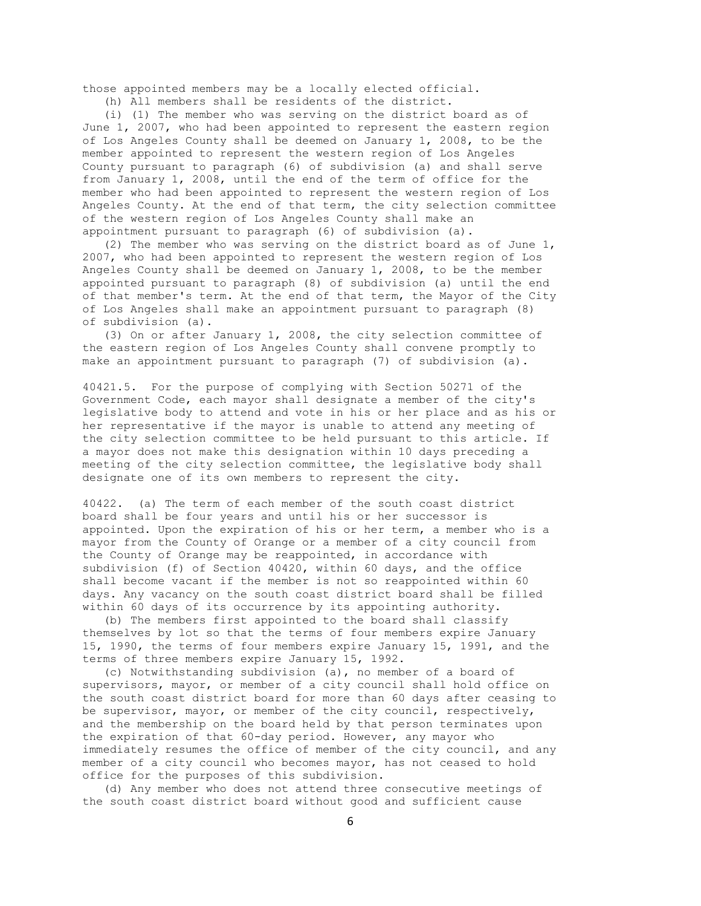those appointed members may be a locally elected official.

(h) All members shall be residents of the district.

(i) (1) The member who was serving on the district board as of June 1, 2007, who had been appointed to represent the eastern region of Los Angeles County shall be deemed on January 1, 2008, to be the member appointed to represent the western region of Los Angeles County pursuant to paragraph (6) of subdivision (a) and shall serve from January 1, 2008, until the end of the term of office for the member who had been appointed to represent the western region of Los Angeles County. At the end of that term, the city selection committee of the western region of Los Angeles County shall make an appointment pursuant to paragraph (6) of subdivision (a).

(2) The member who was serving on the district board as of June 1, 2007, who had been appointed to represent the western region of Los Angeles County shall be deemed on January 1, 2008, to be the member appointed pursuant to paragraph (8) of subdivision (a) until the end of that member's term. At the end of that term, the Mayor of the City of Los Angeles shall make an appointment pursuant to paragraph (8) of subdivision (a).

(3) On or after January 1, 2008, the city selection committee of the eastern region of Los Angeles County shall convene promptly to make an appointment pursuant to paragraph (7) of subdivision (a).

40421.5. For the purpose of complying with Section 50271 of the Government Code, each mayor shall designate a member of the city's legislative body to attend and vote in his or her place and as his or her representative if the mayor is unable to attend any meeting of the city selection committee to be held pursuant to this article. If a mayor does not make this designation within 10 days preceding a meeting of the city selection committee, the legislative body shall designate one of its own members to represent the city.

40422. (a) The term of each member of the south coast district board shall be four years and until his or her successor is appointed. Upon the expiration of his or her term, a member who is a mayor from the County of Orange or a member of a city council from the County of Orange may be reappointed, in accordance with subdivision (f) of Section 40420, within 60 days, and the office shall become vacant if the member is not so reappointed within 60 days. Any vacancy on the south coast district board shall be filled within 60 days of its occurrence by its appointing authority.

(b) The members first appointed to the board shall classify themselves by lot so that the terms of four members expire January 15, 1990, the terms of four members expire January 15, 1991, and the terms of three members expire January 15, 1992.

(c) Notwithstanding subdivision (a), no member of a board of supervisors, mayor, or member of a city council shall hold office on the south coast district board for more than 60 days after ceasing to be supervisor, mayor, or member of the city council, respectively, and the membership on the board held by that person terminates upon the expiration of that 60-day period. However, any mayor who immediately resumes the office of member of the city council, and any member of a city council who becomes mayor, has not ceased to hold office for the purposes of this subdivision.

(d) Any member who does not attend three consecutive meetings of the south coast district board without good and sufficient cause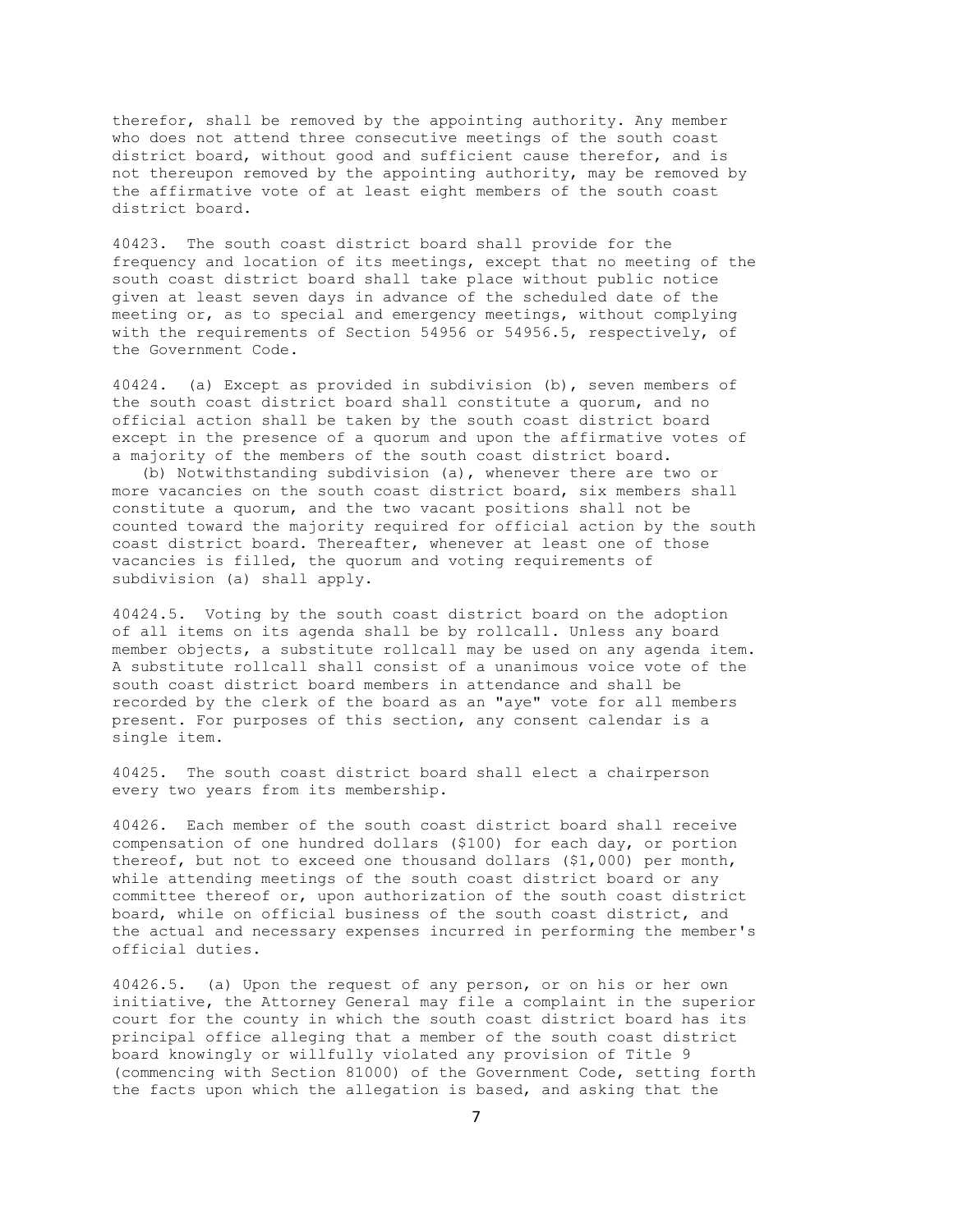therefor, shall be removed by the appointing authority. Any member who does not attend three consecutive meetings of the south coast district board, without good and sufficient cause therefor, and is not thereupon removed by the appointing authority, may be removed by the affirmative vote of at least eight members of the south coast district board.

40423. The south coast district board shall provide for the frequency and location of its meetings, except that no meeting of the south coast district board shall take place without public notice given at least seven days in advance of the scheduled date of the meeting or, as to special and emergency meetings, without complying with the requirements of Section 54956 or 54956.5, respectively, of the Government Code.

40424. (a) Except as provided in subdivision (b), seven members of the south coast district board shall constitute a quorum, and no official action shall be taken by the south coast district board except in the presence of a quorum and upon the affirmative votes of a majority of the members of the south coast district board.

(b) Notwithstanding subdivision (a), whenever there are two or more vacancies on the south coast district board, six members shall constitute a quorum, and the two vacant positions shall not be counted toward the majority required for official action by the south coast district board. Thereafter, whenever at least one of those vacancies is filled, the quorum and voting requirements of subdivision (a) shall apply.

40424.5. Voting by the south coast district board on the adoption of all items on its agenda shall be by rollcall. Unless any board member objects, a substitute rollcall may be used on any agenda item. A substitute rollcall shall consist of a unanimous voice vote of the south coast district board members in attendance and shall be recorded by the clerk of the board as an "aye" vote for all members present. For purposes of this section, any consent calendar is a single item.

40425. The south coast district board shall elect a chairperson every two years from its membership.

40426. Each member of the south coast district board shall receive compensation of one hundred dollars ($100) for each day, or portion thereof, but not to exceed one thousand dollars ($1,000) per month, while attending meetings of the south coast district board or any committee thereof or, upon authorization of the south coast district board, while on official business of the south coast district, and the actual and necessary expenses incurred in performing the member's official duties.

40426.5. (a) Upon the request of any person, or on his or her own initiative, the Attorney General may file a complaint in the superior court for the county in which the south coast district board has its principal office alleging that a member of the south coast district board knowingly or willfully violated any provision of Title 9 (commencing with Section 81000) of the Government Code, setting forth the facts upon which the allegation is based, and asking that the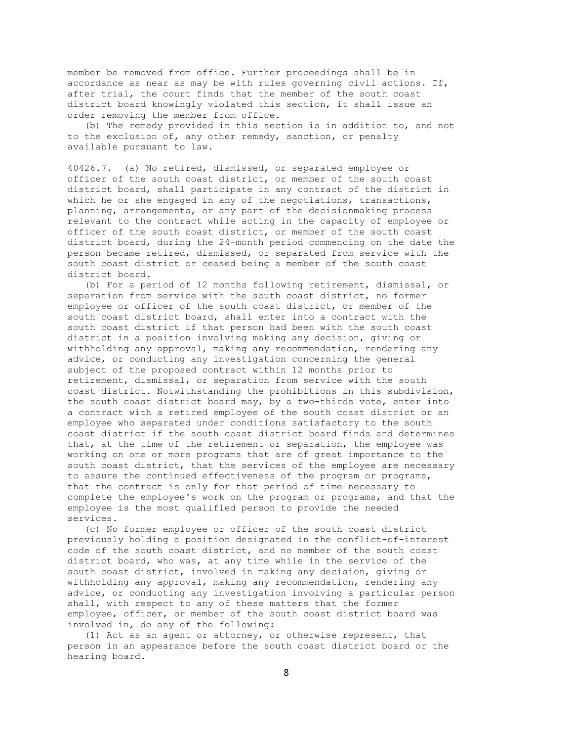member be removed from office. Further proceedings shall be in accordance as near as may be with rules governing civil actions. If, after trial, the court finds that the member of the south coast district board knowingly violated this section, it shall issue an order removing the member from office.

(b) The remedy provided in this section is in addition to, and not to the exclusion of, any other remedy, sanction, or penalty available pursuant to law.

40426.7. (a) No retired, dismissed, or separated employee or officer of the south coast district, or member of the south coast district board, shall participate in any contract of the district in which he or she engaged in any of the negotiations, transactions, planning, arrangements, or any part of the decisionmaking process relevant to the contract while acting in the capacity of employee or officer of the south coast district, or member of the south coast district board, during the 24-month period commencing on the date the person became retired, dismissed, or separated from service with the south coast district or ceased being a member of the south coast district board.

(b) For a period of 12 months following retirement, dismissal, or separation from service with the south coast district, no former employee or officer of the south coast district, or member of the south coast district board, shall enter into a contract with the south coast district if that person had been with the south coast district in a position involving making any decision, giving or withholding any approval, making any recommendation, rendering any advice, or conducting any investigation concerning the general subject of the proposed contract within 12 months prior to retirement, dismissal, or separation from service with the south coast district. Notwithstanding the prohibitions in this subdivision, the south coast district board may, by a two-thirds vote, enter into a contract with a retired employee of the south coast district or an employee who separated under conditions satisfactory to the south coast district if the south coast district board finds and determines that, at the time of the retirement or separation, the employee was working on one or more programs that are of great importance to the south coast district, that the services of the employee are necessary to assure the continued effectiveness of the program or programs, that the contract is only for that period of time necessary to complete the employee's work on the program or programs, and that the employee is the most qualified person to provide the needed services.

(c) No former employee or officer of the south coast district previously holding a position designated in the conflict-of-interest code of the south coast district, and no member of the south coast district board, who was, at any time while in the service of the south coast district, involved in making any decision, giving or withholding any approval, making any recommendation, rendering any advice, or conducting any investigation involving a particular person shall, with respect to any of these matters that the former employee, officer, or member of the south coast district board was involved in, do any of the following:

(1) Act as an agent or attorney, or otherwise represent, that person in an appearance before the south coast district board or the hearing board.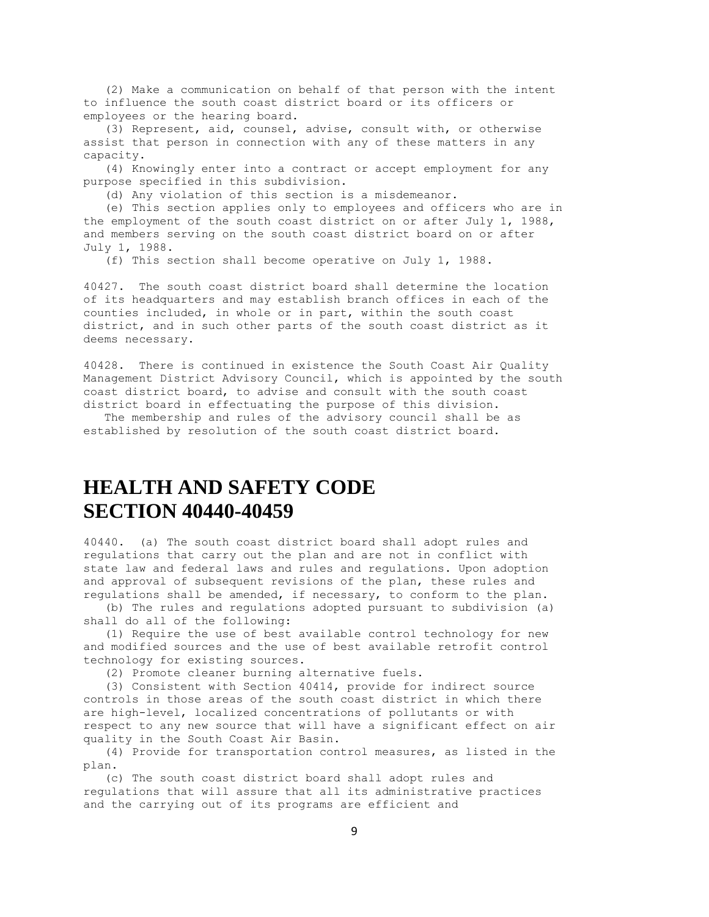(2) Make a communication on behalf of that person with the intent to influence the south coast district board or its officers or employees or the hearing board.

(3) Represent, aid, counsel, advise, consult with, or otherwise assist that person in connection with any of these matters in any capacity.

(4) Knowingly enter into a contract or accept employment for any purpose specified in this subdivision.

(d) Any violation of this section is a misdemeanor.

(e) This section applies only to employees and officers who are in the employment of the south coast district on or after July 1, 1988, and members serving on the south coast district board on or after July 1, 1988.

(f) This section shall become operative on July 1, 1988.

40427. The south coast district board shall determine the location of its headquarters and may establish branch offices in each of the counties included, in whole or in part, within the south coast district, and in such other parts of the south coast district as it deems necessary.

40428. There is continued in existence the South Coast Air Quality Management District Advisory Council, which is appointed by the south coast district board, to advise and consult with the south coast district board in effectuating the purpose of this division.

The membership and rules of the advisory council shall be as established by resolution of the south coast district board.

# HEALTH AND SAFETY CODE SECTION 40440-40459

40440. (a) The south coast district board shall adopt rules and regulations that carry out the plan and are not in conflict with state law and federal laws and rules and regulations. Upon adoption and approval of subsequent revisions of the plan, these rules and regulations shall be amended, if necessary, to conform to the plan.

(b) The rules and regulations adopted pursuant to subdivision (a) shall do all of the following:

(1) Require the use of best available control technology for new and modified sources and the use of best available retrofit control technology for existing sources.

(2) Promote cleaner burning alternative fuels.

(3) Consistent with Section 40414, provide for indirect source controls in those areas of the south coast district in which there are high-level, localized concentrations of pollutants or with respect to any new source that will have a significant effect on air quality in the South Coast Air Basin.

(4) Provide for transportation control measures, as listed in the plan.

(c) The south coast district board shall adopt rules and regulations that will assure that all its administrative practices and the carrying out of its programs are efficient and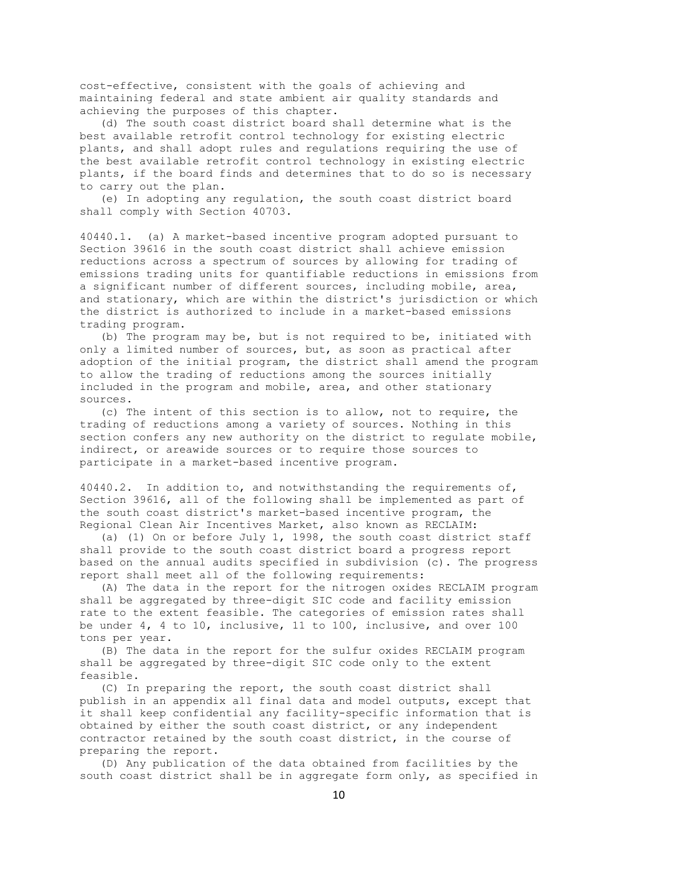cost-effective, consistent with the goals of achieving and maintaining federal and state ambient air quality standards and achieving the purposes of this chapter.

(d) The south coast district board shall determine what is the best available retrofit control technology for existing electric plants, and shall adopt rules and regulations requiring the use of the best available retrofit control technology in existing electric plants, if the board finds and determines that to do so is necessary to carry out the plan.

(e) In adopting any regulation, the south coast district board shall comply with Section 40703.

40440.1. (a) A market-based incentive program adopted pursuant to Section 39616 in the south coast district shall achieve emission reductions across a spectrum of sources by allowing for trading of emissions trading units for quantifiable reductions in emissions from a significant number of different sources, including mobile, area, and stationary, which are within the district's jurisdiction or which the district is authorized to include in a market-based emissions trading program.

(b) The program may be, but is not required to be, initiated with only a limited number of sources, but, as soon as practical after adoption of the initial program, the district shall amend the program to allow the trading of reductions among the sources initially included in the program and mobile, area, and other stationary sources.

(c) The intent of this section is to allow, not to require, the trading of reductions among a variety of sources. Nothing in this section confers any new authority on the district to regulate mobile, indirect, or areawide sources or to require those sources to participate in a market-based incentive program.

40440.2. In addition to, and notwithstanding the requirements of, Section 39616, all of the following shall be implemented as part of the south coast district's market-based incentive program, the Regional Clean Air Incentives Market, also known as RECLAIM:

(a) (1) On or before July 1, 1998, the south coast district staff shall provide to the south coast district board a progress report based on the annual audits specified in subdivision (c). The progress report shall meet all of the following requirements:

(A) The data in the report for the nitrogen oxides RECLAIM program shall be aggregated by three-digit SIC code and facility emission rate to the extent feasible. The categories of emission rates shall be under 4, 4 to 10, inclusive, 11 to 100, inclusive, and over 100 tons per year.

(B) The data in the report for the sulfur oxides RECLAIM program shall be aggregated by three-digit SIC code only to the extent feasible.

(C) In preparing the report, the south coast district shall publish in an appendix all final data and model outputs, except that it shall keep confidential any facility-specific information that is obtained by either the south coast district, or any independent contractor retained by the south coast district, in the course of preparing the report.

(D) Any publication of the data obtained from facilities by the south coast district shall be in aggregate form only, as specified in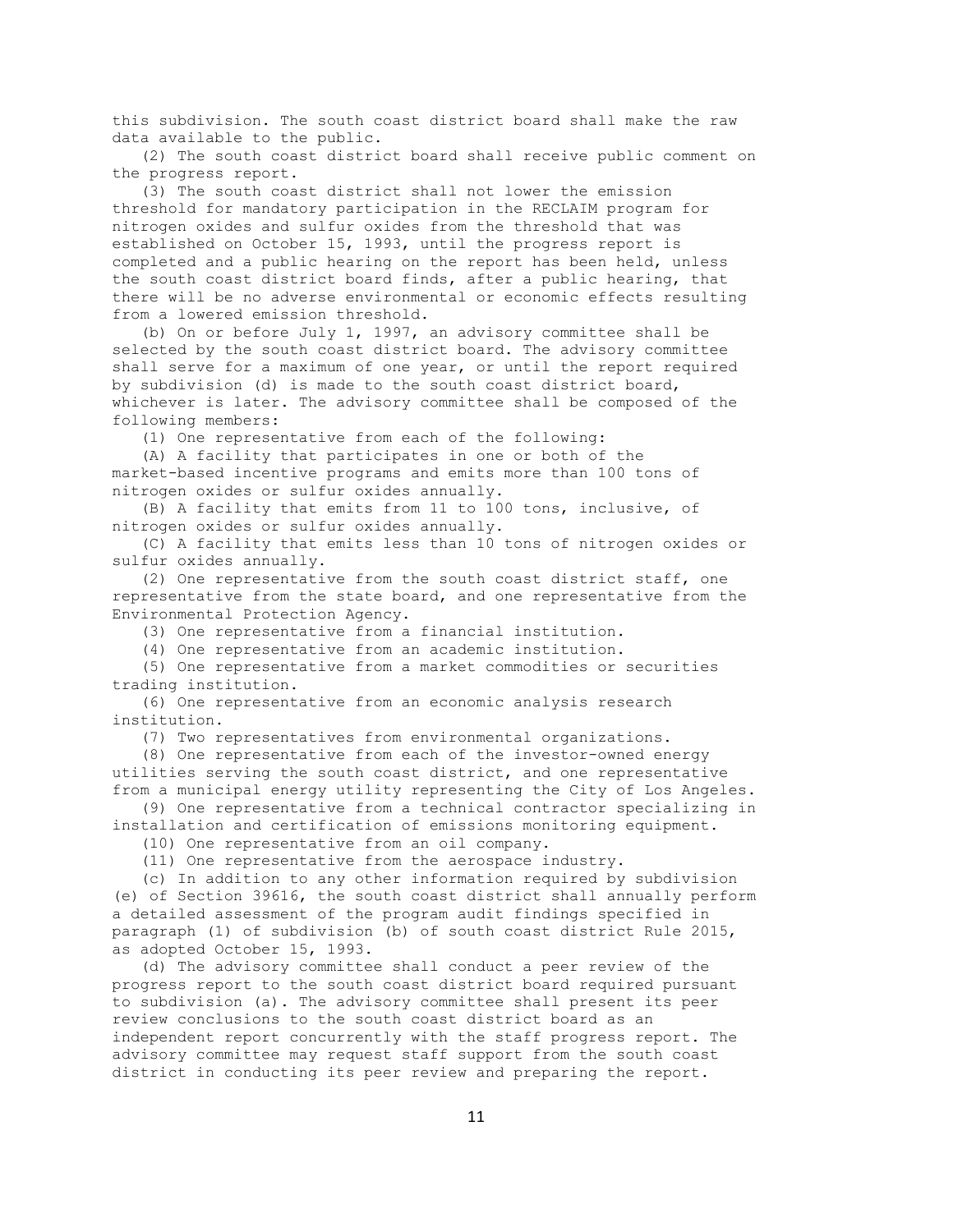this subdivision. The south coast district board shall make the raw data available to the public.

(2) The south coast district board shall receive public comment on the progress report.

(3) The south coast district shall not lower the emission threshold for mandatory participation in the RECLAIM program for nitrogen oxides and sulfur oxides from the threshold that was established on October 15, 1993, until the progress report is completed and a public hearing on the report has been held, unless the south coast district board finds, after a public hearing, that there will be no adverse environmental or economic effects resulting from a lowered emission threshold.

(b) On or before July 1, 1997, an advisory committee shall be selected by the south coast district board. The advisory committee shall serve for a maximum of one year, or until the report required by subdivision (d) is made to the south coast district board, whichever is later. The advisory committee shall be composed of the following members:

(1) One representative from each of the following:

(A) A facility that participates in one or both of the market-based incentive programs and emits more than 100 tons of nitrogen oxides or sulfur oxides annually.

(B) A facility that emits from 11 to 100 tons, inclusive, of nitrogen oxides or sulfur oxides annually.

(C) A facility that emits less than 10 tons of nitrogen oxides or sulfur oxides annually.

(2) One representative from the south coast district staff, one representative from the state board, and one representative from the Environmental Protection Agency.

(3) One representative from a financial institution.

(4) One representative from an academic institution.

(5) One representative from a market commodities or securities trading institution.

(6) One representative from an economic analysis research institution.

(7) Two representatives from environmental organizations.

(8) One representative from each of the investor-owned energy utilities serving the south coast district, and one representative from a municipal energy utility representing the City of Los Angeles.

(9) One representative from a technical contractor specializing in installation and certification of emissions monitoring equipment.

(10) One representative from an oil company.

(11) One representative from the aerospace industry.

(c) In addition to any other information required by subdivision (e) of Section 39616, the south coast district shall annually perform a detailed assessment of the program audit findings specified in paragraph (1) of subdivision (b) of south coast district Rule 2015, as adopted October 15, 1993.

(d) The advisory committee shall conduct a peer review of the progress report to the south coast district board required pursuant to subdivision (a). The advisory committee shall present its peer review conclusions to the south coast district board as an independent report concurrently with the staff progress report. The advisory committee may request staff support from the south coast district in conducting its peer review and preparing the report.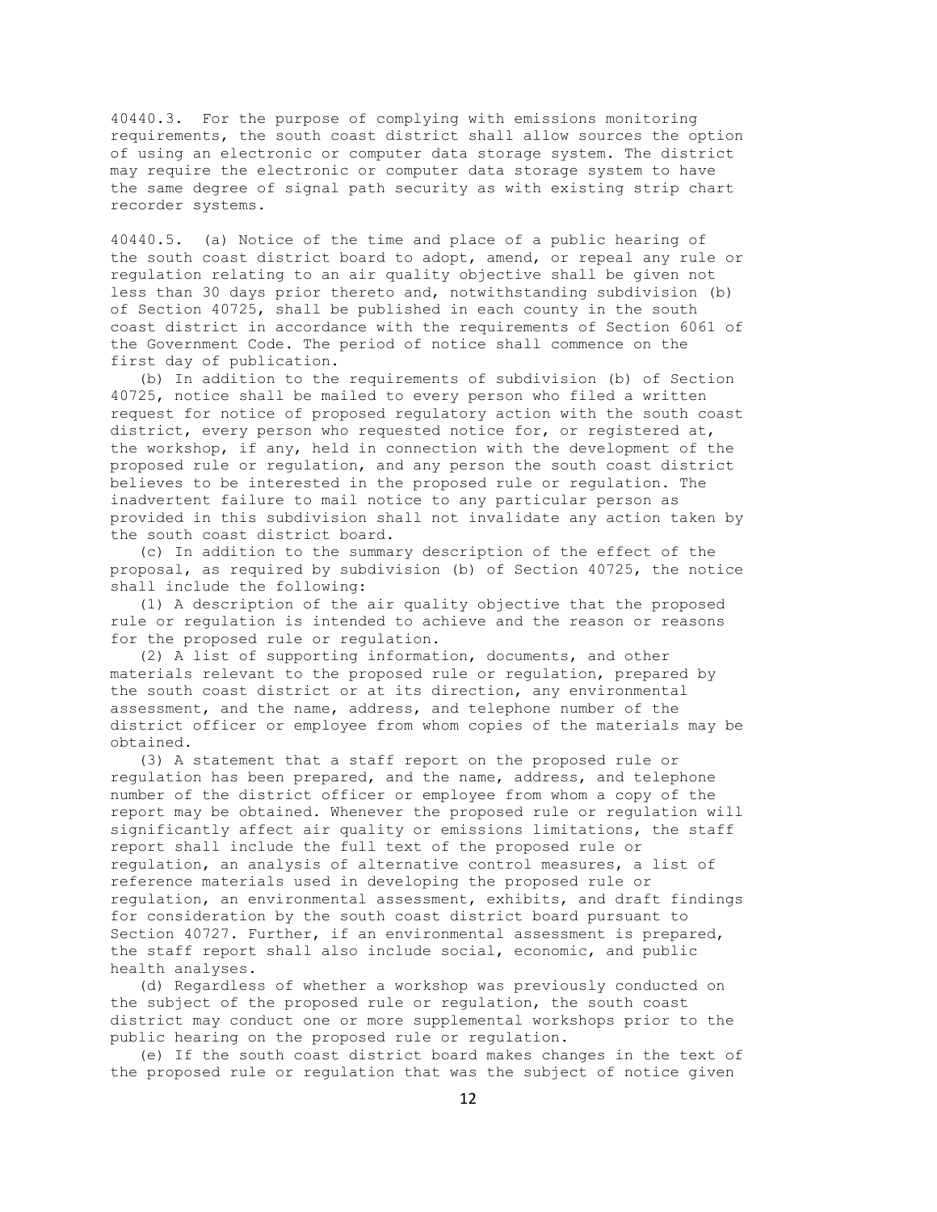40440.3. For the purpose of complying with emissions monitoring requirements, the south coast district shall allow sources the option of using an electronic or computer data storage system. The district may require the electronic or computer data storage system to have the same degree of signal path security as with existing strip chart recorder systems.

40440.5. (a) Notice of the time and place of a public hearing of the south coast district board to adopt, amend, or repeal any rule or regulation relating to an air quality objective shall be given not less than 30 days prior thereto and, notwithstanding subdivision (b) of Section 40725, shall be published in each county in the south coast district in accordance with the requirements of Section 6061 of the Government Code. The period of notice shall commence on the first day of publication.

(b) In addition to the requirements of subdivision (b) of Section 40725, notice shall be mailed to every person who filed a written request for notice of proposed regulatory action with the south coast district, every person who requested notice for, or registered at, the workshop, if any, held in connection with the development of the proposed rule or regulation, and any person the south coast district believes to be interested in the proposed rule or regulation. The inadvertent failure to mail notice to any particular person as provided in this subdivision shall not invalidate any action taken by the south coast district board.

(c) In addition to the summary description of the effect of the proposal, as required by subdivision (b) of Section 40725, the notice shall include the following:

(1) A description of the air quality objective that the proposed rule or regulation is intended to achieve and the reason or reasons for the proposed rule or regulation.

(2) A list of supporting information, documents, and other materials relevant to the proposed rule or regulation, prepared by the south coast district or at its direction, any environmental assessment, and the name, address, and telephone number of the district officer or employee from whom copies of the materials may be obtained.

(3) A statement that a staff report on the proposed rule or regulation has been prepared, and the name, address, and telephone number of the district officer or employee from whom a copy of the report may be obtained. Whenever the proposed rule or regulation will significantly affect air quality or emissions limitations, the staff report shall include the full text of the proposed rule or regulation, an analysis of alternative control measures, a list of reference materials used in developing the proposed rule or regulation, an environmental assessment, exhibits, and draft findings for consideration by the south coast district board pursuant to Section 40727. Further, if an environmental assessment is prepared, the staff report shall also include social, economic, and public health analyses.

(d) Regardless of whether a workshop was previously conducted on the subject of the proposed rule or regulation, the south coast district may conduct one or more supplemental workshops prior to the public hearing on the proposed rule or regulation.

(e) If the south coast district board makes changes in the text of the proposed rule or regulation that was the subject of notice given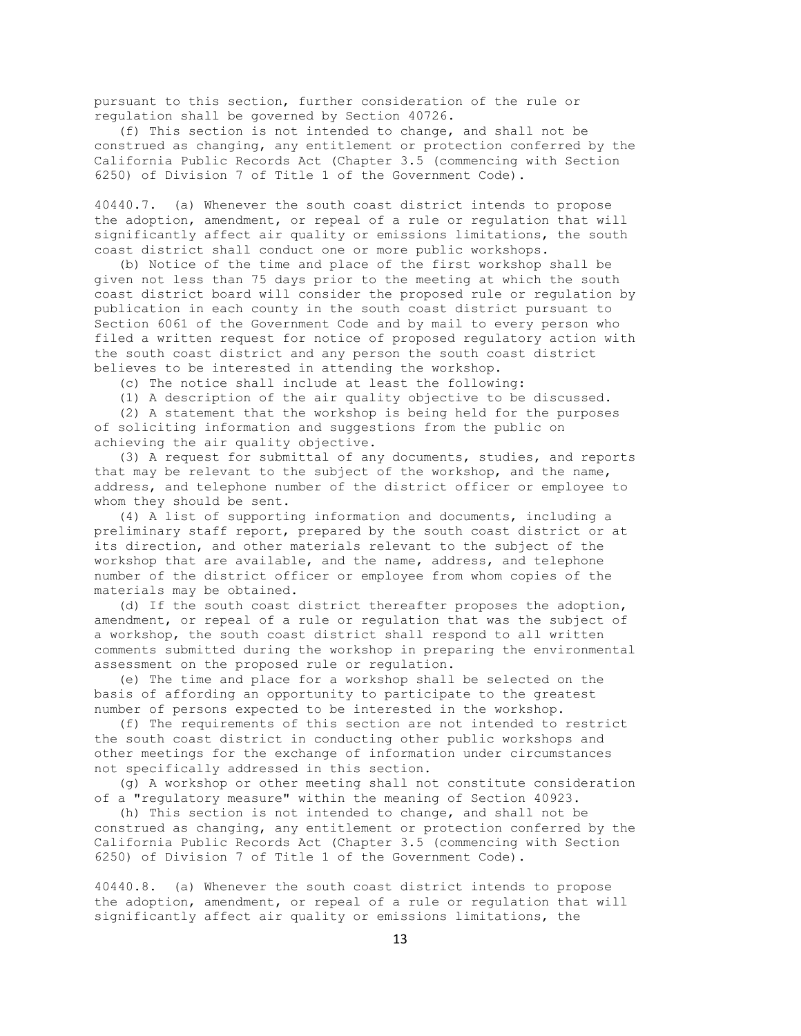pursuant to this section, further consideration of the rule or regulation shall be governed by Section 40726.

(f) This section is not intended to change, and shall not be construed as changing, any entitlement or protection conferred by the California Public Records Act (Chapter 3.5 (commencing with Section 6250) of Division 7 of Title 1 of the Government Code).

40440.7. (a) Whenever the south coast district intends to propose the adoption, amendment, or repeal of a rule or regulation that will significantly affect air quality or emissions limitations, the south coast district shall conduct one or more public workshops.

(b) Notice of the time and place of the first workshop shall be given not less than 75 days prior to the meeting at which the south coast district board will consider the proposed rule or regulation by publication in each county in the south coast district pursuant to Section 6061 of the Government Code and by mail to every person who filed a written request for notice of proposed regulatory action with the south coast district and any person the south coast district believes to be interested in attending the workshop.

(c) The notice shall include at least the following:

(1) A description of the air quality objective to be discussed.

(2) A statement that the workshop is being held for the purposes of soliciting information and suggestions from the public on achieving the air quality objective.

(3) A request for submittal of any documents, studies, and reports that may be relevant to the subject of the workshop, and the name, address, and telephone number of the district officer or employee to whom they should be sent.

(4) A list of supporting information and documents, including a preliminary staff report, prepared by the south coast district or at its direction, and other materials relevant to the subject of the workshop that are available, and the name, address, and telephone number of the district officer or employee from whom copies of the materials may be obtained.

(d) If the south coast district thereafter proposes the adoption, amendment, or repeal of a rule or regulation that was the subject of a workshop, the south coast district shall respond to all written comments submitted during the workshop in preparing the environmental assessment on the proposed rule or regulation.

(e) The time and place for a workshop shall be selected on the basis of affording an opportunity to participate to the greatest number of persons expected to be interested in the workshop.

(f) The requirements of this section are not intended to restrict the south coast district in conducting other public workshops and other meetings for the exchange of information under circumstances not specifically addressed in this section.

(g) A workshop or other meeting shall not constitute consideration of a "regulatory measure" within the meaning of Section 40923.

(h) This section is not intended to change, and shall not be construed as changing, any entitlement or protection conferred by the California Public Records Act (Chapter 3.5 (commencing with Section 6250) of Division 7 of Title 1 of the Government Code).

40440.8. (a) Whenever the south coast district intends to propose the adoption, amendment, or repeal of a rule or regulation that will significantly affect air quality or emissions limitations, the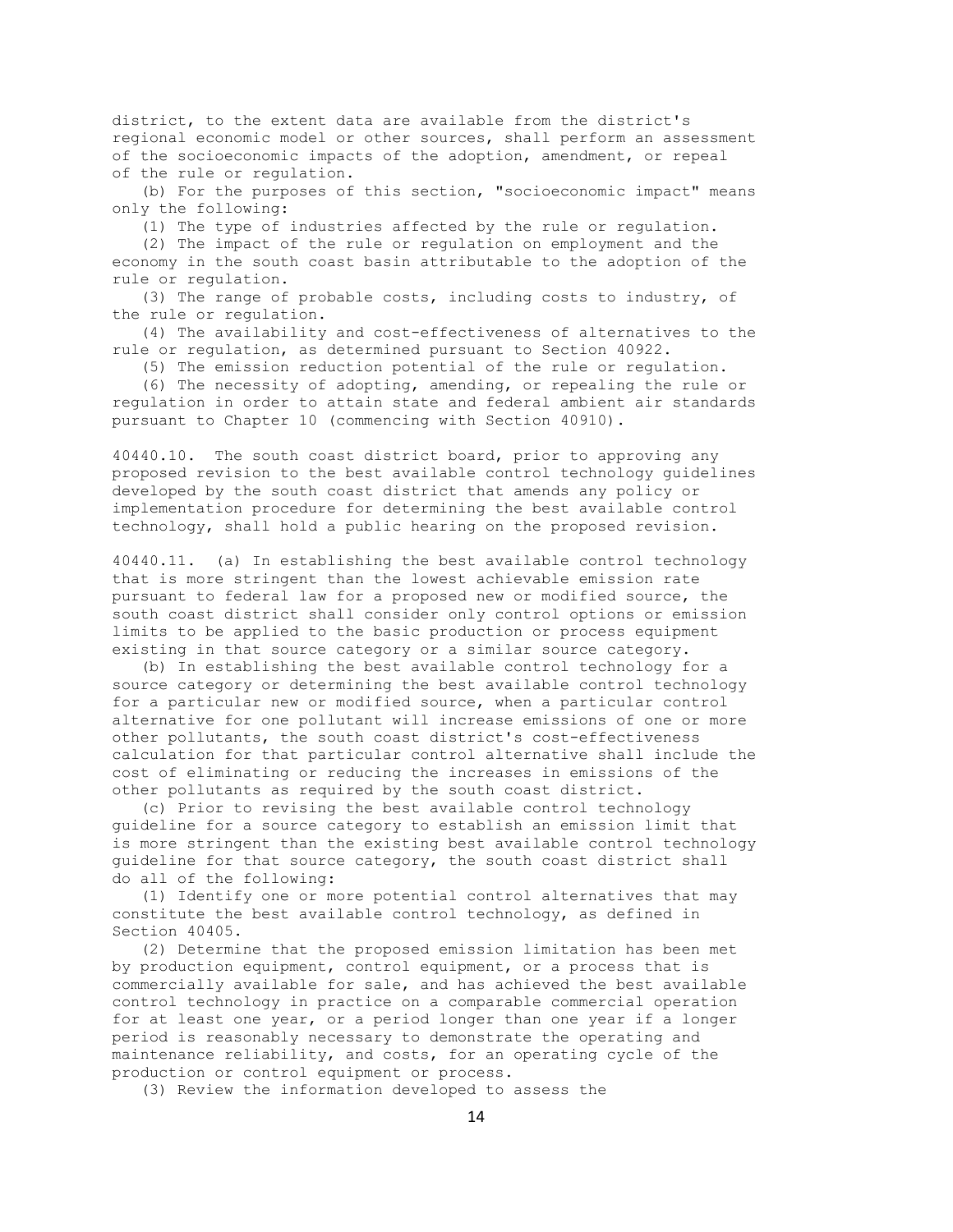district, to the extent data are available from the district's regional economic model or other sources, shall perform an assessment of the socioeconomic impacts of the adoption, amendment, or repeal of the rule or regulation.

(b) For the purposes of this section, "socioeconomic impact" means only the following:

(1) The type of industries affected by the rule or regulation.

(2) The impact of the rule or regulation on employment and the economy in the south coast basin attributable to the adoption of the rule or regulation.

(3) The range of probable costs, including costs to industry, of the rule or regulation.

(4) The availability and cost-effectiveness of alternatives to the rule or regulation, as determined pursuant to Section 40922.

(5) The emission reduction potential of the rule or regulation.

(6) The necessity of adopting, amending, or repealing the rule or regulation in order to attain state and federal ambient air standards pursuant to Chapter 10 (commencing with Section 40910).

40440.10. The south coast district board, prior to approving any proposed revision to the best available control technology guidelines developed by the south coast district that amends any policy or implementation procedure for determining the best available control technology, shall hold a public hearing on the proposed revision.

40440.11. (a) In establishing the best available control technology that is more stringent than the lowest achievable emission rate pursuant to federal law for a proposed new or modified source, the south coast district shall consider only control options or emission limits to be applied to the basic production or process equipment existing in that source category or a similar source category.

(b) In establishing the best available control technology for a source category or determining the best available control technology for a particular new or modified source, when a particular control alternative for one pollutant will increase emissions of one or more other pollutants, the south coast district's cost-effectiveness calculation for that particular control alternative shall include the cost of eliminating or reducing the increases in emissions of the other pollutants as required by the south coast district.

(c) Prior to revising the best available control technology guideline for a source category to establish an emission limit that is more stringent than the existing best available control technology guideline for that source category, the south coast district shall do all of the following:

(1) Identify one or more potential control alternatives that may constitute the best available control technology, as defined in Section 40405.

(2) Determine that the proposed emission limitation has been met by production equipment, control equipment, or a process that is commercially available for sale, and has achieved the best available control technology in practice on a comparable commercial operation for at least one year, or a period longer than one year if a longer period is reasonably necessary to demonstrate the operating and maintenance reliability, and costs, for an operating cycle of the production or control equipment or process.

(3) Review the information developed to assess the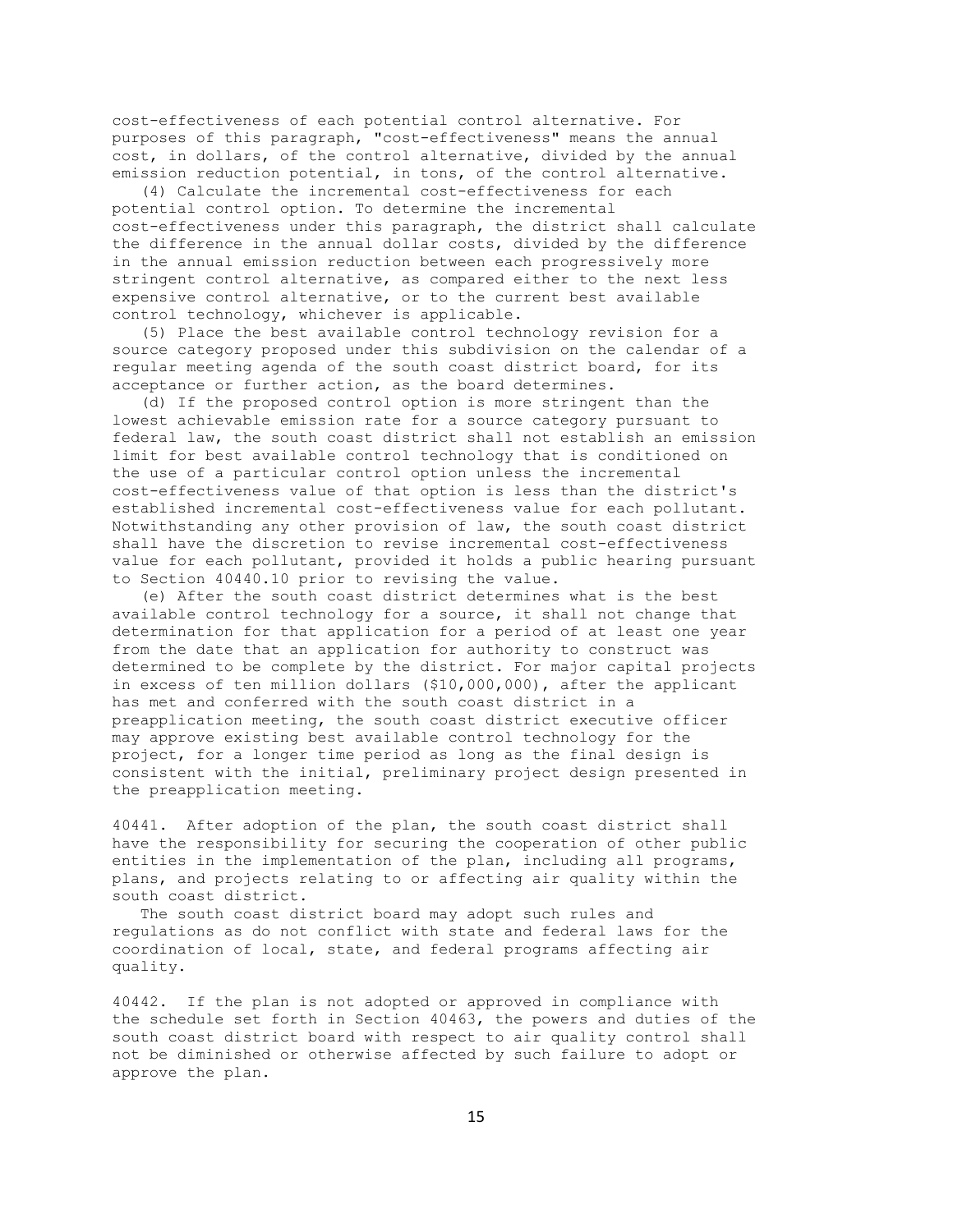cost-effectiveness of each potential control alternative. For purposes of this paragraph, "cost-effectiveness" means the annual cost, in dollars, of the control alternative, divided by the annual emission reduction potential, in tons, of the control alternative.

(4) Calculate the incremental cost-effectiveness for each potential control option. To determine the incremental cost-effectiveness under this paragraph, the district shall calculate the difference in the annual dollar costs, divided by the difference in the annual emission reduction between each progressively more stringent control alternative, as compared either to the next less expensive control alternative, or to the current best available control technology, whichever is applicable.

(5) Place the best available control technology revision for a source category proposed under this subdivision on the calendar of a regular meeting agenda of the south coast district board, for its acceptance or further action, as the board determines.

(d) If the proposed control option is more stringent than the lowest achievable emission rate for a source category pursuant to federal law, the south coast district shall not establish an emission limit for best available control technology that is conditioned on the use of a particular control option unless the incremental cost-effectiveness value of that option is less than the district's established incremental cost-effectiveness value for each pollutant. Notwithstanding any other provision of law, the south coast district shall have the discretion to revise incremental cost-effectiveness value for each pollutant, provided it holds a public hearing pursuant to Section 40440.10 prior to revising the value.

(e) After the south coast district determines what is the best available control technology for a source, it shall not change that determination for that application for a period of at least one year from the date that an application for authority to construct was determined to be complete by the district. For major capital projects in excess of ten million dollars ($10,000,000), after the applicant has met and conferred with the south coast district in a preapplication meeting, the south coast district executive officer may approve existing best available control technology for the project, for a longer time period as long as the final design is consistent with the initial, preliminary project design presented in the preapplication meeting.

40441. After adoption of the plan, the south coast district shall have the responsibility for securing the cooperation of other public entities in the implementation of the plan, including all programs, plans, and projects relating to or affecting air quality within the south coast district.

The south coast district board may adopt such rules and regulations as do not conflict with state and federal laws for the coordination of local, state, and federal programs affecting air quality.

40442. If the plan is not adopted or approved in compliance with the schedule set forth in Section 40463, the powers and duties of the south coast district board with respect to air quality control shall not be diminished or otherwise affected by such failure to adopt or approve the plan.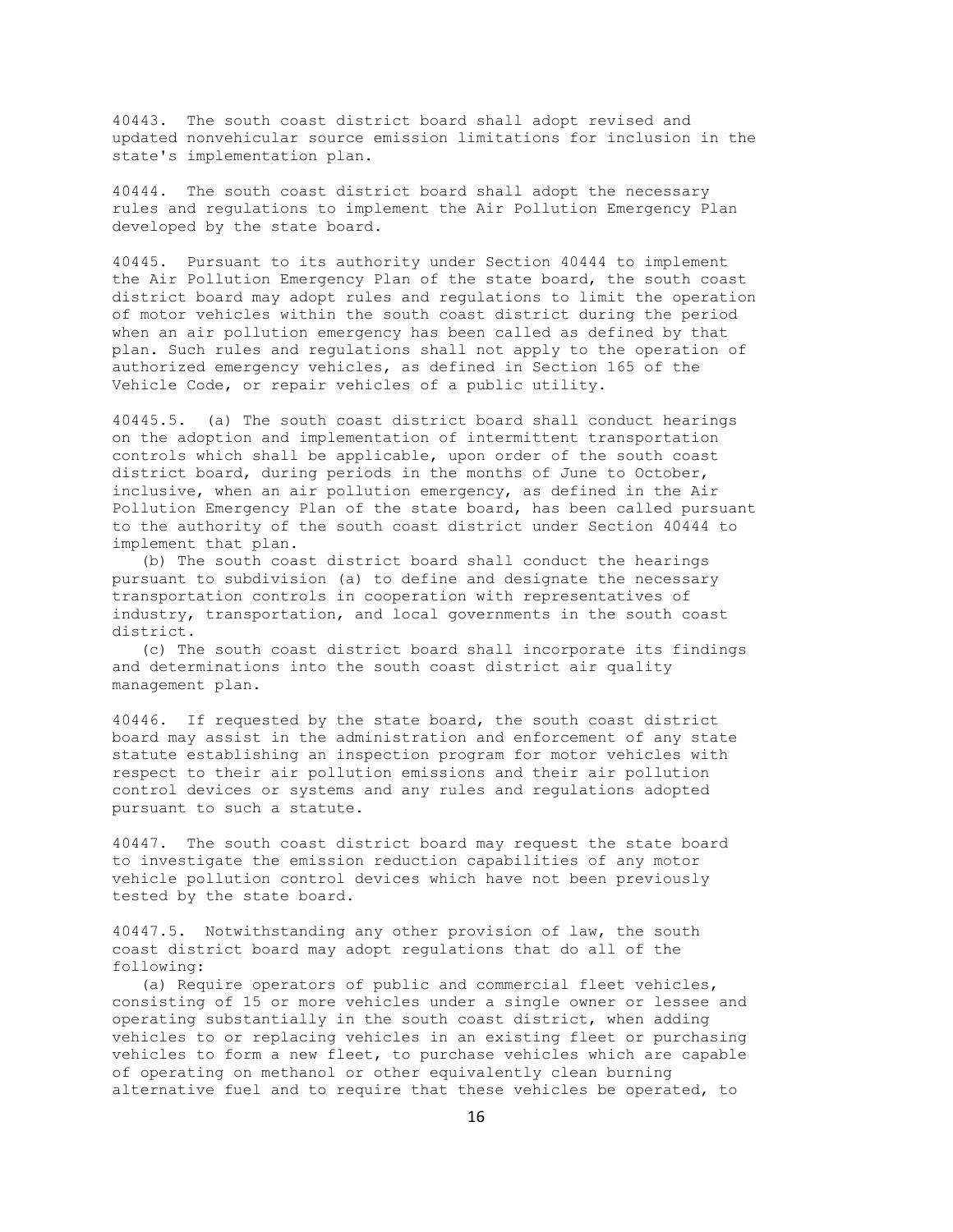40443. The south coast district board shall adopt revised and updated nonvehicular source emission limitations for inclusion in the state's implementation plan.

40444. The south coast district board shall adopt the necessary rules and regulations to implement the Air Pollution Emergency Plan developed by the state board.

40445. Pursuant to its authority under Section 40444 to implement the Air Pollution Emergency Plan of the state board, the south coast district board may adopt rules and regulations to limit the operation of motor vehicles within the south coast district during the period when an air pollution emergency has been called as defined by that plan. Such rules and regulations shall not apply to the operation of authorized emergency vehicles, as defined in Section 165 of the Vehicle Code, or repair vehicles of a public utility.

40445.5. (a) The south coast district board shall conduct hearings on the adoption and implementation of intermittent transportation controls which shall be applicable, upon order of the south coast district board, during periods in the months of June to October, inclusive, when an air pollution emergency, as defined in the Air Pollution Emergency Plan of the state board, has been called pursuant to the authority of the south coast district under Section 40444 to implement that plan.

(b) The south coast district board shall conduct the hearings pursuant to subdivision (a) to define and designate the necessary transportation controls in cooperation with representatives of industry, transportation, and local governments in the south coast district.

(c) The south coast district board shall incorporate its findings and determinations into the south coast district air quality management plan.

40446. If requested by the state board, the south coast district board may assist in the administration and enforcement of any state statute establishing an inspection program for motor vehicles with respect to their air pollution emissions and their air pollution control devices or systems and any rules and regulations adopted pursuant to such a statute.

40447. The south coast district board may request the state board to investigate the emission reduction capabilities of any motor vehicle pollution control devices which have not been previously tested by the state board.

40447.5. Notwithstanding any other provision of law, the south coast district board may adopt regulations that do all of the following:

(a) Require operators of public and commercial fleet vehicles, consisting of 15 or more vehicles under a single owner or lessee and operating substantially in the south coast district, when adding vehicles to or replacing vehicles in an existing fleet or purchasing vehicles to form a new fleet, to purchase vehicles which are capable of operating on methanol or other equivalently clean burning alternative fuel and to require that these vehicles be operated, to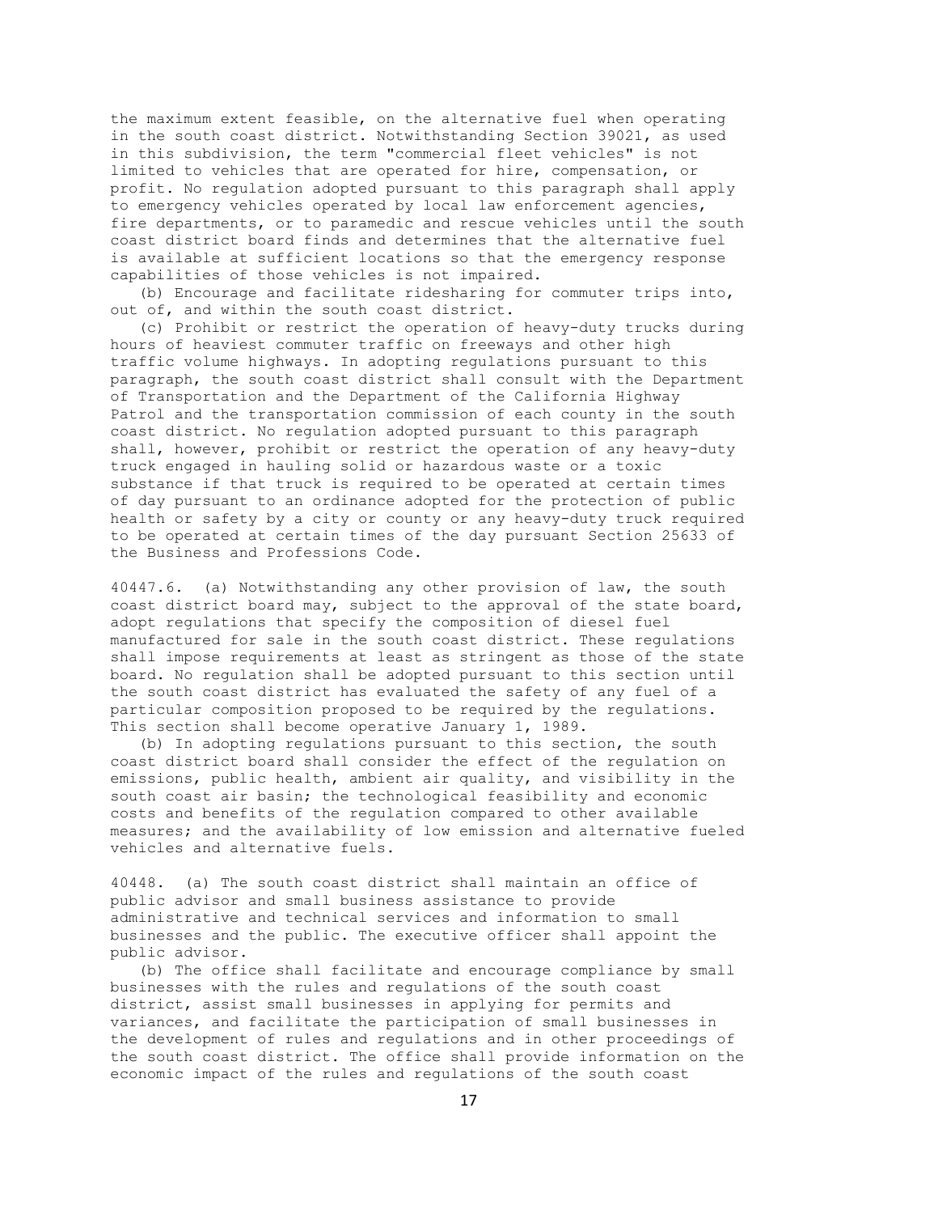the maximum extent feasible, on the alternative fuel when operating in the south coast district. Notwithstanding Section 39021, as used in this subdivision, the term "commercial fleet vehicles" is not limited to vehicles that are operated for hire, compensation, or profit. No regulation adopted pursuant to this paragraph shall apply to emergency vehicles operated by local law enforcement agencies, fire departments, or to paramedic and rescue vehicles until the south coast district board finds and determines that the alternative fuel is available at sufficient locations so that the emergency response capabilities of those vehicles is not impaired.

(b) Encourage and facilitate ridesharing for commuter trips into, out of, and within the south coast district.

(c) Prohibit or restrict the operation of heavy-duty trucks during hours of heaviest commuter traffic on freeways and other high traffic volume highways. In adopting regulations pursuant to this paragraph, the south coast district shall consult with the Department of Transportation and the Department of the California Highway Patrol and the transportation commission of each county in the south coast district. No regulation adopted pursuant to this paragraph shall, however, prohibit or restrict the operation of any heavy-duty truck engaged in hauling solid or hazardous waste or a toxic substance if that truck is required to be operated at certain times of day pursuant to an ordinance adopted for the protection of public health or safety by a city or county or any heavy-duty truck required to be operated at certain times of the day pursuant Section 25633 of the Business and Professions Code.

40447.6. (a) Notwithstanding any other provision of law, the south coast district board may, subject to the approval of the state board, adopt regulations that specify the composition of diesel fuel manufactured for sale in the south coast district. These regulations shall impose requirements at least as stringent as those of the state board. No regulation shall be adopted pursuant to this section until the south coast district has evaluated the safety of any fuel of a particular composition proposed to be required by the regulations. This section shall become operative January 1, 1989.

(b) In adopting regulations pursuant to this section, the south coast district board shall consider the effect of the regulation on emissions, public health, ambient air quality, and visibility in the south coast air basin; the technological feasibility and economic costs and benefits of the regulation compared to other available measures; and the availability of low emission and alternative fueled vehicles and alternative fuels.

40448. (a) The south coast district shall maintain an office of public advisor and small business assistance to provide administrative and technical services and information to small businesses and the public. The executive officer shall appoint the public advisor.

(b) The office shall facilitate and encourage compliance by small businesses with the rules and regulations of the south coast district, assist small businesses in applying for permits and variances, and facilitate the participation of small businesses in the development of rules and regulations and in other proceedings of the south coast district. The office shall provide information on the economic impact of the rules and regulations of the south coast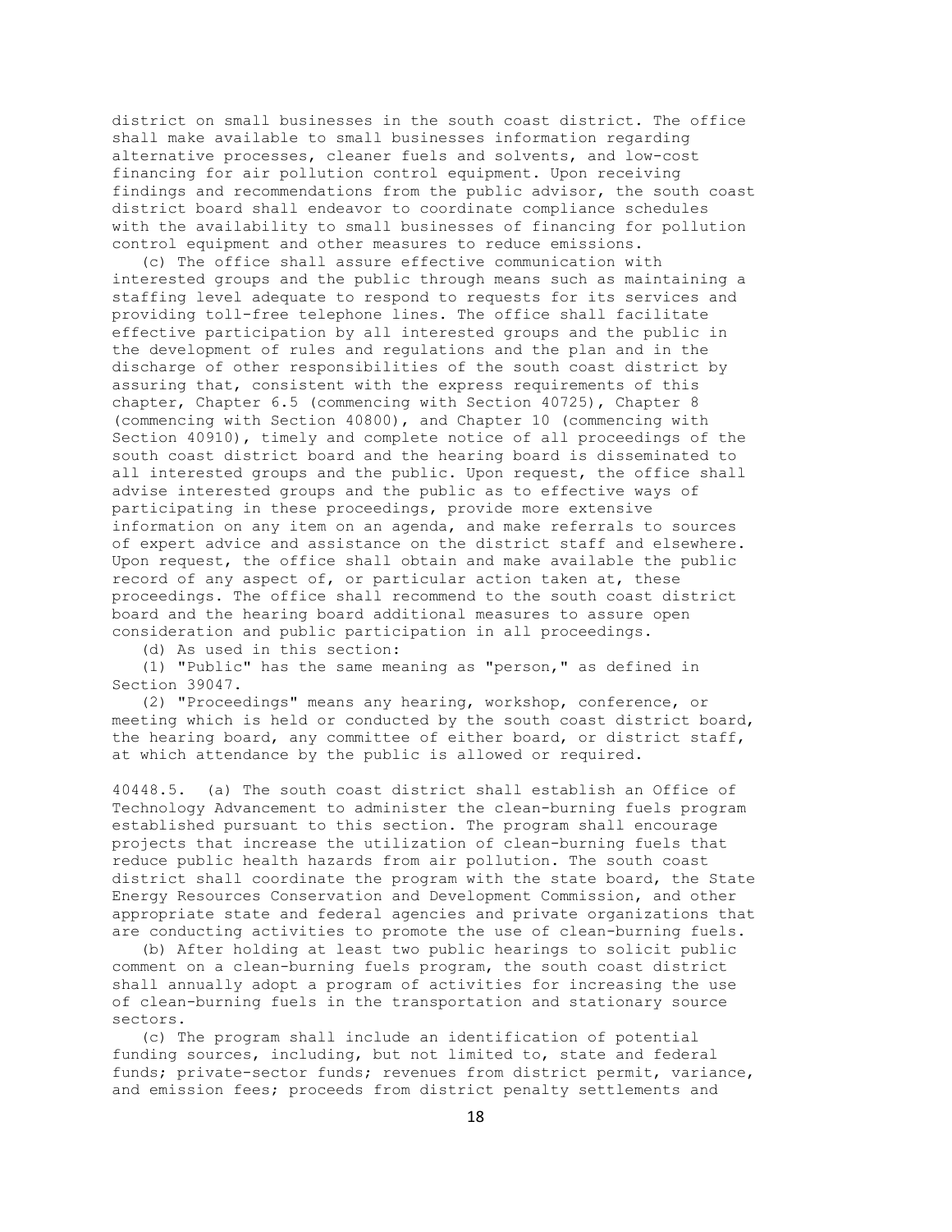district on small businesses in the south coast district. The office shall make available to small businesses information regarding alternative processes, cleaner fuels and solvents, and low-cost financing for air pollution control equipment. Upon receiving findings and recommendations from the public advisor, the south coast district board shall endeavor to coordinate compliance schedules with the availability to small businesses of financing for pollution control equipment and other measures to reduce emissions.

(c) The office shall assure effective communication with interested groups and the public through means such as maintaining a staffing level adequate to respond to requests for its services and providing toll-free telephone lines. The office shall facilitate effective participation by all interested groups and the public in the development of rules and regulations and the plan and in the discharge of other responsibilities of the south coast district by assuring that, consistent with the express requirements of this chapter, Chapter 6.5 (commencing with Section 40725), Chapter 8 (commencing with Section 40800), and Chapter 10 (commencing with Section 40910), timely and complete notice of all proceedings of the south coast district board and the hearing board is disseminated to all interested groups and the public. Upon request, the office shall advise interested groups and the public as to effective ways of participating in these proceedings, provide more extensive information on any item on an agenda, and make referrals to sources of expert advice and assistance on the district staff and elsewhere. Upon request, the office shall obtain and make available the public record of any aspect of, or particular action taken at, these proceedings. The office shall recommend to the south coast district board and the hearing board additional measures to assure open consideration and public participation in all proceedings.

(d) As used in this section:

(1) "Public" has the same meaning as "person," as defined in Section 39047.

(2) "Proceedings" means any hearing, workshop, conference, or meeting which is held or conducted by the south coast district board, the hearing board, any committee of either board, or district staff, at which attendance by the public is allowed or required.

40448.5. (a) The south coast district shall establish an Office of Technology Advancement to administer the clean-burning fuels program established pursuant to this section. The program shall encourage projects that increase the utilization of clean-burning fuels that reduce public health hazards from air pollution. The south coast district shall coordinate the program with the state board, the State Energy Resources Conservation and Development Commission, and other appropriate state and federal agencies and private organizations that are conducting activities to promote the use of clean-burning fuels.

(b) After holding at least two public hearings to solicit public comment on a clean-burning fuels program, the south coast district shall annually adopt a program of activities for increasing the use of clean-burning fuels in the transportation and stationary source sectors.

(c) The program shall include an identification of potential funding sources, including, but not limited to, state and federal funds; private-sector funds; revenues from district permit, variance, and emission fees; proceeds from district penalty settlements and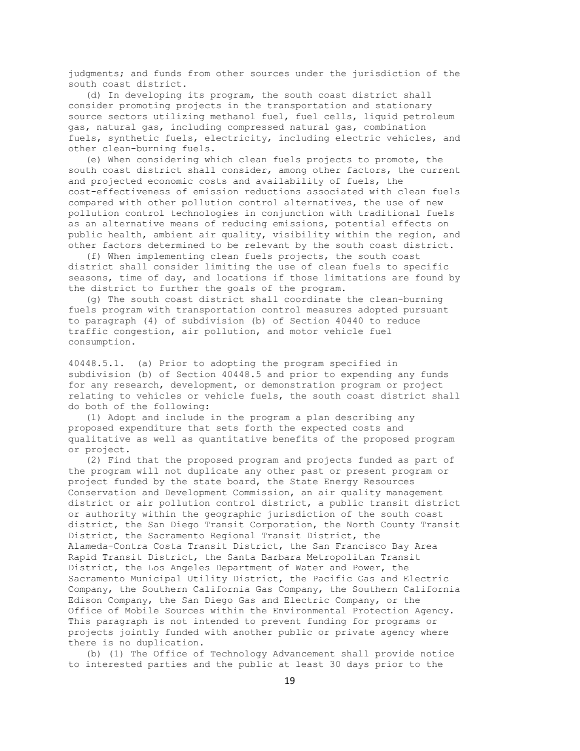judgments; and funds from other sources under the jurisdiction of the south coast district.

(d) In developing its program, the south coast district shall consider promoting projects in the transportation and stationary source sectors utilizing methanol fuel, fuel cells, liquid petroleum gas, natural gas, including compressed natural gas, combination fuels, synthetic fuels, electricity, including electric vehicles, and other clean-burning fuels.

(e) When considering which clean fuels projects to promote, the south coast district shall consider, among other factors, the current and projected economic costs and availability of fuels, the cost-effectiveness of emission reductions associated with clean fuels compared with other pollution control alternatives, the use of new pollution control technologies in conjunction with traditional fuels as an alternative means of reducing emissions, potential effects on public health, ambient air quality, visibility within the region, and other factors determined to be relevant by the south coast district.

(f) When implementing clean fuels projects, the south coast district shall consider limiting the use of clean fuels to specific seasons, time of day, and locations if those limitations are found by the district to further the goals of the program.

(g) The south coast district shall coordinate the clean-burning fuels program with transportation control measures adopted pursuant to paragraph (4) of subdivision (b) of Section 40440 to reduce traffic congestion, air pollution, and motor vehicle fuel consumption.

40448.5.1. (a) Prior to adopting the program specified in subdivision (b) of Section 40448.5 and prior to expending any funds for any research, development, or demonstration program or project relating to vehicles or vehicle fuels, the south coast district shall do both of the following:

(1) Adopt and include in the program a plan describing any proposed expenditure that sets forth the expected costs and qualitative as well as quantitative benefits of the proposed program or project.

(2) Find that the proposed program and projects funded as part of the program will not duplicate any other past or present program or project funded by the state board, the State Energy Resources Conservation and Development Commission, an air quality management district or air pollution control district, a public transit district or authority within the geographic jurisdiction of the south coast district, the San Diego Transit Corporation, the North County Transit District, the Sacramento Regional Transit District, the Alameda-Contra Costa Transit District, the San Francisco Bay Area Rapid Transit District, the Santa Barbara Metropolitan Transit District, the Los Angeles Department of Water and Power, the Sacramento Municipal Utility District, the Pacific Gas and Electric Company, the Southern California Gas Company, the Southern California Edison Company, the San Diego Gas and Electric Company, or the Office of Mobile Sources within the Environmental Protection Agency. This paragraph is not intended to prevent funding for programs or projects jointly funded with another public or private agency where there is no duplication.

(b) (1) The Office of Technology Advancement shall provide notice to interested parties and the public at least 30 days prior to the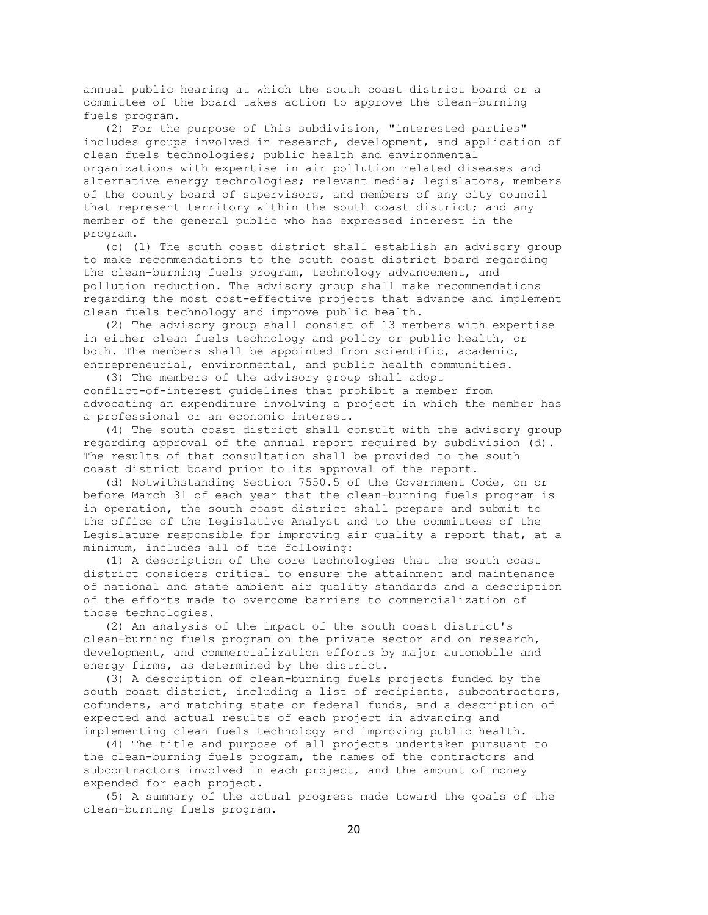annual public hearing at which the south coast district board or a committee of the board takes action to approve the clean-burning fuels program.

(2) For the purpose of this subdivision, "interested parties" includes groups involved in research, development, and application of clean fuels technologies; public health and environmental organizations with expertise in air pollution related diseases and alternative energy technologies; relevant media; legislators, members of the county board of supervisors, and members of any city council that represent territory within the south coast district; and any member of the general public who has expressed interest in the program.

(c) (1) The south coast district shall establish an advisory group to make recommendations to the south coast district board regarding the clean-burning fuels program, technology advancement, and pollution reduction. The advisory group shall make recommendations regarding the most cost-effective projects that advance and implement clean fuels technology and improve public health.

(2) The advisory group shall consist of 13 members with expertise in either clean fuels technology and policy or public health, or both. The members shall be appointed from scientific, academic, entrepreneurial, environmental, and public health communities.

(3) The members of the advisory group shall adopt conflict-of-interest guidelines that prohibit a member from advocating an expenditure involving a project in which the member has a professional or an economic interest.

(4) The south coast district shall consult with the advisory group regarding approval of the annual report required by subdivision (d). The results of that consultation shall be provided to the south coast district board prior to its approval of the report.

(d) Notwithstanding Section 7550.5 of the Government Code, on or before March 31 of each year that the clean-burning fuels program is in operation, the south coast district shall prepare and submit to the office of the Legislative Analyst and to the committees of the Legislature responsible for improving air quality a report that, at a minimum, includes all of the following:

(1) A description of the core technologies that the south coast district considers critical to ensure the attainment and maintenance of national and state ambient air quality standards and a description of the efforts made to overcome barriers to commercialization of those technologies.

(2) An analysis of the impact of the south coast district's clean-burning fuels program on the private sector and on research, development, and commercialization efforts by major automobile and energy firms, as determined by the district.

(3) A description of clean-burning fuels projects funded by the south coast district, including a list of recipients, subcontractors, cofunders, and matching state or federal funds, and a description of expected and actual results of each project in advancing and implementing clean fuels technology and improving public health.

(4) The title and purpose of all projects undertaken pursuant to the clean-burning fuels program, the names of the contractors and subcontractors involved in each project, and the amount of money expended for each project.

(5) A summary of the actual progress made toward the goals of the clean-burning fuels program.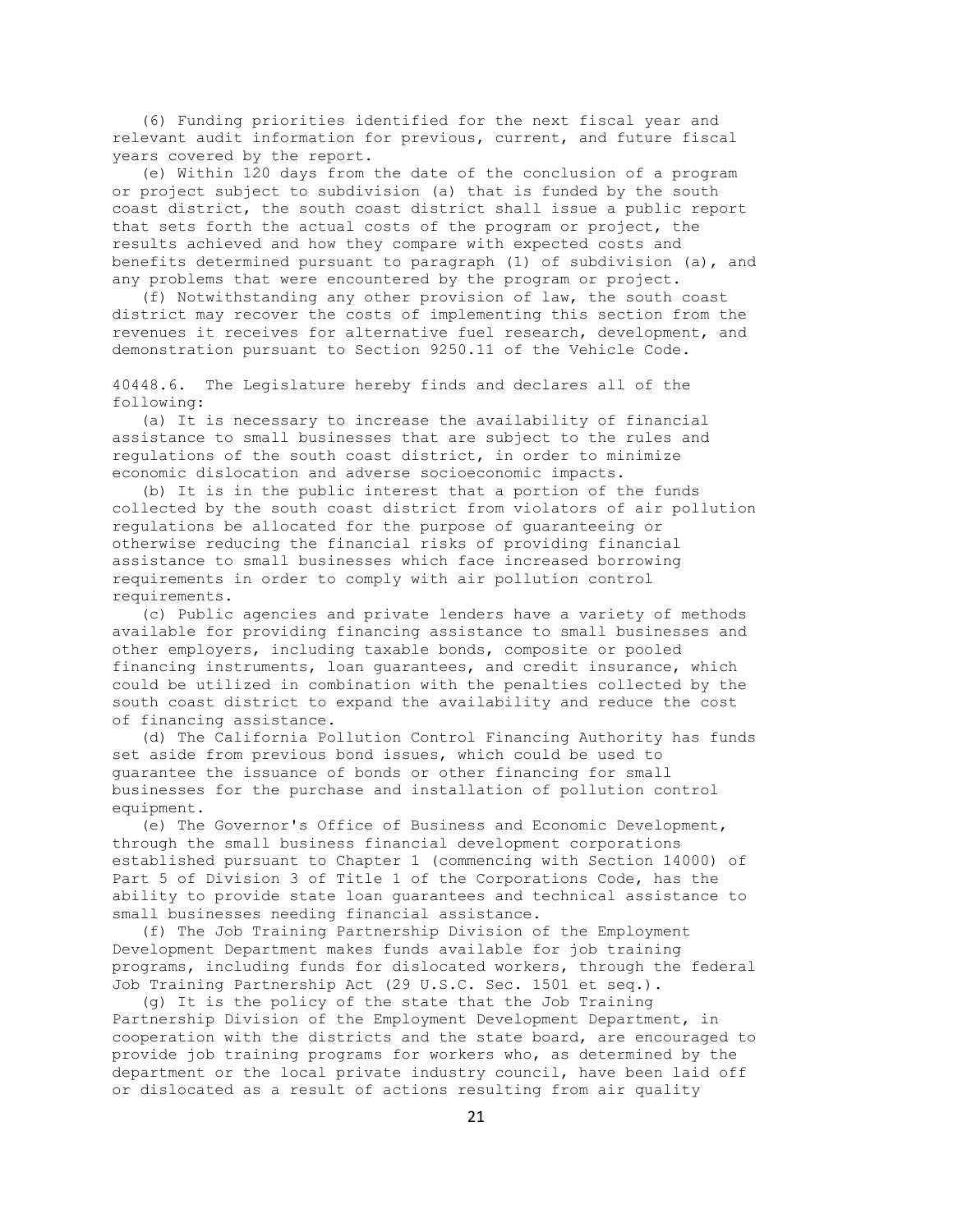(6) Funding priorities identified for the next fiscal year and relevant audit information for previous, current, and future fiscal years covered by the report.

(e) Within 120 days from the date of the conclusion of a program or project subject to subdivision (a) that is funded by the south coast district, the south coast district shall issue a public report that sets forth the actual costs of the program or project, the results achieved and how they compare with expected costs and benefits determined pursuant to paragraph (1) of subdivision (a), and any problems that were encountered by the program or project.

(f) Notwithstanding any other provision of law, the south coast district may recover the costs of implementing this section from the revenues it receives for alternative fuel research, development, and demonstration pursuant to Section 9250.11 of the Vehicle Code.

40448.6. The Legislature hereby finds and declares all of the following:

(a) It is necessary to increase the availability of financial assistance to small businesses that are subject to the rules and regulations of the south coast district, in order to minimize economic dislocation and adverse socioeconomic impacts.

(b) It is in the public interest that a portion of the funds collected by the south coast district from violators of air pollution regulations be allocated for the purpose of guaranteeing or otherwise reducing the financial risks of providing financial assistance to small businesses which face increased borrowing requirements in order to comply with air pollution control requirements.

(c) Public agencies and private lenders have a variety of methods available for providing financing assistance to small businesses and other employers, including taxable bonds, composite or pooled financing instruments, loan guarantees, and credit insurance, which could be utilized in combination with the penalties collected by the south coast district to expand the availability and reduce the cost of financing assistance.

(d) The California Pollution Control Financing Authority has funds set aside from previous bond issues, which could be used to guarantee the issuance of bonds or other financing for small businesses for the purchase and installation of pollution control equipment.

(e) The Governor's Office of Business and Economic Development, through the small business financial development corporations established pursuant to Chapter 1 (commencing with Section 14000) of Part 5 of Division 3 of Title 1 of the Corporations Code, has the ability to provide state loan guarantees and technical assistance to small businesses needing financial assistance.

(f) The Job Training Partnership Division of the Employment Development Department makes funds available for job training programs, including funds for dislocated workers, through the federal Job Training Partnership Act (29 U.S.C. Sec. 1501 et seq.).

(g) It is the policy of the state that the Job Training Partnership Division of the Employment Development Department, in cooperation with the districts and the state board, are encouraged to provide job training programs for workers who, as determined by the department or the local private industry council, have been laid off or dislocated as a result of actions resulting from air quality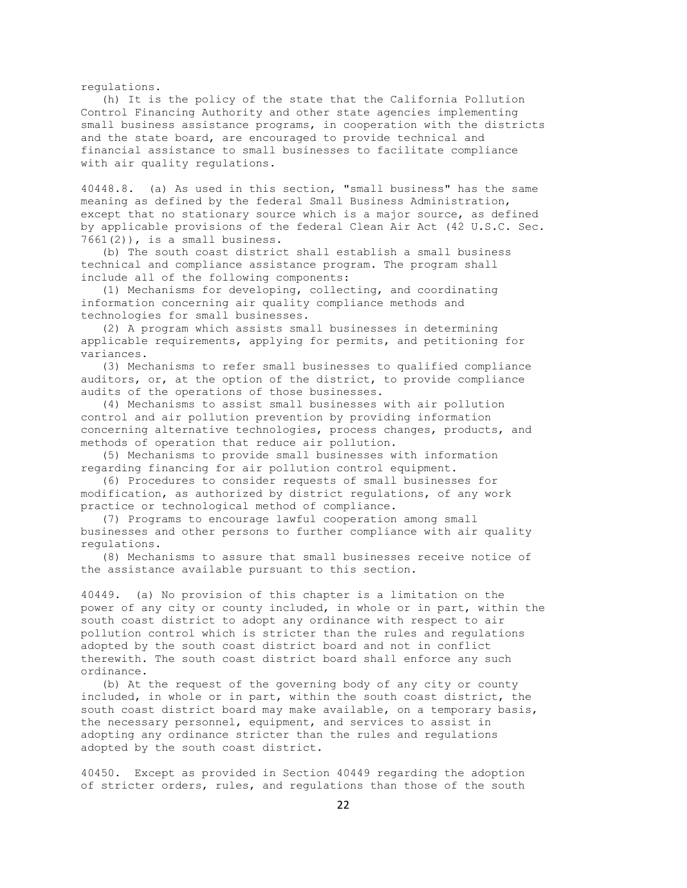regulations.

(h) It is the policy of the state that the California Pollution Control Financing Authority and other state agencies implementing small business assistance programs, in cooperation with the districts and the state board, are encouraged to provide technical and financial assistance to small businesses to facilitate compliance with air quality regulations.

40448.8. (a) As used in this section, "small business" has the same meaning as defined by the federal Small Business Administration, except that no stationary source which is a major source, as defined by applicable provisions of the federal Clean Air Act (42 U.S.C. Sec. 7661(2)), is a small business.

(b) The south coast district shall establish a small business technical and compliance assistance program. The program shall include all of the following components:

(1) Mechanisms for developing, collecting, and coordinating information concerning air quality compliance methods and technologies for small businesses.

(2) A program which assists small businesses in determining applicable requirements, applying for permits, and petitioning for variances.

(3) Mechanisms to refer small businesses to qualified compliance auditors, or, at the option of the district, to provide compliance audits of the operations of those businesses.

(4) Mechanisms to assist small businesses with air pollution control and air pollution prevention by providing information concerning alternative technologies, process changes, products, and methods of operation that reduce air pollution.

(5) Mechanisms to provide small businesses with information regarding financing for air pollution control equipment.

(6) Procedures to consider requests of small businesses for modification, as authorized by district regulations, of any work practice or technological method of compliance.

(7) Programs to encourage lawful cooperation among small businesses and other persons to further compliance with air quality regulations.

(8) Mechanisms to assure that small businesses receive notice of the assistance available pursuant to this section.

40449. (a) No provision of this chapter is a limitation on the power of any city or county included, in whole or in part, within the south coast district to adopt any ordinance with respect to air pollution control which is stricter than the rules and regulations adopted by the south coast district board and not in conflict therewith. The south coast district board shall enforce any such ordinance.

(b) At the request of the governing body of any city or county included, in whole or in part, within the south coast district, the south coast district board may make available, on a temporary basis, the necessary personnel, equipment, and services to assist in adopting any ordinance stricter than the rules and regulations adopted by the south coast district.

40450. Except as provided in Section 40449 regarding the adoption of stricter orders, rules, and regulations than those of the south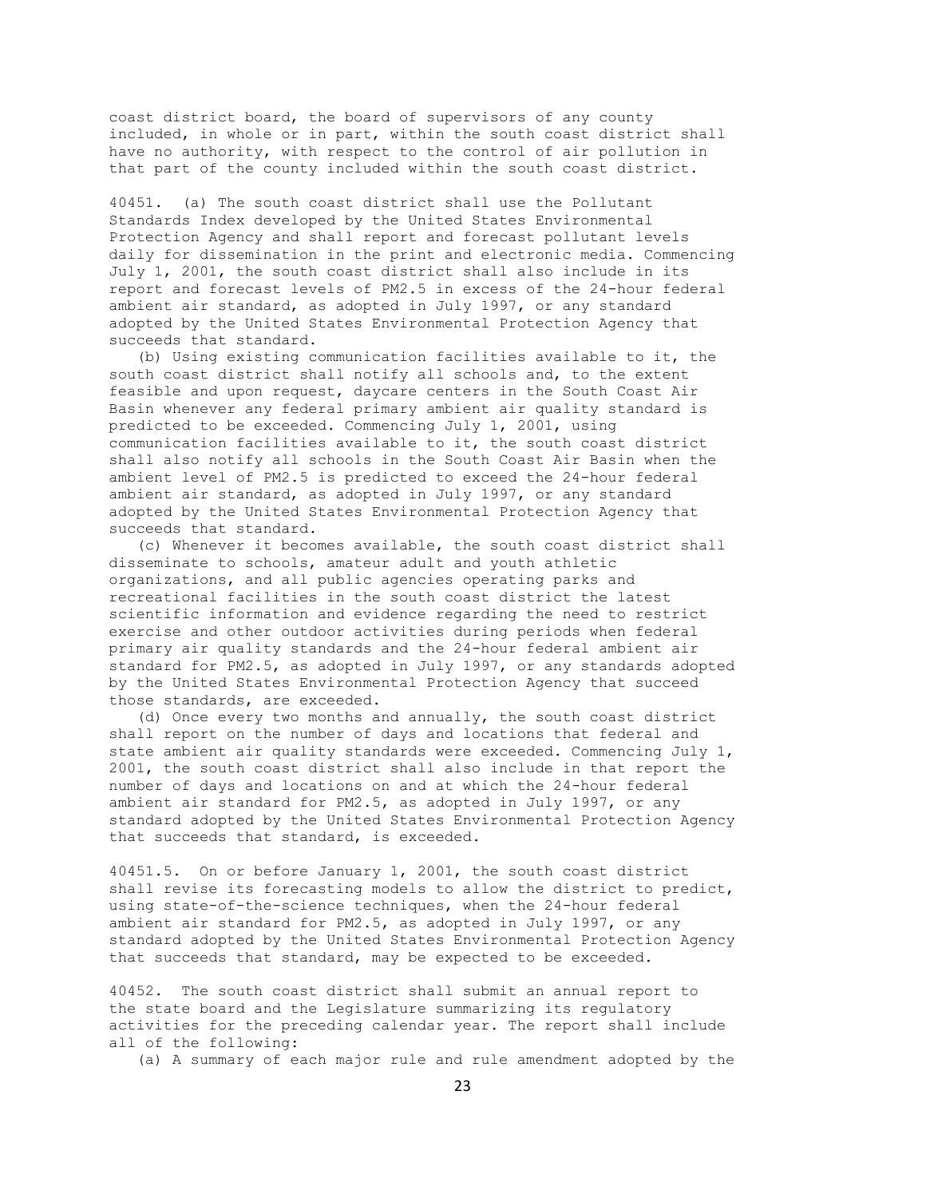coast district board, the board of supervisors of any county included, in whole or in part, within the south coast district shall have no authority, with respect to the control of air pollution in that part of the county included within the south coast district.

40451. (a) The south coast district shall use the Pollutant Standards Index developed by the United States Environmental Protection Agency and shall report and forecast pollutant levels daily for dissemination in the print and electronic media. Commencing July 1, 2001, the south coast district shall also include in its report and forecast levels of PM2.5 in excess of the 24-hour federal ambient air standard, as adopted in July 1997, or any standard adopted by the United States Environmental Protection Agency that succeeds that standard.

(b) Using existing communication facilities available to it, the south coast district shall notify all schools and, to the extent feasible and upon request, daycare centers in the South Coast Air Basin whenever any federal primary ambient air quality standard is predicted to be exceeded. Commencing July 1, 2001, using communication facilities available to it, the south coast district shall also notify all schools in the South Coast Air Basin when the ambient level of PM2.5 is predicted to exceed the 24-hour federal ambient air standard, as adopted in July 1997, or any standard adopted by the United States Environmental Protection Agency that succeeds that standard.

(c) Whenever it becomes available, the south coast district shall disseminate to schools, amateur adult and youth athletic organizations, and all public agencies operating parks and recreational facilities in the south coast district the latest scientific information and evidence regarding the need to restrict exercise and other outdoor activities during periods when federal primary air quality standards and the 24-hour federal ambient air standard for PM2.5, as adopted in July 1997, or any standards adopted by the United States Environmental Protection Agency that succeed those standards, are exceeded.

(d) Once every two months and annually, the south coast district shall report on the number of days and locations that federal and state ambient air quality standards were exceeded. Commencing July 1, 2001, the south coast district shall also include in that report the number of days and locations on and at which the 24-hour federal ambient air standard for PM2.5, as adopted in July 1997, or any standard adopted by the United States Environmental Protection Agency that succeeds that standard, is exceeded.

40451.5. On or before January 1, 2001, the south coast district shall revise its forecasting models to allow the district to predict, using state-of-the-science techniques, when the 24-hour federal ambient air standard for PM2.5, as adopted in July 1997, or any standard adopted by the United States Environmental Protection Agency that succeeds that standard, may be expected to be exceeded.

40452. The south coast district shall submit an annual report to the state board and the Legislature summarizing its regulatory activities for the preceding calendar year. The report shall include all of the following:

(a) A summary of each major rule and rule amendment adopted by the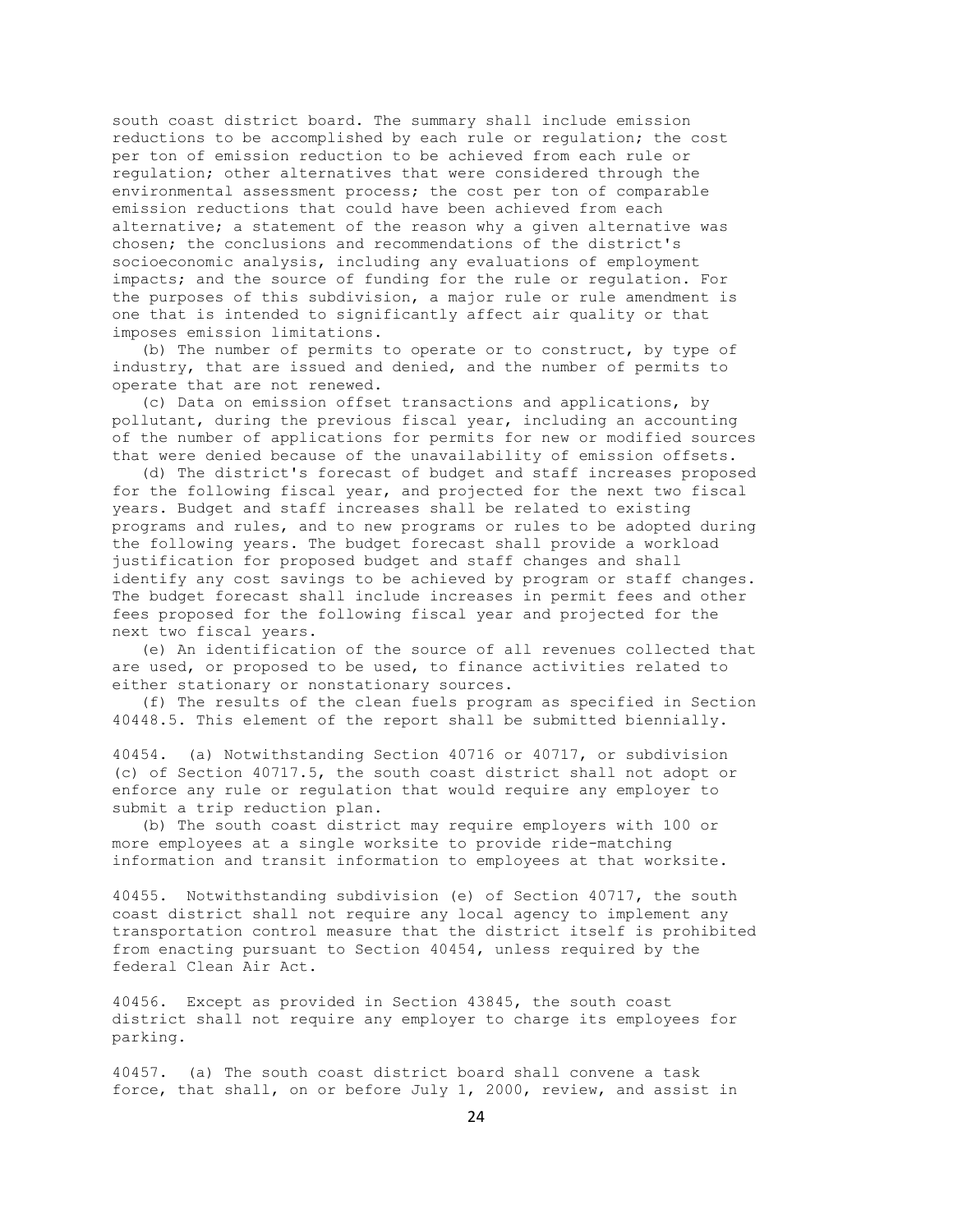south coast district board. The summary shall include emission reductions to be accomplished by each rule or regulation; the cost per ton of emission reduction to be achieved from each rule or regulation; other alternatives that were considered through the environmental assessment process; the cost per ton of comparable emission reductions that could have been achieved from each alternative; a statement of the reason why a given alternative was chosen; the conclusions and recommendations of the district's socioeconomic analysis, including any evaluations of employment impacts; and the source of funding for the rule or regulation. For the purposes of this subdivision, a major rule or rule amendment is one that is intended to significantly affect air quality or that imposes emission limitations.

(b) The number of permits to operate or to construct, by type of industry, that are issued and denied, and the number of permits to operate that are not renewed.

(c) Data on emission offset transactions and applications, by pollutant, during the previous fiscal year, including an accounting of the number of applications for permits for new or modified sources that were denied because of the unavailability of emission offsets.

(d) The district's forecast of budget and staff increases proposed for the following fiscal year, and projected for the next two fiscal years. Budget and staff increases shall be related to existing programs and rules, and to new programs or rules to be adopted during the following years. The budget forecast shall provide a workload justification for proposed budget and staff changes and shall identify any cost savings to be achieved by program or staff changes. The budget forecast shall include increases in permit fees and other fees proposed for the following fiscal year and projected for the next two fiscal years.

(e) An identification of the source of all revenues collected that are used, or proposed to be used, to finance activities related to either stationary or nonstationary sources.

(f) The results of the clean fuels program as specified in Section 40448.5. This element of the report shall be submitted biennially.

40454. (a) Notwithstanding Section 40716 or 40717, or subdivision (c) of Section 40717.5, the south coast district shall not adopt or enforce any rule or regulation that would require any employer to submit a trip reduction plan.

(b) The south coast district may require employers with 100 or more employees at a single worksite to provide ride-matching information and transit information to employees at that worksite.

40455. Notwithstanding subdivision (e) of Section 40717, the south coast district shall not require any local agency to implement any transportation control measure that the district itself is prohibited from enacting pursuant to Section 40454, unless required by the federal Clean Air Act.

40456. Except as provided in Section 43845, the south coast district shall not require any employer to charge its employees for parking.

40457. (a) The south coast district board shall convene a task force, that shall, on or before July 1, 2000, review, and assist in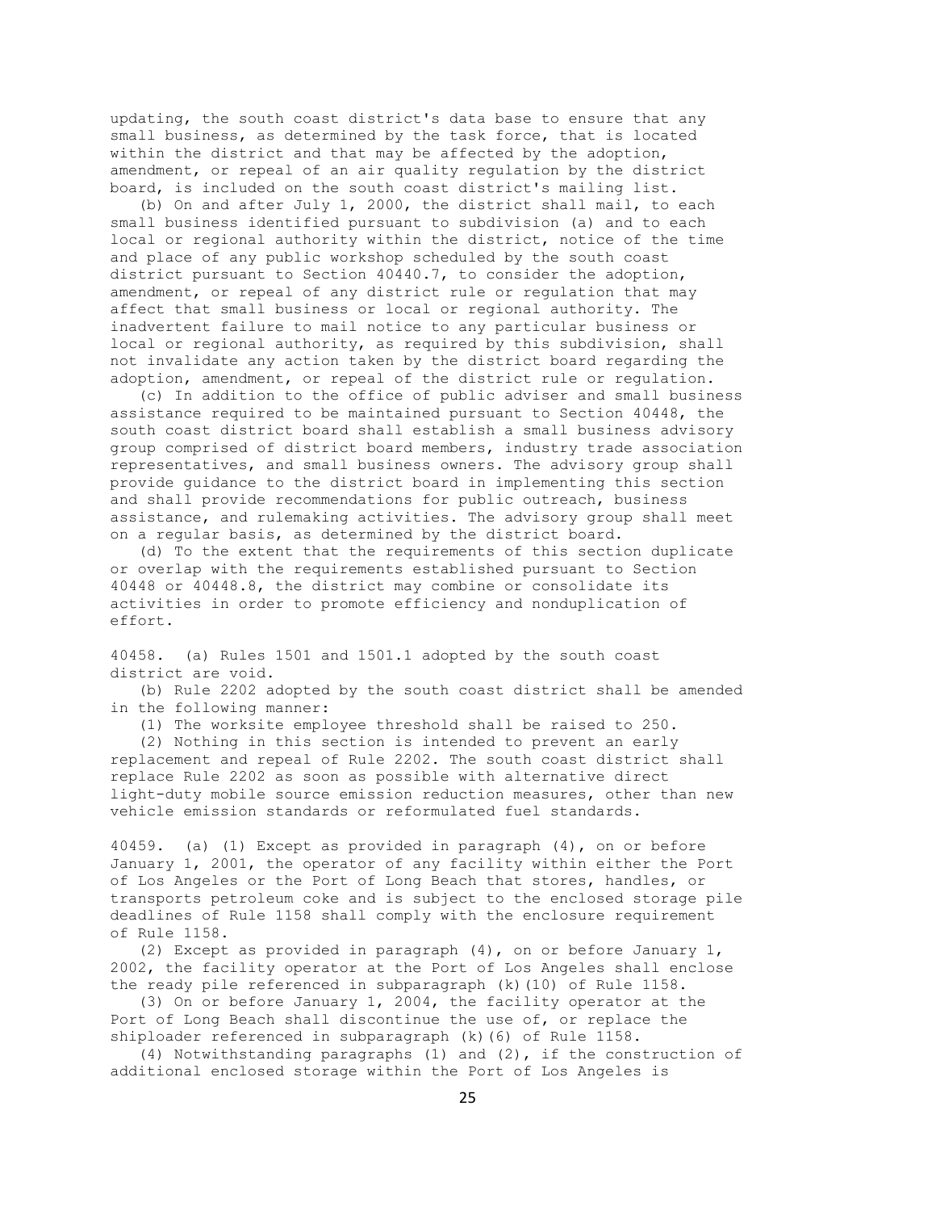updating, the south coast district's data base to ensure that any small business, as determined by the task force, that is located within the district and that may be affected by the adoption, amendment, or repeal of an air quality regulation by the district board, is included on the south coast district's mailing list.

(b) On and after July 1, 2000, the district shall mail, to each small business identified pursuant to subdivision (a) and to each local or regional authority within the district, notice of the time and place of any public workshop scheduled by the south coast district pursuant to Section 40440.7, to consider the adoption, amendment, or repeal of any district rule or regulation that may affect that small business or local or regional authority. The inadvertent failure to mail notice to any particular business or local or regional authority, as required by this subdivision, shall not invalidate any action taken by the district board regarding the adoption, amendment, or repeal of the district rule or regulation.

(c) In addition to the office of public adviser and small business assistance required to be maintained pursuant to Section 40448, the south coast district board shall establish a small business advisory group comprised of district board members, industry trade association representatives, and small business owners. The advisory group shall provide guidance to the district board in implementing this section and shall provide recommendations for public outreach, business assistance, and rulemaking activities. The advisory group shall meet on a regular basis, as determined by the district board.

(d) To the extent that the requirements of this section duplicate or overlap with the requirements established pursuant to Section 40448 or 40448.8, the district may combine or consolidate its activities in order to promote efficiency and nonduplication of effort.

40458. (a) Rules 1501 and 1501.1 adopted by the south coast district are void.

(b) Rule 2202 adopted by the south coast district shall be amended in the following manner:

(1) The worksite employee threshold shall be raised to 250.

(2) Nothing in this section is intended to prevent an early replacement and repeal of Rule 2202. The south coast district shall replace Rule 2202 as soon as possible with alternative direct light-duty mobile source emission reduction measures, other than new vehicle emission standards or reformulated fuel standards.

40459. (a) (1) Except as provided in paragraph (4), on or before January 1, 2001, the operator of any facility within either the Port of Los Angeles or the Port of Long Beach that stores, handles, or transports petroleum coke and is subject to the enclosed storage pile deadlines of Rule 1158 shall comply with the enclosure requirement of Rule 1158.

(2) Except as provided in paragraph (4), on or before January 1, 2002, the facility operator at the Port of Los Angeles shall enclose the ready pile referenced in subparagraph (k)(10) of Rule 1158.

(3) On or before January 1, 2004, the facility operator at the Port of Long Beach shall discontinue the use of, or replace the shiploader referenced in subparagraph (k)(6) of Rule 1158.

(4) Notwithstanding paragraphs (1) and (2), if the construction of additional enclosed storage within the Port of Los Angeles is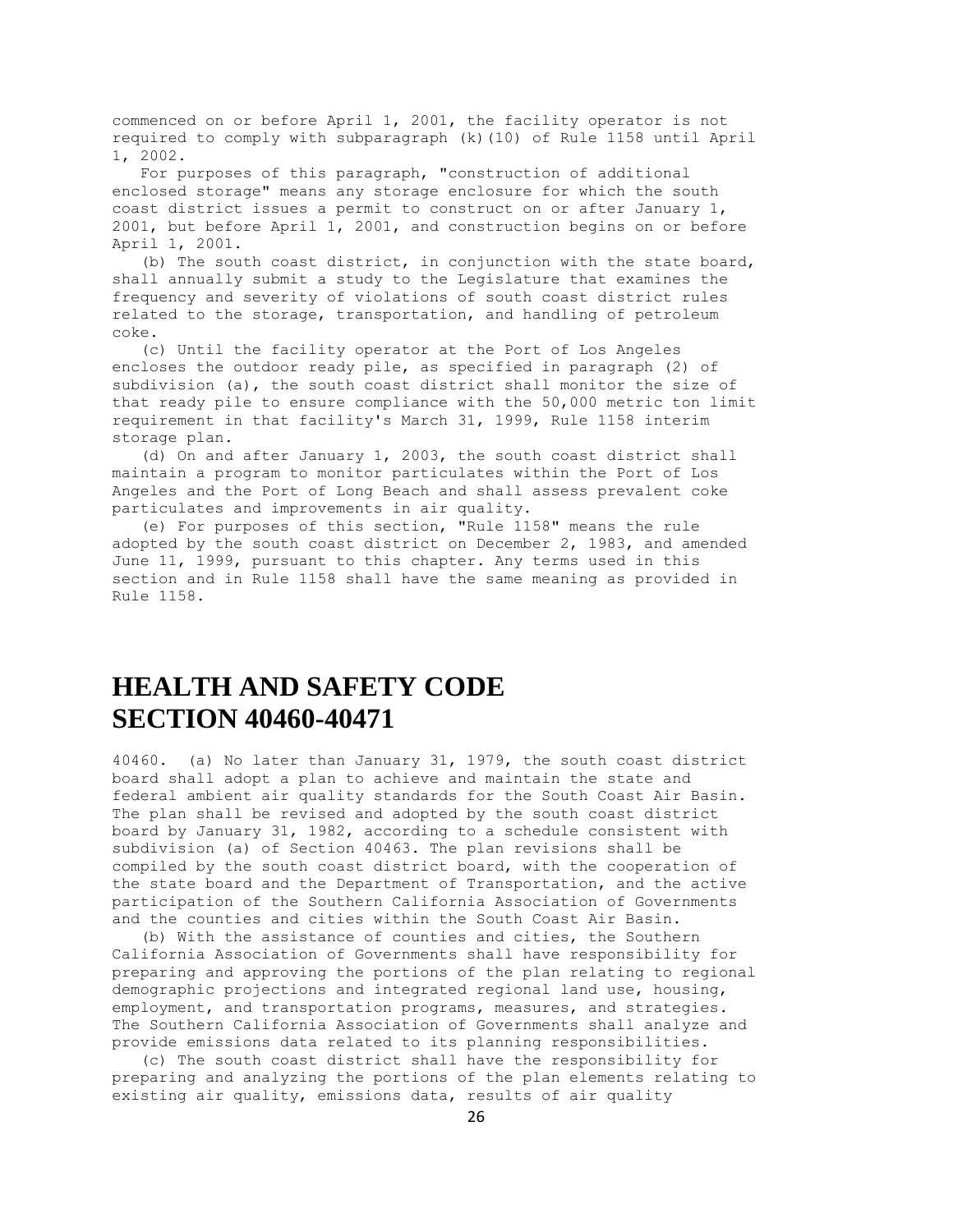commenced on or before April 1, 2001, the facility operator is not required to comply with subparagraph (k)(10) of Rule 1158 until April 1, 2002.

For purposes of this paragraph, "construction of additional enclosed storage" means any storage enclosure for which the south coast district issues a permit to construct on or after January 1, 2001, but before April 1, 2001, and construction begins on or before April 1, 2001.

(b) The south coast district, in conjunction with the state board, shall annually submit a study to the Legislature that examines the frequency and severity of violations of south coast district rules related to the storage, transportation, and handling of petroleum coke.

(c) Until the facility operator at the Port of Los Angeles encloses the outdoor ready pile, as specified in paragraph (2) of subdivision (a), the south coast district shall monitor the size of that ready pile to ensure compliance with the 50,000 metric ton limit requirement in that facility's March 31, 1999, Rule 1158 interim storage plan.

(d) On and after January 1, 2003, the south coast district shall maintain a program to monitor particulates within the Port of Los Angeles and the Port of Long Beach and shall assess prevalent coke particulates and improvements in air quality.

(e) For purposes of this section, "Rule 1158" means the rule adopted by the south coast district on December 2, 1983, and amended June 11, 1999, pursuant to this chapter. Any terms used in this section and in Rule 1158 shall have the same meaning as provided in Rule 1158.

# HEALTH AND SAFETY CODE SECTION 40460-40471

40460. (a) No later than January 31, 1979, the south coast district board shall adopt a plan to achieve and maintain the state and federal ambient air quality standards for the South Coast Air Basin. The plan shall be revised and adopted by the south coast district board by January 31, 1982, according to a schedule consistent with subdivision (a) of Section 40463. The plan revisions shall be compiled by the south coast district board, with the cooperation of the state board and the Department of Transportation, and the active participation of the Southern California Association of Governments and the counties and cities within the South Coast Air Basin.

(b) With the assistance of counties and cities, the Southern California Association of Governments shall have responsibility for preparing and approving the portions of the plan relating to regional demographic projections and integrated regional land use, housing, employment, and transportation programs, measures, and strategies. The Southern California Association of Governments shall analyze and provide emissions data related to its planning responsibilities.

(c) The south coast district shall have the responsibility for preparing and analyzing the portions of the plan elements relating to existing air quality, emissions data, results of air quality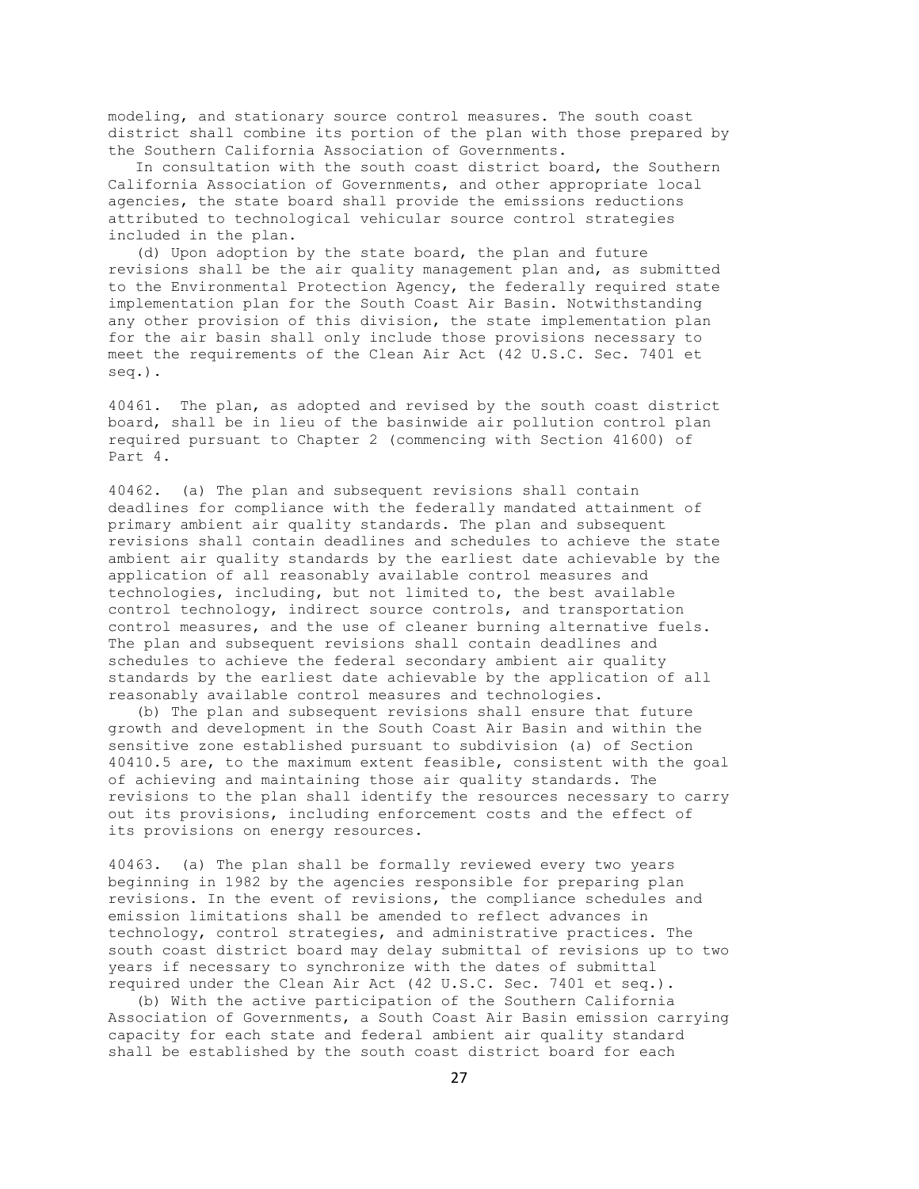modeling, and stationary source control measures. The south coast district shall combine its portion of the plan with those prepared by the Southern California Association of Governments.

In consultation with the south coast district board, the Southern California Association of Governments, and other appropriate local agencies, the state board shall provide the emissions reductions attributed to technological vehicular source control strategies included in the plan.

(d) Upon adoption by the state board, the plan and future revisions shall be the air quality management plan and, as submitted to the Environmental Protection Agency, the federally required state implementation plan for the South Coast Air Basin. Notwithstanding any other provision of this division, the state implementation plan for the air basin shall only include those provisions necessary to meet the requirements of the Clean Air Act (42 U.S.C. Sec. 7401 et seq.).

40461. The plan, as adopted and revised by the south coast district board, shall be in lieu of the basinwide air pollution control plan required pursuant to Chapter 2 (commencing with Section 41600) of Part 4.

40462. (a) The plan and subsequent revisions shall contain deadlines for compliance with the federally mandated attainment of primary ambient air quality standards. The plan and subsequent revisions shall contain deadlines and schedules to achieve the state ambient air quality standards by the earliest date achievable by the application of all reasonably available control measures and technologies, including, but not limited to, the best available control technology, indirect source controls, and transportation control measures, and the use of cleaner burning alternative fuels. The plan and subsequent revisions shall contain deadlines and schedules to achieve the federal secondary ambient air quality standards by the earliest date achievable by the application of all reasonably available control measures and technologies.

(b) The plan and subsequent revisions shall ensure that future growth and development in the South Coast Air Basin and within the sensitive zone established pursuant to subdivision (a) of Section 40410.5 are, to the maximum extent feasible, consistent with the goal of achieving and maintaining those air quality standards. The revisions to the plan shall identify the resources necessary to carry out its provisions, including enforcement costs and the effect of its provisions on energy resources.

40463. (a) The plan shall be formally reviewed every two years beginning in 1982 by the agencies responsible for preparing plan revisions. In the event of revisions, the compliance schedules and emission limitations shall be amended to reflect advances in technology, control strategies, and administrative practices. The south coast district board may delay submittal of revisions up to two years if necessary to synchronize with the dates of submittal required under the Clean Air Act (42 U.S.C. Sec. 7401 et seq.).

(b) With the active participation of the Southern California Association of Governments, a South Coast Air Basin emission carrying capacity for each state and federal ambient air quality standard shall be established by the south coast district board for each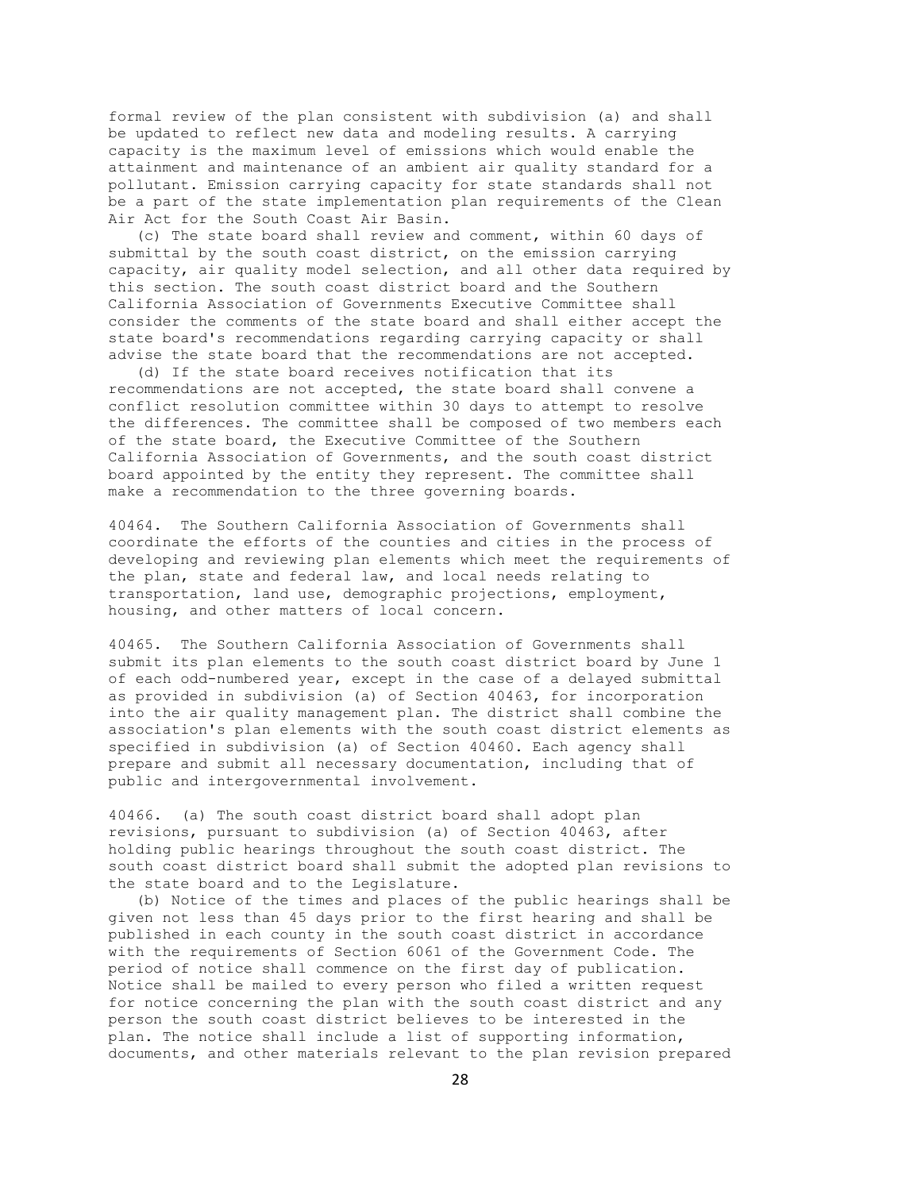formal review of the plan consistent with subdivision (a) and shall be updated to reflect new data and modeling results. A carrying capacity is the maximum level of emissions which would enable the attainment and maintenance of an ambient air quality standard for a pollutant. Emission carrying capacity for state standards shall not be a part of the state implementation plan requirements of the Clean Air Act for the South Coast Air Basin.

(c) The state board shall review and comment, within 60 days of submittal by the south coast district, on the emission carrying capacity, air quality model selection, and all other data required by this section. The south coast district board and the Southern California Association of Governments Executive Committee shall consider the comments of the state board and shall either accept the state board's recommendations regarding carrying capacity or shall advise the state board that the recommendations are not accepted.

(d) If the state board receives notification that its recommendations are not accepted, the state board shall convene a conflict resolution committee within 30 days to attempt to resolve the differences. The committee shall be composed of two members each of the state board, the Executive Committee of the Southern California Association of Governments, and the south coast district board appointed by the entity they represent. The committee shall make a recommendation to the three governing boards.

40464. The Southern California Association of Governments shall coordinate the efforts of the counties and cities in the process of developing and reviewing plan elements which meet the requirements of the plan, state and federal law, and local needs relating to transportation, land use, demographic projections, employment, housing, and other matters of local concern.

40465. The Southern California Association of Governments shall submit its plan elements to the south coast district board by June 1 of each odd-numbered year, except in the case of a delayed submittal as provided in subdivision (a) of Section 40463, for incorporation into the air quality management plan. The district shall combine the association's plan elements with the south coast district elements as specified in subdivision (a) of Section 40460. Each agency shall prepare and submit all necessary documentation, including that of public and intergovernmental involvement.

40466. (a) The south coast district board shall adopt plan revisions, pursuant to subdivision (a) of Section 40463, after holding public hearings throughout the south coast district. The south coast district board shall submit the adopted plan revisions to the state board and to the Legislature.

(b) Notice of the times and places of the public hearings shall be given not less than 45 days prior to the first hearing and shall be published in each county in the south coast district in accordance with the requirements of Section 6061 of the Government Code. The period of notice shall commence on the first day of publication. Notice shall be mailed to every person who filed a written request for notice concerning the plan with the south coast district and any person the south coast district believes to be interested in the plan. The notice shall include a list of supporting information, documents, and other materials relevant to the plan revision prepared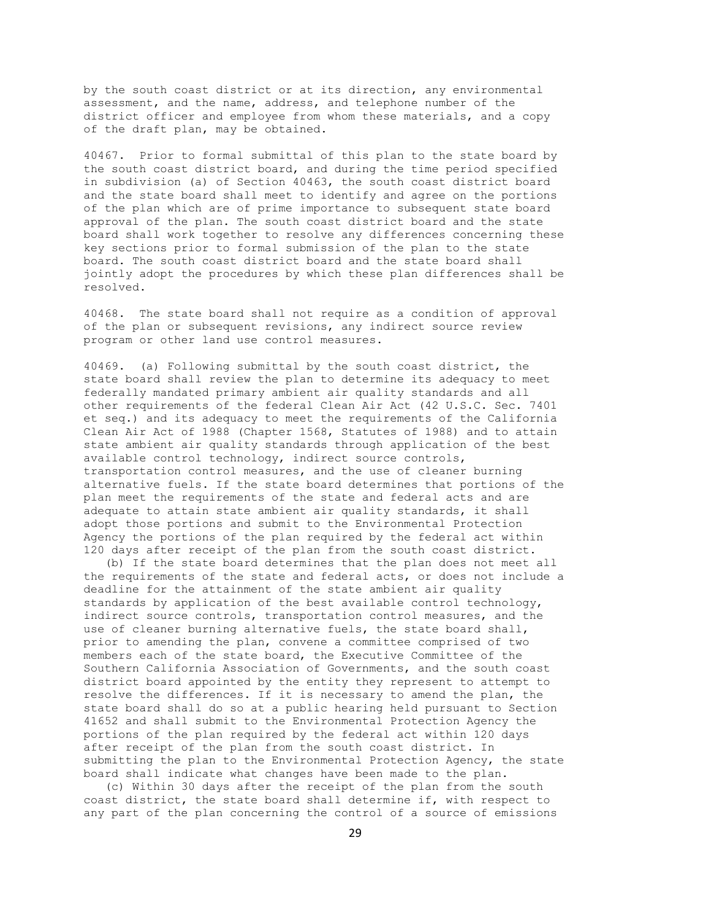by the south coast district or at its direction, any environmental assessment, and the name, address, and telephone number of the district officer and employee from whom these materials, and a copy of the draft plan, may be obtained.

40467. Prior to formal submittal of this plan to the state board by the south coast district board, and during the time period specified in subdivision (a) of Section 40463, the south coast district board and the state board shall meet to identify and agree on the portions of the plan which are of prime importance to subsequent state board approval of the plan. The south coast district board and the state board shall work together to resolve any differences concerning these key sections prior to formal submission of the plan to the state board. The south coast district board and the state board shall jointly adopt the procedures by which these plan differences shall be resolved.

40468. The state board shall not require as a condition of approval of the plan or subsequent revisions, any indirect source review program or other land use control measures.

40469. (a) Following submittal by the south coast district, the state board shall review the plan to determine its adequacy to meet federally mandated primary ambient air quality standards and all other requirements of the federal Clean Air Act (42 U.S.C. Sec. 7401 et seq.) and its adequacy to meet the requirements of the California Clean Air Act of 1988 (Chapter 1568, Statutes of 1988) and to attain state ambient air quality standards through application of the best available control technology, indirect source controls, transportation control measures, and the use of cleaner burning alternative fuels. If the state board determines that portions of the plan meet the requirements of the state and federal acts and are adequate to attain state ambient air quality standards, it shall adopt those portions and submit to the Environmental Protection Agency the portions of the plan required by the federal act within 120 days after receipt of the plan from the south coast district.

(b) If the state board determines that the plan does not meet all the requirements of the state and federal acts, or does not include a deadline for the attainment of the state ambient air quality standards by application of the best available control technology, indirect source controls, transportation control measures, and the use of cleaner burning alternative fuels, the state board shall, prior to amending the plan, convene a committee comprised of two members each of the state board, the Executive Committee of the Southern California Association of Governments, and the south coast district board appointed by the entity they represent to attempt to resolve the differences. If it is necessary to amend the plan, the state board shall do so at a public hearing held pursuant to Section 41652 and shall submit to the Environmental Protection Agency the portions of the plan required by the federal act within 120 days after receipt of the plan from the south coast district. In submitting the plan to the Environmental Protection Agency, the state board shall indicate what changes have been made to the plan.

(c) Within 30 days after the receipt of the plan from the south coast district, the state board shall determine if, with respect to any part of the plan concerning the control of a source of emissions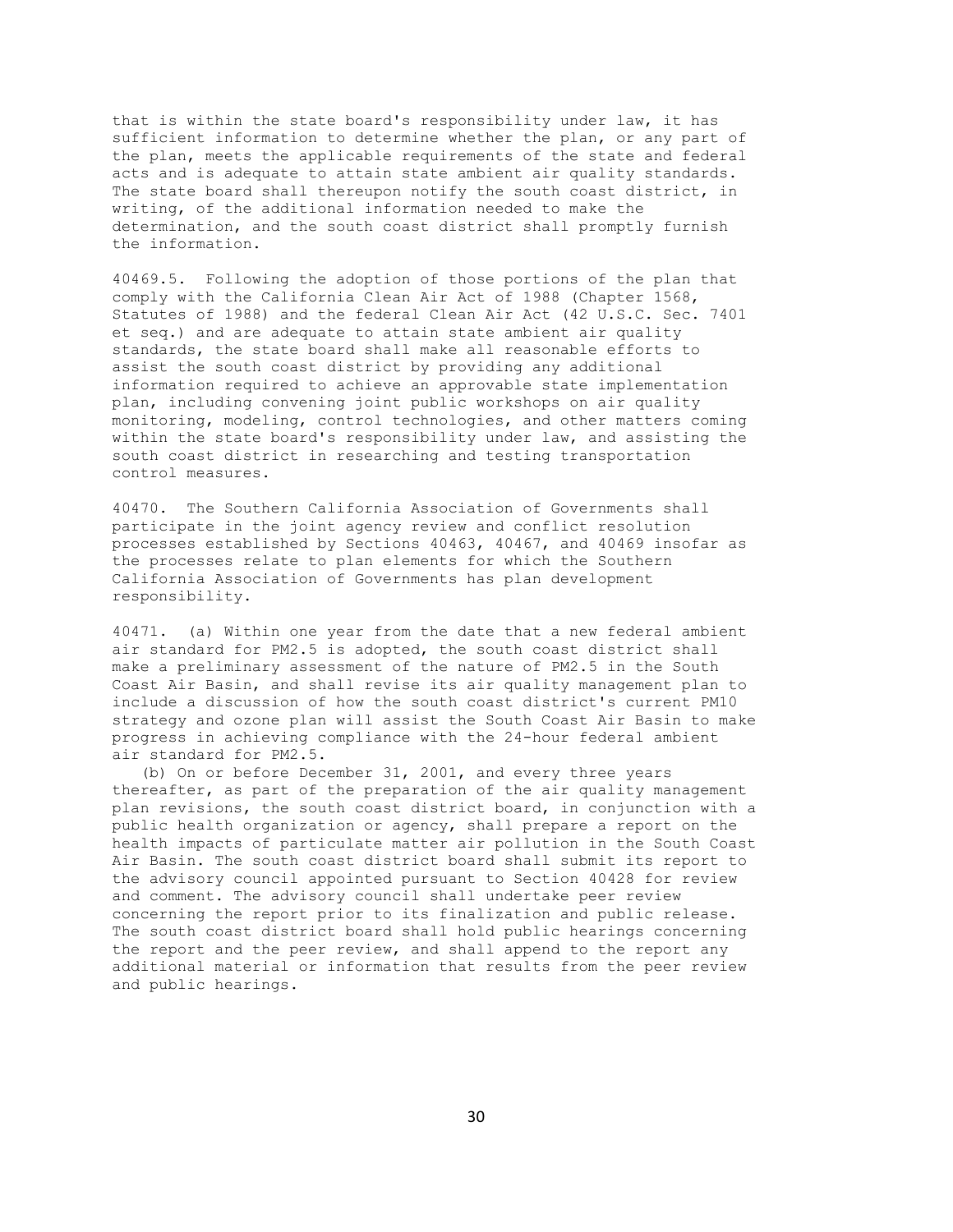that is within the state board's responsibility under law, it has sufficient information to determine whether the plan, or any part of the plan, meets the applicable requirements of the state and federal acts and is adequate to attain state ambient air quality standards. The state board shall thereupon notify the south coast district, in writing, of the additional information needed to make the determination, and the south coast district shall promptly furnish the information.

40469.5. Following the adoption of those portions of the plan that comply with the California Clean Air Act of 1988 (Chapter 1568, Statutes of 1988) and the federal Clean Air Act (42 U.S.C. Sec. 7401 et seq.) and are adequate to attain state ambient air quality standards, the state board shall make all reasonable efforts to assist the south coast district by providing any additional information required to achieve an approvable state implementation plan, including convening joint public workshops on air quality monitoring, modeling, control technologies, and other matters coming within the state board's responsibility under law, and assisting the south coast district in researching and testing transportation control measures.

40470. The Southern California Association of Governments shall participate in the joint agency review and conflict resolution processes established by Sections 40463, 40467, and 40469 insofar as the processes relate to plan elements for which the Southern California Association of Governments has plan development responsibility.

40471. (a) Within one year from the date that a new federal ambient air standard for PM2.5 is adopted, the south coast district shall make a preliminary assessment of the nature of PM2.5 in the South Coast Air Basin, and shall revise its air quality management plan to include a discussion of how the south coast district's current PM10 strategy and ozone plan will assist the South Coast Air Basin to make progress in achieving compliance with the 24-hour federal ambient air standard for PM2.5.

(b) On or before December 31, 2001, and every three years thereafter, as part of the preparation of the air quality management plan revisions, the south coast district board, in conjunction with a public health organization or agency, shall prepare a report on the health impacts of particulate matter air pollution in the South Coast Air Basin. The south coast district board shall submit its report to the advisory council appointed pursuant to Section 40428 for review and comment. The advisory council shall undertake peer review concerning the report prior to its finalization and public release. The south coast district board shall hold public hearings concerning the report and the peer review, and shall append to the report any additional material or information that results from the peer review and public hearings.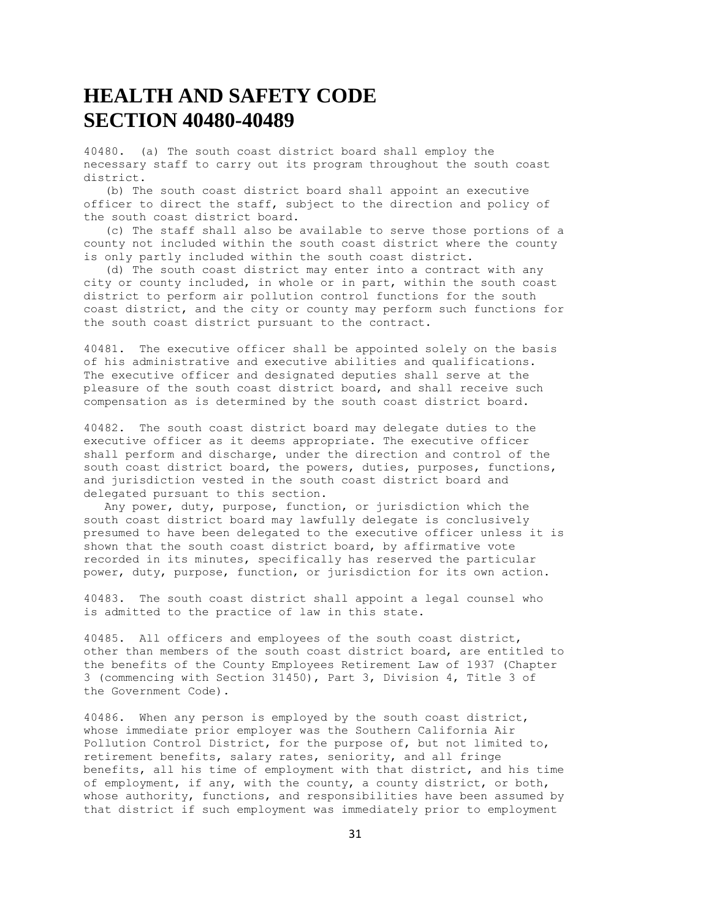# HEALTH AND SAFETY CODE SECTION 40480-40489

40480. (a) The south coast district board shall employ the necessary staff to carry out its program throughout the south coast district.

(b) The south coast district board shall appoint an executive officer to direct the staff, subject to the direction and policy of the south coast district board.

(c) The staff shall also be available to serve those portions of a county not included within the south coast district where the county is only partly included within the south coast district.

(d) The south coast district may enter into a contract with any city or county included, in whole or in part, within the south coast district to perform air pollution control functions for the south coast district, and the city or county may perform such functions for the south coast district pursuant to the contract.

40481. The executive officer shall be appointed solely on the basis of his administrative and executive abilities and qualifications. The executive officer and designated deputies shall serve at the pleasure of the south coast district board, and shall receive such compensation as is determined by the south coast district board.

40482. The south coast district board may delegate duties to the executive officer as it deems appropriate. The executive officer shall perform and discharge, under the direction and control of the south coast district board, the powers, duties, purposes, functions, and jurisdiction vested in the south coast district board and delegated pursuant to this section.

Any power, duty, purpose, function, or jurisdiction which the south coast district board may lawfully delegate is conclusively presumed to have been delegated to the executive officer unless it is shown that the south coast district board, by affirmative vote recorded in its minutes, specifically has reserved the particular power, duty, purpose, function, or jurisdiction for its own action.

40483. The south coast district shall appoint a legal counsel who is admitted to the practice of law in this state.

40485. All officers and employees of the south coast district, other than members of the south coast district board, are entitled to the benefits of the County Employees Retirement Law of 1937 (Chapter 3 (commencing with Section 31450), Part 3, Division 4, Title 3 of the Government Code).

40486. When any person is employed by the south coast district, whose immediate prior employer was the Southern California Air Pollution Control District, for the purpose of, but not limited to, retirement benefits, salary rates, seniority, and all fringe benefits, all his time of employment with that district, and his time of employment, if any, with the county, a county district, or both, whose authority, functions, and responsibilities have been assumed by that district if such employment was immediately prior to employment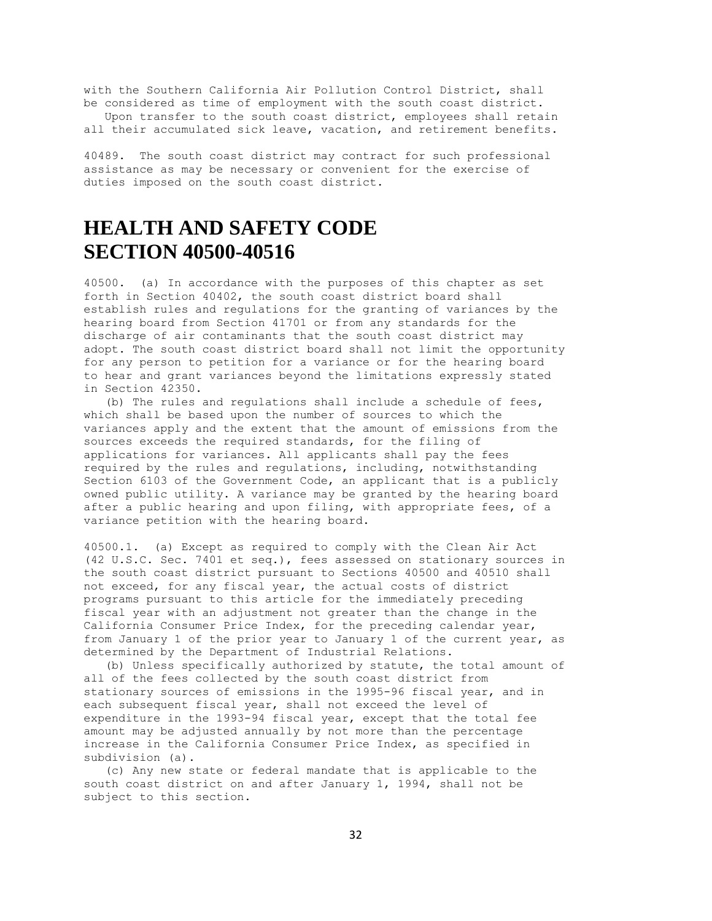with the Southern California Air Pollution Control District, shall be considered as time of employment with the south coast district.

Upon transfer to the south coast district, employees shall retain all their accumulated sick leave, vacation, and retirement benefits.

40489. The south coast district may contract for such professional assistance as may be necessary or convenient for the exercise of duties imposed on the south coast district.

# HEALTH AND SAFETY CODE SECTION 40500-40516

40500. (a) In accordance with the purposes of this chapter as set forth in Section 40402, the south coast district board shall establish rules and regulations for the granting of variances by the hearing board from Section 41701 or from any standards for the discharge of air contaminants that the south coast district may adopt. The south coast district board shall not limit the opportunity for any person to petition for a variance or for the hearing board to hear and grant variances beyond the limitations expressly stated in Section 42350.

(b) The rules and regulations shall include a schedule of fees, which shall be based upon the number of sources to which the variances apply and the extent that the amount of emissions from the sources exceeds the required standards, for the filing of applications for variances. All applicants shall pay the fees required by the rules and regulations, including, notwithstanding Section 6103 of the Government Code, an applicant that is a publicly owned public utility. A variance may be granted by the hearing board after a public hearing and upon filing, with appropriate fees, of a variance petition with the hearing board.

40500.1. (a) Except as required to comply with the Clean Air Act (42 U.S.C. Sec. 7401 et seq.), fees assessed on stationary sources in the south coast district pursuant to Sections 40500 and 40510 shall not exceed, for any fiscal year, the actual costs of district programs pursuant to this article for the immediately preceding fiscal year with an adjustment not greater than the change in the California Consumer Price Index, for the preceding calendar year, from January 1 of the prior year to January 1 of the current year, as determined by the Department of Industrial Relations.

(b) Unless specifically authorized by statute, the total amount of all of the fees collected by the south coast district from stationary sources of emissions in the 1995-96 fiscal year, and in each subsequent fiscal year, shall not exceed the level of expenditure in the 1993-94 fiscal year, except that the total fee amount may be adjusted annually by not more than the percentage increase in the California Consumer Price Index, as specified in subdivision (a).

(c) Any new state or federal mandate that is applicable to the south coast district on and after January 1, 1994, shall not be subject to this section.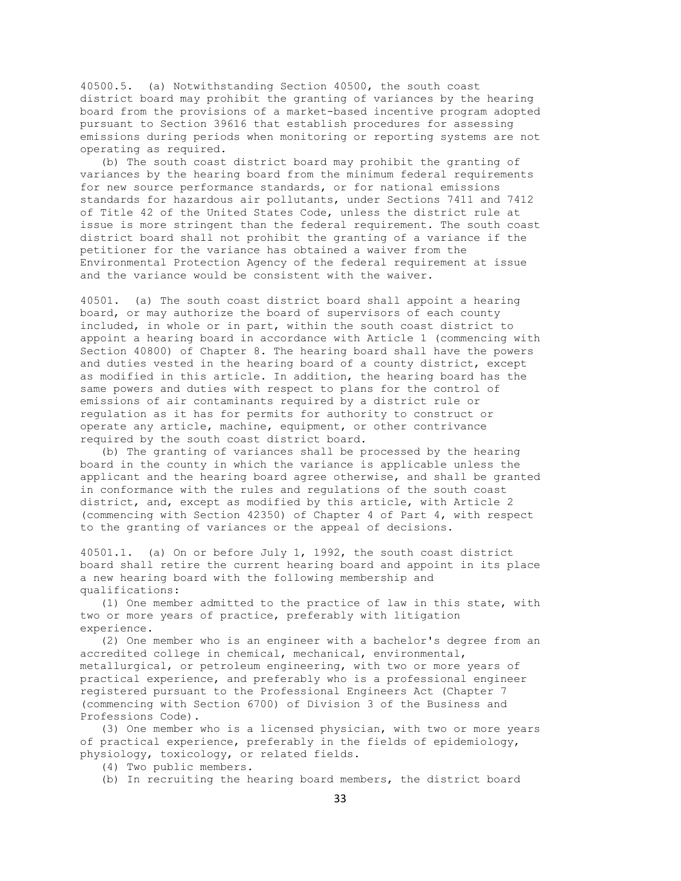40500.5. (a) Notwithstanding Section 40500, the south coast district board may prohibit the granting of variances by the hearing board from the provisions of a market-based incentive program adopted pursuant to Section 39616 that establish procedures for assessing emissions during periods when monitoring or reporting systems are not operating as required.

(b) The south coast district board may prohibit the granting of variances by the hearing board from the minimum federal requirements for new source performance standards, or for national emissions standards for hazardous air pollutants, under Sections 7411 and 7412 of Title 42 of the United States Code, unless the district rule at issue is more stringent than the federal requirement. The south coast district board shall not prohibit the granting of a variance if the petitioner for the variance has obtained a waiver from the Environmental Protection Agency of the federal requirement at issue and the variance would be consistent with the waiver.

40501. (a) The south coast district board shall appoint a hearing board, or may authorize the board of supervisors of each county included, in whole or in part, within the south coast district to appoint a hearing board in accordance with Article 1 (commencing with Section 40800) of Chapter 8. The hearing board shall have the powers and duties vested in the hearing board of a county district, except as modified in this article. In addition, the hearing board has the same powers and duties with respect to plans for the control of emissions of air contaminants required by a district rule or regulation as it has for permits for authority to construct or operate any article, machine, equipment, or other contrivance required by the south coast district board.

(b) The granting of variances shall be processed by the hearing board in the county in which the variance is applicable unless the applicant and the hearing board agree otherwise, and shall be granted in conformance with the rules and regulations of the south coast district, and, except as modified by this article, with Article 2 (commencing with Section 42350) of Chapter 4 of Part 4, with respect to the granting of variances or the appeal of decisions.

40501.1. (a) On or before July 1, 1992, the south coast district board shall retire the current hearing board and appoint in its place a new hearing board with the following membership and qualifications:

(1) One member admitted to the practice of law in this state, with two or more years of practice, preferably with litigation experience.

(2) One member who is an engineer with a bachelor's degree from an accredited college in chemical, mechanical, environmental, metallurgical, or petroleum engineering, with two or more years of practical experience, and preferably who is a professional engineer registered pursuant to the Professional Engineers Act (Chapter 7 (commencing with Section 6700) of Division 3 of the Business and Professions Code).

(3) One member who is a licensed physician, with two or more years of practical experience, preferably in the fields of epidemiology, physiology, toxicology, or related fields.

(4) Two public members.

(b) In recruiting the hearing board members, the district board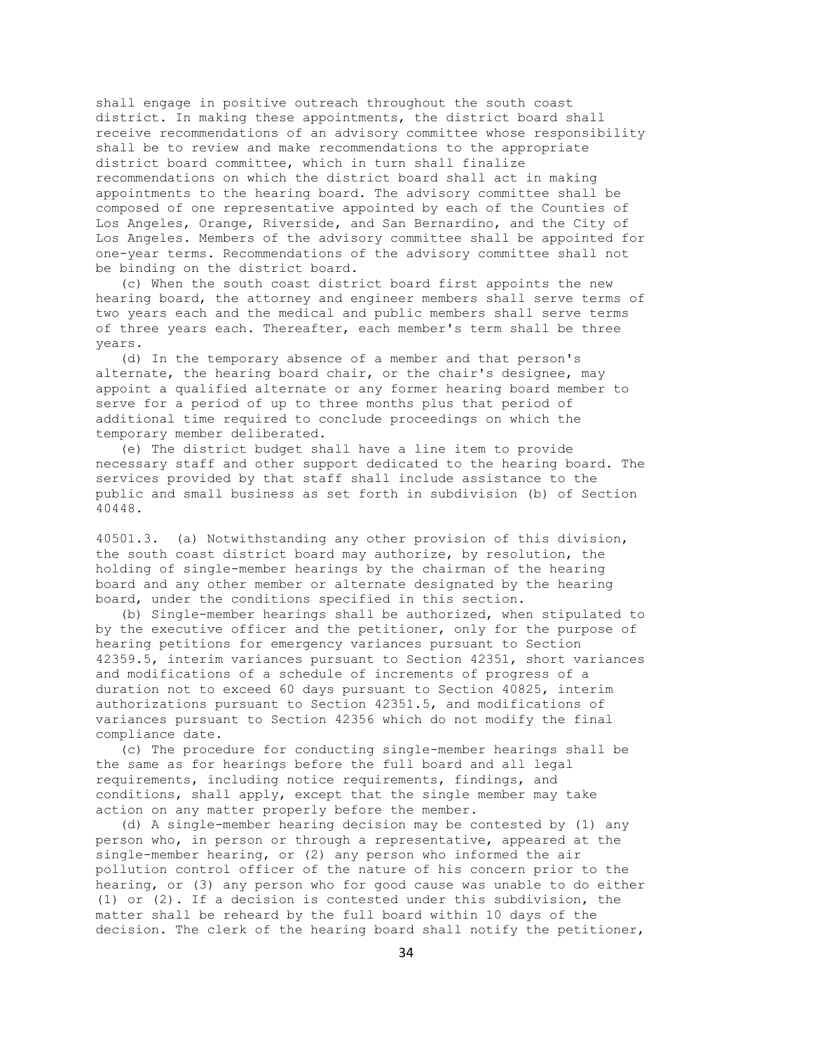shall engage in positive outreach throughout the south coast district. In making these appointments, the district board shall receive recommendations of an advisory committee whose responsibility shall be to review and make recommendations to the appropriate district board committee, which in turn shall finalize recommendations on which the district board shall act in making appointments to the hearing board. The advisory committee shall be composed of one representative appointed by each of the Counties of Los Angeles, Orange, Riverside, and San Bernardino, and the City of Los Angeles. Members of the advisory committee shall be appointed for one-year terms. Recommendations of the advisory committee shall not be binding on the district board.

(c) When the south coast district board first appoints the new hearing board, the attorney and engineer members shall serve terms of two years each and the medical and public members shall serve terms of three years each. Thereafter, each member's term shall be three years.

(d) In the temporary absence of a member and that person's alternate, the hearing board chair, or the chair's designee, may appoint a qualified alternate or any former hearing board member to serve for a period of up to three months plus that period of additional time required to conclude proceedings on which the temporary member deliberated.

(e) The district budget shall have a line item to provide necessary staff and other support dedicated to the hearing board. The services provided by that staff shall include assistance to the public and small business as set forth in subdivision (b) of Section 40448.

40501.3. (a) Notwithstanding any other provision of this division, the south coast district board may authorize, by resolution, the holding of single-member hearings by the chairman of the hearing board and any other member or alternate designated by the hearing board, under the conditions specified in this section.

(b) Single-member hearings shall be authorized, when stipulated to by the executive officer and the petitioner, only for the purpose of hearing petitions for emergency variances pursuant to Section 42359.5, interim variances pursuant to Section 42351, short variances and modifications of a schedule of increments of progress of a duration not to exceed 60 days pursuant to Section 40825, interim authorizations pursuant to Section 42351.5, and modifications of variances pursuant to Section 42356 which do not modify the final compliance date.

(c) The procedure for conducting single-member hearings shall be the same as for hearings before the full board and all legal requirements, including notice requirements, findings, and conditions, shall apply, except that the single member may take action on any matter properly before the member.

(d) A single-member hearing decision may be contested by (1) any person who, in person or through a representative, appeared at the single-member hearing, or (2) any person who informed the air pollution control officer of the nature of his concern prior to the hearing, or (3) any person who for good cause was unable to do either (1) or (2). If a decision is contested under this subdivision, the matter shall be reheard by the full board within 10 days of the decision. The clerk of the hearing board shall notify the petitioner,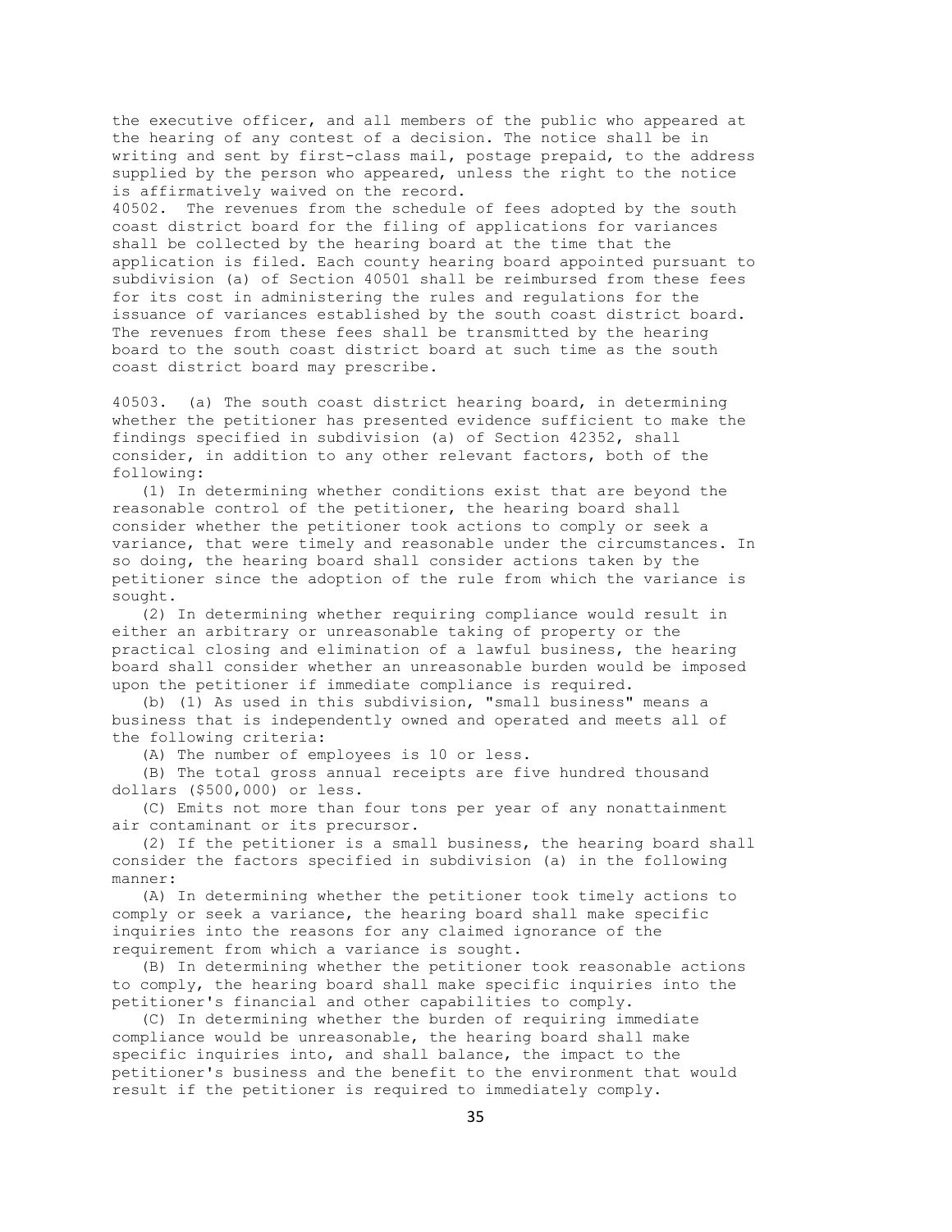the executive officer, and all members of the public who appeared at the hearing of any contest of a decision. The notice shall be in writing and sent by first-class mail, postage prepaid, to the address supplied by the person who appeared, unless the right to the notice is affirmatively waived on the record.

40502. The revenues from the schedule of fees adopted by the south coast district board for the filing of applications for variances shall be collected by the hearing board at the time that the application is filed. Each county hearing board appointed pursuant to subdivision (a) of Section 40501 shall be reimbursed from these fees for its cost in administering the rules and regulations for the issuance of variances established by the south coast district board. The revenues from these fees shall be transmitted by the hearing board to the south coast district board at such time as the south coast district board may prescribe.

40503. (a) The south coast district hearing board, in determining whether the petitioner has presented evidence sufficient to make the findings specified in subdivision (a) of Section 42352, shall consider, in addition to any other relevant factors, both of the following:

(1) In determining whether conditions exist that are beyond the reasonable control of the petitioner, the hearing board shall consider whether the petitioner took actions to comply or seek a variance, that were timely and reasonable under the circumstances. In so doing, the hearing board shall consider actions taken by the petitioner since the adoption of the rule from which the variance is sought.

(2) In determining whether requiring compliance would result in either an arbitrary or unreasonable taking of property or the practical closing and elimination of a lawful business, the hearing board shall consider whether an unreasonable burden would be imposed upon the petitioner if immediate compliance is required.

(b) (1) As used in this subdivision, "small business" means a business that is independently owned and operated and meets all of the following criteria:

(A) The number of employees is 10 or less.

(B) The total gross annual receipts are five hundred thousand dollars ($500,000) or less.

(C) Emits not more than four tons per year of any nonattainment air contaminant or its precursor.

(2) If the petitioner is a small business, the hearing board shall consider the factors specified in subdivision (a) in the following manner:

(A) In determining whether the petitioner took timely actions to comply or seek a variance, the hearing board shall make specific inquiries into the reasons for any claimed ignorance of the requirement from which a variance is sought.

(B) In determining whether the petitioner took reasonable actions to comply, the hearing board shall make specific inquiries into the petitioner's financial and other capabilities to comply.

(C) In determining whether the burden of requiring immediate compliance would be unreasonable, the hearing board shall make specific inquiries into, and shall balance, the impact to the petitioner's business and the benefit to the environment that would result if the petitioner is required to immediately comply.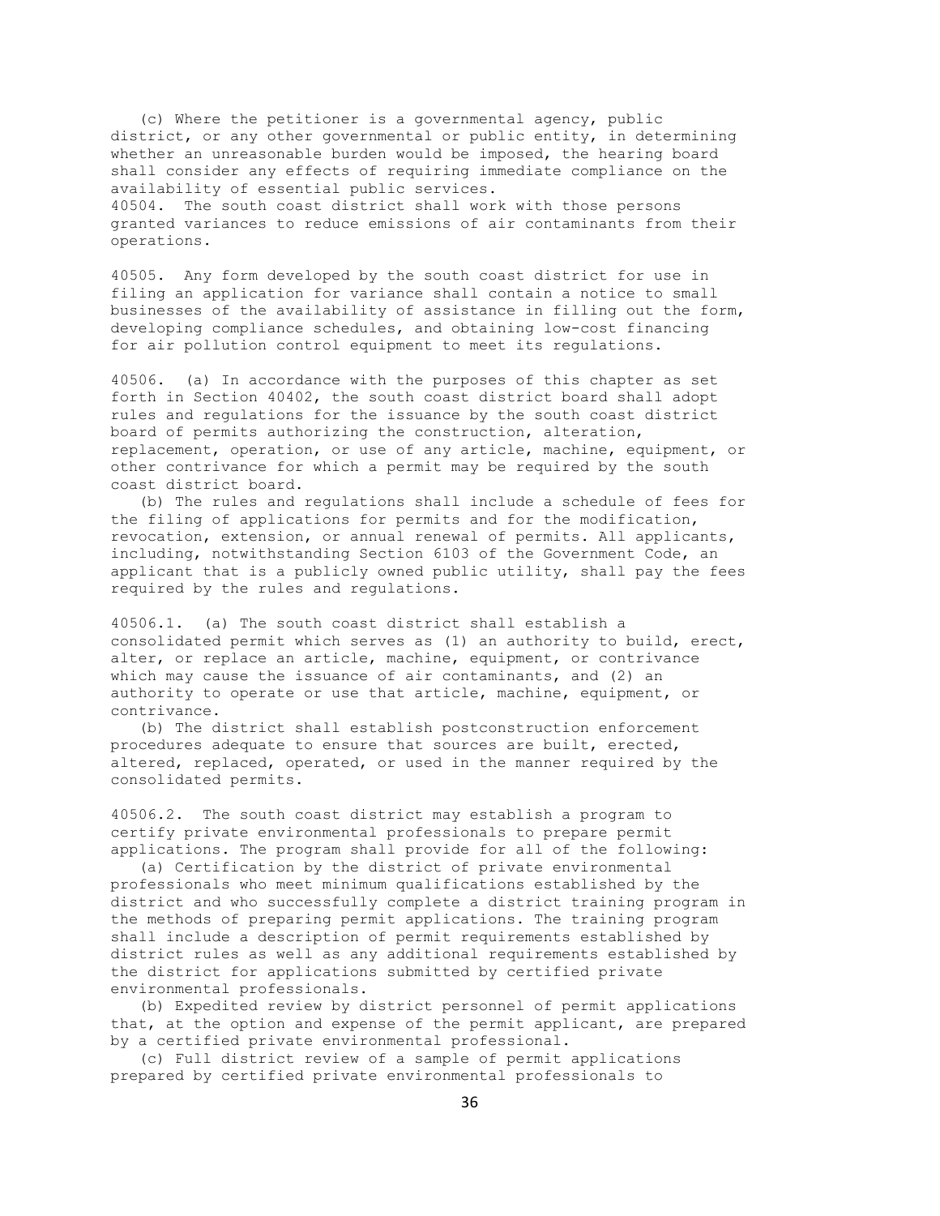(c) Where the petitioner is a governmental agency, public district, or any other governmental or public entity, in determining whether an unreasonable burden would be imposed, the hearing board shall consider any effects of requiring immediate compliance on the availability of essential public services.

40504. The south coast district shall work with those persons granted variances to reduce emissions of air contaminants from their operations.

40505. Any form developed by the south coast district for use in filing an application for variance shall contain a notice to small businesses of the availability of assistance in filling out the form, developing compliance schedules, and obtaining low-cost financing for air pollution control equipment to meet its regulations.

40506. (a) In accordance with the purposes of this chapter as set forth in Section 40402, the south coast district board shall adopt rules and regulations for the issuance by the south coast district board of permits authorizing the construction, alteration, replacement, operation, or use of any article, machine, equipment, or other contrivance for which a permit may be required by the south coast district board.

(b) The rules and regulations shall include a schedule of fees for the filing of applications for permits and for the modification, revocation, extension, or annual renewal of permits. All applicants, including, notwithstanding Section 6103 of the Government Code, an applicant that is a publicly owned public utility, shall pay the fees required by the rules and regulations.

40506.1. (a) The south coast district shall establish a consolidated permit which serves as (1) an authority to build, erect, alter, or replace an article, machine, equipment, or contrivance which may cause the issuance of air contaminants, and (2) an authority to operate or use that article, machine, equipment, or contrivance.

(b) The district shall establish postconstruction enforcement procedures adequate to ensure that sources are built, erected, altered, replaced, operated, or used in the manner required by the consolidated permits.

40506.2. The south coast district may establish a program to certify private environmental professionals to prepare permit applications. The program shall provide for all of the following:

(a) Certification by the district of private environmental professionals who meet minimum qualifications established by the district and who successfully complete a district training program in the methods of preparing permit applications. The training program shall include a description of permit requirements established by district rules as well as any additional requirements established by the district for applications submitted by certified private environmental professionals.

(b) Expedited review by district personnel of permit applications that, at the option and expense of the permit applicant, are prepared by a certified private environmental professional.

(c) Full district review of a sample of permit applications prepared by certified private environmental professionals to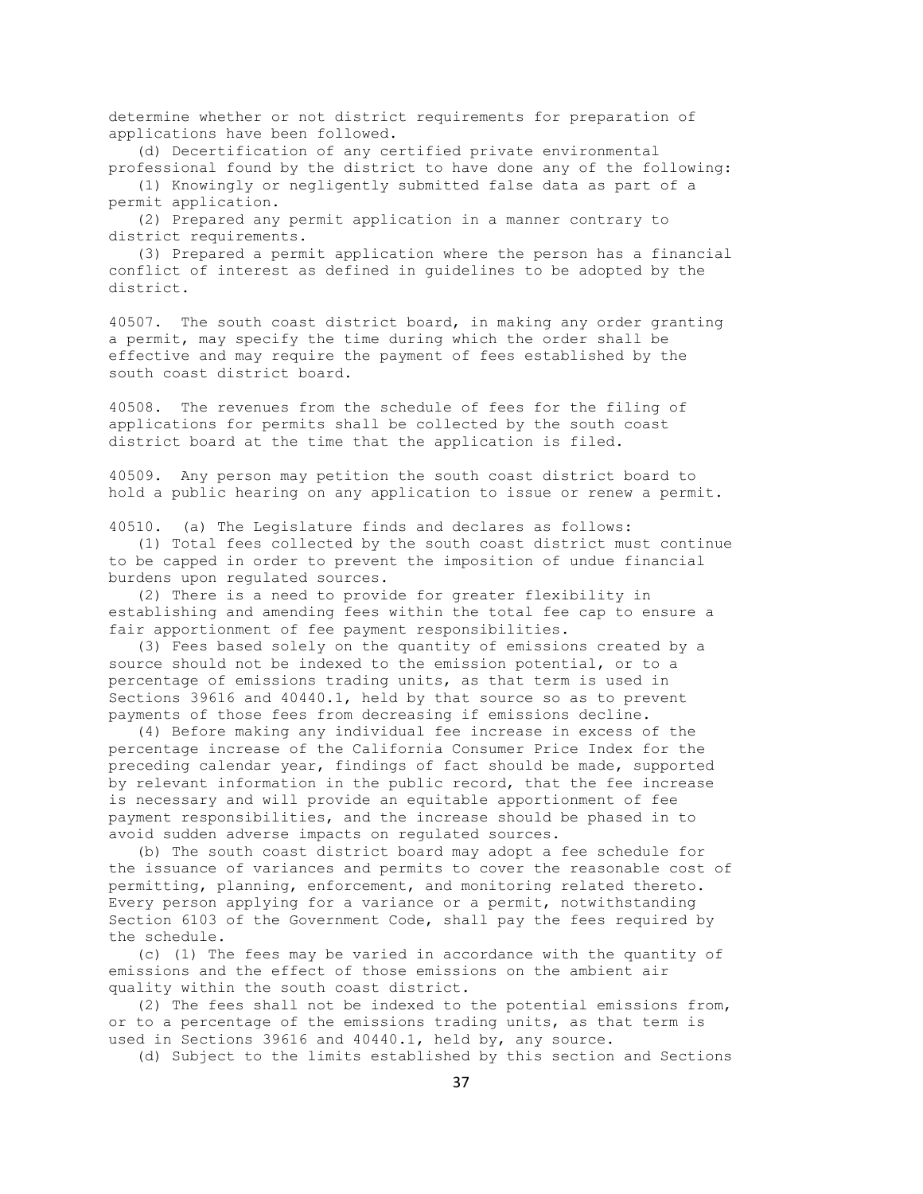determine whether or not district requirements for preparation of applications have been followed.

(d) Decertification of any certified private environmental professional found by the district to have done any of the following:

(1) Knowingly or negligently submitted false data as part of a permit application.

(2) Prepared any permit application in a manner contrary to district requirements.

(3) Prepared a permit application where the person has a financial conflict of interest as defined in guidelines to be adopted by the district.

40507. The south coast district board, in making any order granting a permit, may specify the time during which the order shall be effective and may require the payment of fees established by the south coast district board.

40508. The revenues from the schedule of fees for the filing of applications for permits shall be collected by the south coast district board at the time that the application is filed.

40509. Any person may petition the south coast district board to hold a public hearing on any application to issue or renew a permit.

40510. (a) The Legislature finds and declares as follows:

(1) Total fees collected by the south coast district must continue to be capped in order to prevent the imposition of undue financial burdens upon regulated sources.

(2) There is a need to provide for greater flexibility in establishing and amending fees within the total fee cap to ensure a fair apportionment of fee payment responsibilities.

(3) Fees based solely on the quantity of emissions created by a source should not be indexed to the emission potential, or to a percentage of emissions trading units, as that term is used in Sections 39616 and 40440.1, held by that source so as to prevent payments of those fees from decreasing if emissions decline.

(4) Before making any individual fee increase in excess of the percentage increase of the California Consumer Price Index for the preceding calendar year, findings of fact should be made, supported by relevant information in the public record, that the fee increase is necessary and will provide an equitable apportionment of fee payment responsibilities, and the increase should be phased in to avoid sudden adverse impacts on regulated sources.

(b) The south coast district board may adopt a fee schedule for the issuance of variances and permits to cover the reasonable cost of permitting, planning, enforcement, and monitoring related thereto. Every person applying for a variance or a permit, notwithstanding Section 6103 of the Government Code, shall pay the fees required by the schedule.

(c) (1) The fees may be varied in accordance with the quantity of emissions and the effect of those emissions on the ambient air quality within the south coast district.

(2) The fees shall not be indexed to the potential emissions from, or to a percentage of the emissions trading units, as that term is used in Sections 39616 and 40440.1, held by, any source.

(d) Subject to the limits established by this section and Sections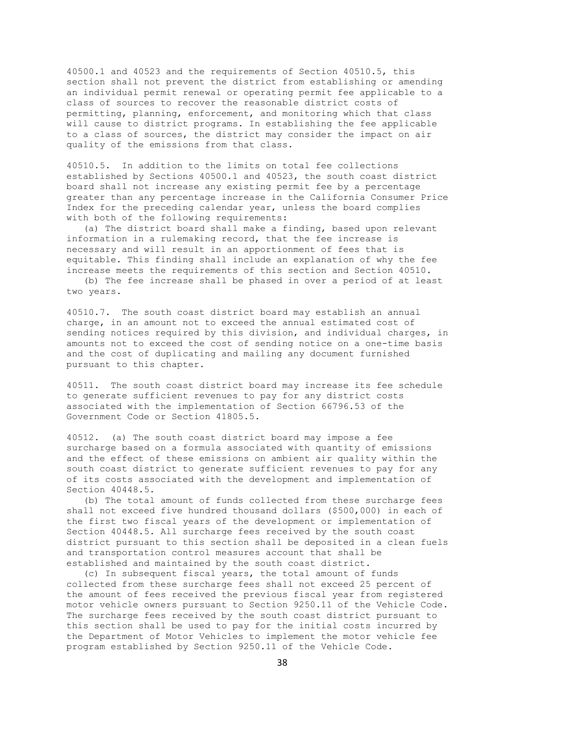40500.1 and 40523 and the requirements of Section 40510.5, this section shall not prevent the district from establishing or amending an individual permit renewal or operating permit fee applicable to a class of sources to recover the reasonable district costs of permitting, planning, enforcement, and monitoring which that class will cause to district programs. In establishing the fee applicable to a class of sources, the district may consider the impact on air quality of the emissions from that class.

40510.5. In addition to the limits on total fee collections established by Sections 40500.1 and 40523, the south coast district board shall not increase any existing permit fee by a percentage greater than any percentage increase in the California Consumer Price Index for the preceding calendar year, unless the board complies with both of the following requirements:

(a) The district board shall make a finding, based upon relevant information in a rulemaking record, that the fee increase is necessary and will result in an apportionment of fees that is equitable. This finding shall include an explanation of why the fee increase meets the requirements of this section and Section 40510.

(b) The fee increase shall be phased in over a period of at least two years.

40510.7. The south coast district board may establish an annual charge, in an amount not to exceed the annual estimated cost of sending notices required by this division, and individual charges, in amounts not to exceed the cost of sending notice on a one-time basis and the cost of duplicating and mailing any document furnished pursuant to this chapter.

40511. The south coast district board may increase its fee schedule to generate sufficient revenues to pay for any district costs associated with the implementation of Section 66796.53 of the Government Code or Section 41805.5.

40512. (a) The south coast district board may impose a fee surcharge based on a formula associated with quantity of emissions and the effect of these emissions on ambient air quality within the south coast district to generate sufficient revenues to pay for any of its costs associated with the development and implementation of Section 40448.5.

(b) The total amount of funds collected from these surcharge fees shall not exceed five hundred thousand dollars ($500,000) in each of the first two fiscal years of the development or implementation of Section 40448.5. All surcharge fees received by the south coast district pursuant to this section shall be deposited in a clean fuels and transportation control measures account that shall be established and maintained by the south coast district.

(c) In subsequent fiscal years, the total amount of funds collected from these surcharge fees shall not exceed 25 percent of the amount of fees received the previous fiscal year from registered motor vehicle owners pursuant to Section 9250.11 of the Vehicle Code. The surcharge fees received by the south coast district pursuant to this section shall be used to pay for the initial costs incurred by the Department of Motor Vehicles to implement the motor vehicle fee program established by Section 9250.11 of the Vehicle Code.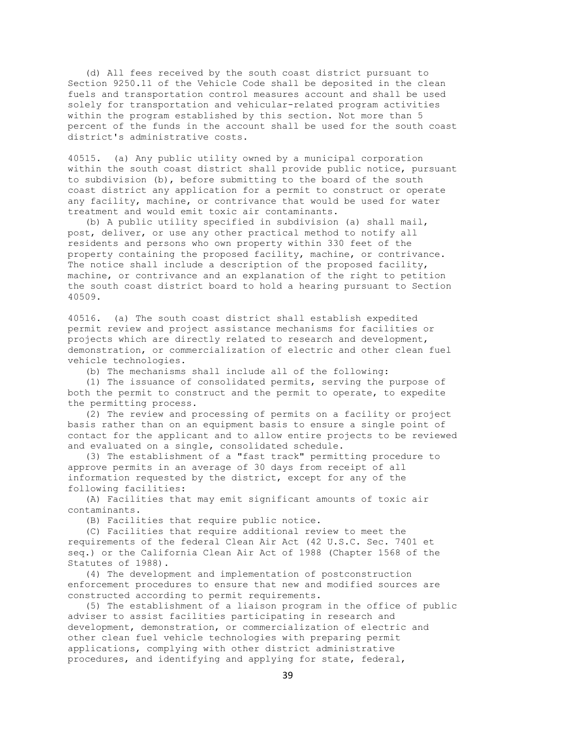(d) All fees received by the south coast district pursuant to Section 9250.11 of the Vehicle Code shall be deposited in the clean fuels and transportation control measures account and shall be used solely for transportation and vehicular-related program activities within the program established by this section. Not more than 5 percent of the funds in the account shall be used for the south coast district's administrative costs.

40515. (a) Any public utility owned by a municipal corporation within the south coast district shall provide public notice, pursuant to subdivision (b), before submitting to the board of the south coast district any application for a permit to construct or operate any facility, machine, or contrivance that would be used for water treatment and would emit toxic air contaminants.

(b) A public utility specified in subdivision (a) shall mail, post, deliver, or use any other practical method to notify all residents and persons who own property within 330 feet of the property containing the proposed facility, machine, or contrivance. The notice shall include a description of the proposed facility, machine, or contrivance and an explanation of the right to petition the south coast district board to hold a hearing pursuant to Section 40509.

40516. (a) The south coast district shall establish expedited permit review and project assistance mechanisms for facilities or projects which are directly related to research and development, demonstration, or commercialization of electric and other clean fuel vehicle technologies.

(b) The mechanisms shall include all of the following:

(1) The issuance of consolidated permits, serving the purpose of both the permit to construct and the permit to operate, to expedite the permitting process.

(2) The review and processing of permits on a facility or project basis rather than on an equipment basis to ensure a single point of contact for the applicant and to allow entire projects to be reviewed and evaluated on a single, consolidated schedule.

(3) The establishment of a "fast track" permitting procedure to approve permits in an average of 30 days from receipt of all information requested by the district, except for any of the following facilities:

(A) Facilities that may emit significant amounts of toxic air contaminants.

(B) Facilities that require public notice.

(C) Facilities that require additional review to meet the requirements of the federal Clean Air Act (42 U.S.C. Sec. 7401 et seq.) or the California Clean Air Act of 1988 (Chapter 1568 of the Statutes of 1988).

(4) The development and implementation of postconstruction enforcement procedures to ensure that new and modified sources are constructed according to permit requirements.

(5) The establishment of a liaison program in the office of public adviser to assist facilities participating in research and development, demonstration, or commercialization of electric and other clean fuel vehicle technologies with preparing permit applications, complying with other district administrative procedures, and identifying and applying for state, federal,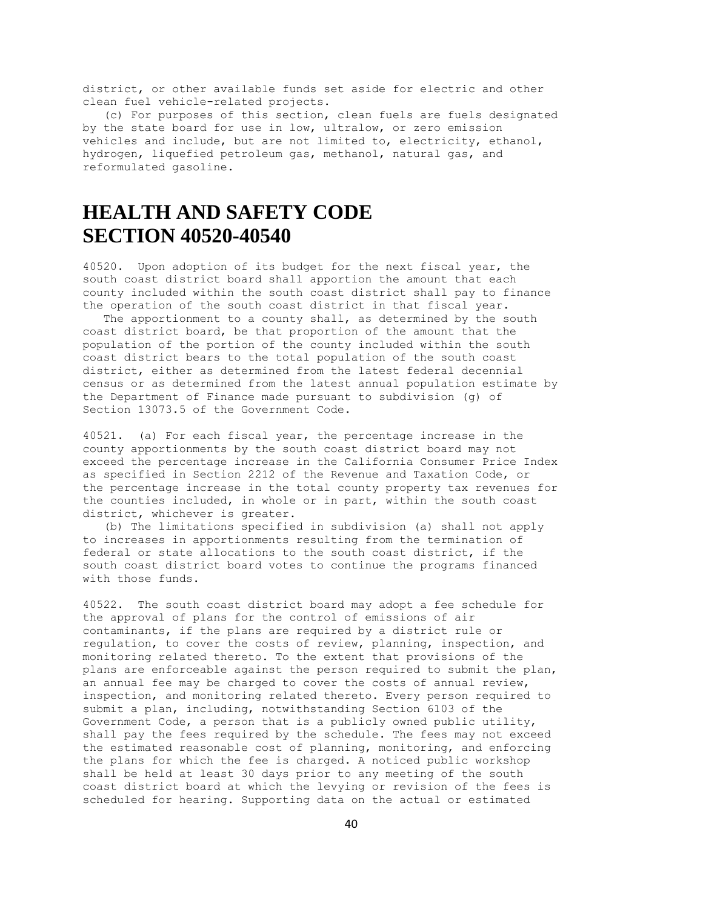district, or other available funds set aside for electric and other clean fuel vehicle-related projects.

(c) For purposes of this section, clean fuels are fuels designated by the state board for use in low, ultralow, or zero emission vehicles and include, but are not limited to, electricity, ethanol, hydrogen, liquefied petroleum gas, methanol, natural gas, and reformulated gasoline.

# HEALTH AND SAFETY CODE SECTION 40520-40540

40520. Upon adoption of its budget for the next fiscal year, the south coast district board shall apportion the amount that each county included within the south coast district shall pay to finance the operation of the south coast district in that fiscal year.

The apportionment to a county shall, as determined by the south coast district board, be that proportion of the amount that the population of the portion of the county included within the south coast district bears to the total population of the south coast district, either as determined from the latest federal decennial census or as determined from the latest annual population estimate by the Department of Finance made pursuant to subdivision (g) of Section 13073.5 of the Government Code.

40521. (a) For each fiscal year, the percentage increase in the county apportionments by the south coast district board may not exceed the percentage increase in the California Consumer Price Index as specified in Section 2212 of the Revenue and Taxation Code, or the percentage increase in the total county property tax revenues for the counties included, in whole or in part, within the south coast district, whichever is greater.

(b) The limitations specified in subdivision (a) shall not apply to increases in apportionments resulting from the termination of federal or state allocations to the south coast district, if the south coast district board votes to continue the programs financed with those funds.

40522. The south coast district board may adopt a fee schedule for the approval of plans for the control of emissions of air contaminants, if the plans are required by a district rule or regulation, to cover the costs of review, planning, inspection, and monitoring related thereto. To the extent that provisions of the plans are enforceable against the person required to submit the plan, an annual fee may be charged to cover the costs of annual review, inspection, and monitoring related thereto. Every person required to submit a plan, including, notwithstanding Section 6103 of the Government Code, a person that is a publicly owned public utility, shall pay the fees required by the schedule. The fees may not exceed the estimated reasonable cost of planning, monitoring, and enforcing the plans for which the fee is charged. A noticed public workshop shall be held at least 30 days prior to any meeting of the south coast district board at which the levying or revision of the fees is scheduled for hearing. Supporting data on the actual or estimated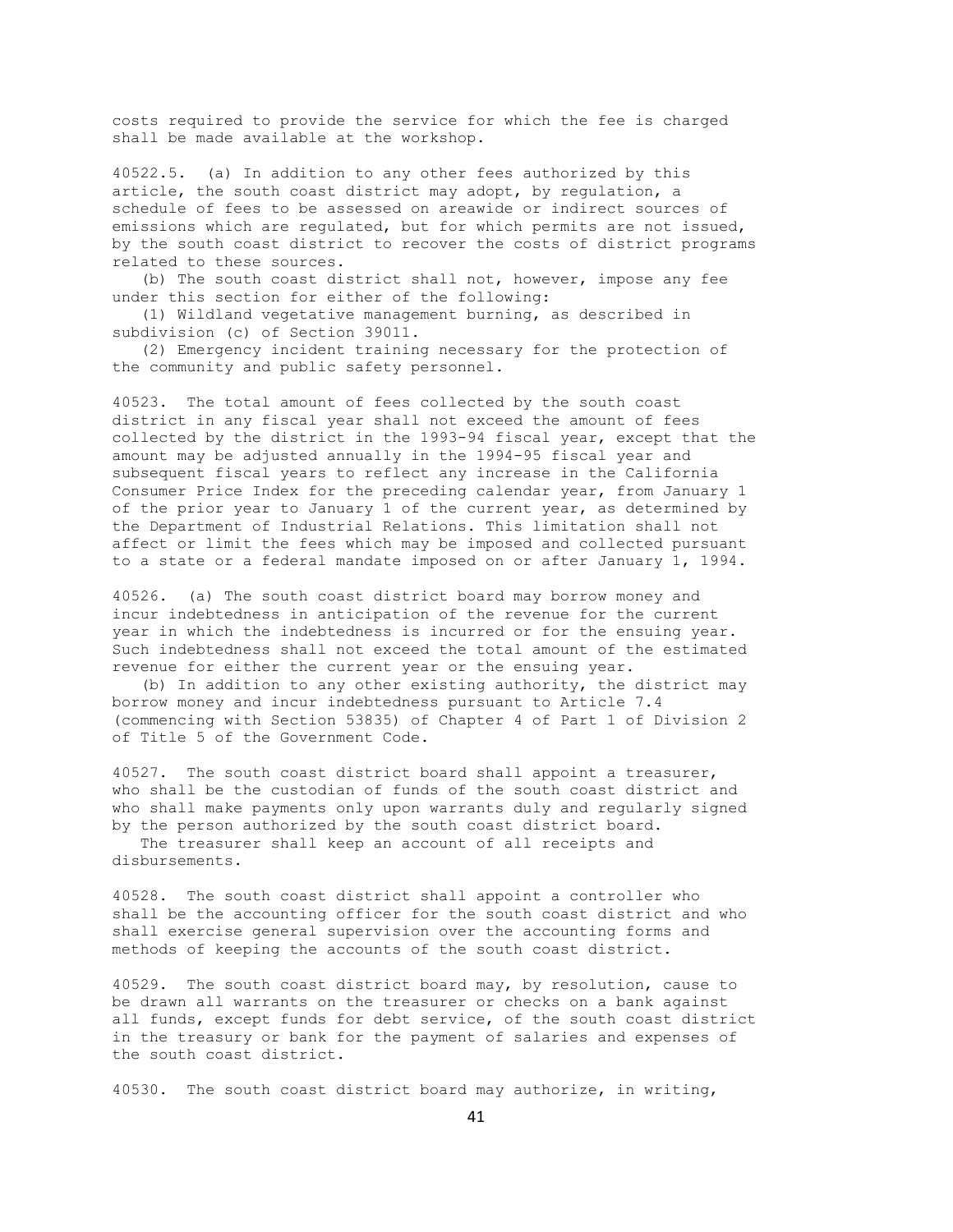costs required to provide the service for which the fee is charged shall be made available at the workshop.

40522.5. (a) In addition to any other fees authorized by this article, the south coast district may adopt, by regulation, a schedule of fees to be assessed on areawide or indirect sources of emissions which are regulated, but for which permits are not issued, by the south coast district to recover the costs of district programs related to these sources.

(b) The south coast district shall not, however, impose any fee under this section for either of the following:

(1) Wildland vegetative management burning, as described in subdivision (c) of Section 39011.

(2) Emergency incident training necessary for the protection of the community and public safety personnel.

40523. The total amount of fees collected by the south coast district in any fiscal year shall not exceed the amount of fees collected by the district in the 1993-94 fiscal year, except that the amount may be adjusted annually in the 1994-95 fiscal year and subsequent fiscal years to reflect any increase in the California Consumer Price Index for the preceding calendar year, from January 1 of the prior year to January 1 of the current year, as determined by the Department of Industrial Relations. This limitation shall not affect or limit the fees which may be imposed and collected pursuant to a state or a federal mandate imposed on or after January 1, 1994.

40526. (a) The south coast district board may borrow money and incur indebtedness in anticipation of the revenue for the current year in which the indebtedness is incurred or for the ensuing year. Such indebtedness shall not exceed the total amount of the estimated revenue for either the current year or the ensuing year.

(b) In addition to any other existing authority, the district may borrow money and incur indebtedness pursuant to Article 7.4 (commencing with Section 53835) of Chapter 4 of Part 1 of Division 2 of Title 5 of the Government Code.

40527. The south coast district board shall appoint a treasurer, who shall be the custodian of funds of the south coast district and who shall make payments only upon warrants duly and regularly signed by the person authorized by the south coast district board.

The treasurer shall keep an account of all receipts and disbursements.

40528. The south coast district shall appoint a controller who shall be the accounting officer for the south coast district and who shall exercise general supervision over the accounting forms and methods of keeping the accounts of the south coast district.

40529. The south coast district board may, by resolution, cause to be drawn all warrants on the treasurer or checks on a bank against all funds, except funds for debt service, of the south coast district in the treasury or bank for the payment of salaries and expenses of the south coast district.

40530. The south coast district board may authorize, in writing,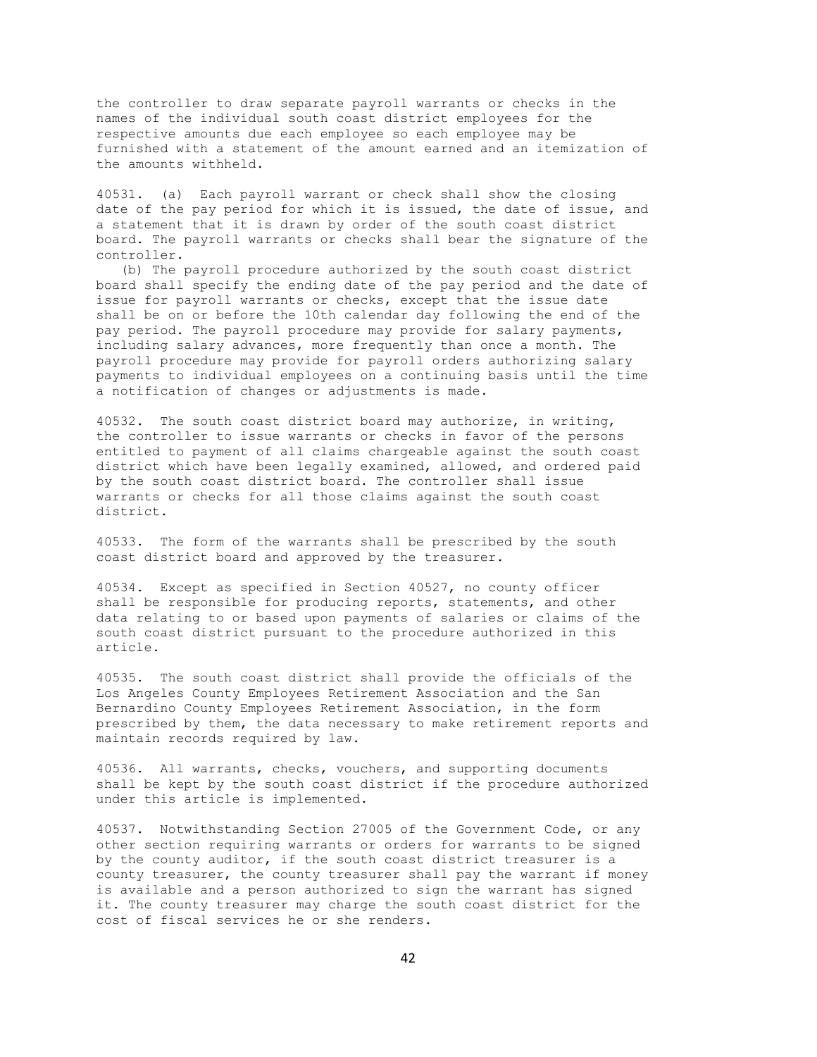the controller to draw separate payroll warrants or checks in the names of the individual south coast district employees for the respective amounts due each employee so each employee may be furnished with a statement of the amount earned and an itemization of the amounts withheld.

40531. (a) Each payroll warrant or check shall show the closing date of the pay period for which it is issued, the date of issue, and a statement that it is drawn by order of the south coast district board. The payroll warrants or checks shall bear the signature of the controller.

(b) The payroll procedure authorized by the south coast district board shall specify the ending date of the pay period and the date of issue for payroll warrants or checks, except that the issue date shall be on or before the 10th calendar day following the end of the pay period. The payroll procedure may provide for salary payments, including salary advances, more frequently than once a month. The payroll procedure may provide for payroll orders authorizing salary payments to individual employees on a continuing basis until the time a notification of changes or adjustments is made.

40532. The south coast district board may authorize, in writing, the controller to issue warrants or checks in favor of the persons entitled to payment of all claims chargeable against the south coast district which have been legally examined, allowed, and ordered paid by the south coast district board. The controller shall issue warrants or checks for all those claims against the south coast district.

40533. The form of the warrants shall be prescribed by the south coast district board and approved by the treasurer.

40534. Except as specified in Section 40527, no county officer shall be responsible for producing reports, statements, and other data relating to or based upon payments of salaries or claims of the south coast district pursuant to the procedure authorized in this article.

40535. The south coast district shall provide the officials of the Los Angeles County Employees Retirement Association and the San Bernardino County Employees Retirement Association, in the form prescribed by them, the data necessary to make retirement reports and maintain records required by law.

40536. All warrants, checks, vouchers, and supporting documents shall be kept by the south coast district if the procedure authorized under this article is implemented.

40537. Notwithstanding Section 27005 of the Government Code, or any other section requiring warrants or orders for warrants to be signed by the county auditor, if the south coast district treasurer is a county treasurer, the county treasurer shall pay the warrant if money is available and a person authorized to sign the warrant has signed it. The county treasurer may charge the south coast district for the cost of fiscal services he or she renders.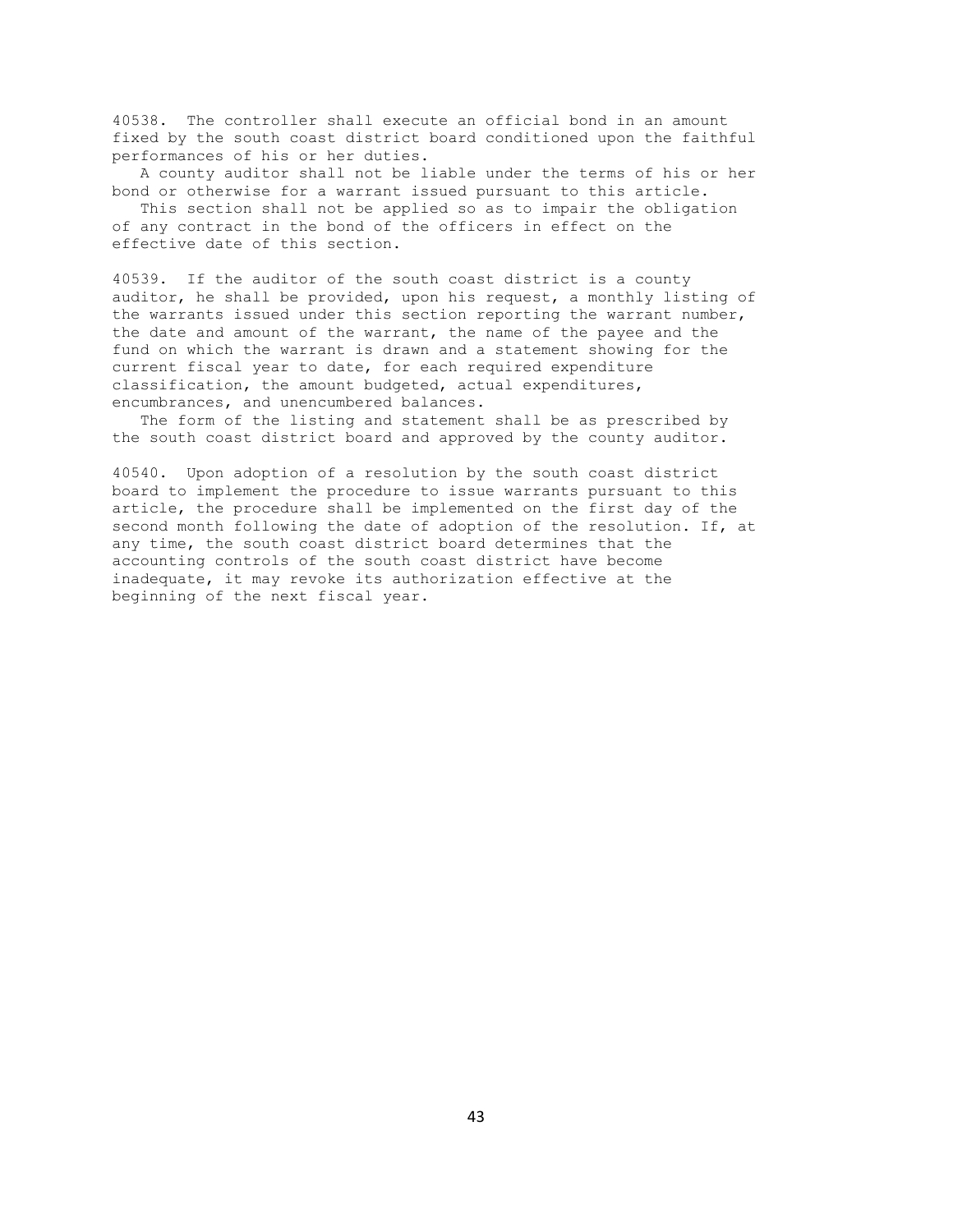40538. The controller shall execute an official bond in an amount fixed by the south coast district board conditioned upon the faithful performances of his or her duties.

A county auditor shall not be liable under the terms of his or her bond or otherwise for a warrant issued pursuant to this article.

This section shall not be applied so as to impair the obligation of any contract in the bond of the officers in effect on the effective date of this section.

40539. If the auditor of the south coast district is a county auditor, he shall be provided, upon his request, a monthly listing of the warrants issued under this section reporting the warrant number, the date and amount of the warrant, the name of the payee and the fund on which the warrant is drawn and a statement showing for the current fiscal year to date, for each required expenditure classification, the amount budgeted, actual expenditures, encumbrances, and unencumbered balances.

The form of the listing and statement shall be as prescribed by the south coast district board and approved by the county auditor.

40540. Upon adoption of a resolution by the south coast district board to implement the procedure to issue warrants pursuant to this article, the procedure shall be implemented on the first day of the second month following the date of adoption of the resolution. If, at any time, the south coast district board determines that the accounting controls of the south coast district have become inadequate, it may revoke its authorization effective at the beginning of the next fiscal year.